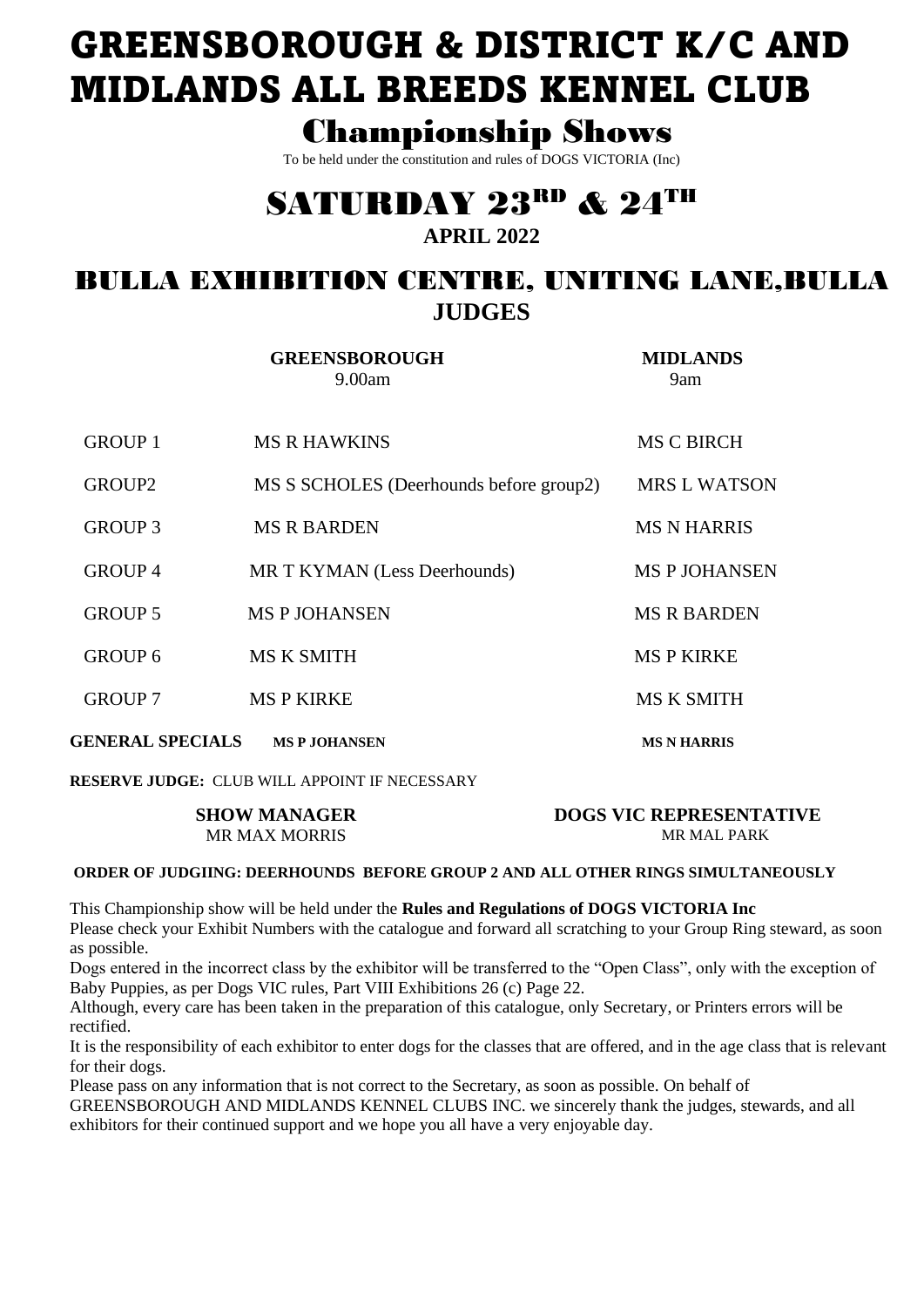# GREENSBOROUGH & DISTRICT K/C AND MIDLANDS ALL BREEDS KENNEL CLUB

## Championship Shows

To be held under the constitution and rules of DOGS VICTORIA (Inc)

## SATURDAY 23RD & 24TH

**APRIL 2022**

## BULLA EXHIBITION CENTRE, UNITING LANE,BULLA

**JUDGES**

| | GREENSBOROUGH<br>9.00am | MIDLANDS<br>9am |
|---|---|---|
| GROUP 1 | MS R HAWKINS | MS C BIRCH |
| GROUP2 | MS S SCHOLES (Deerhounds before group2) | MRS L WATSON |
| GROUP 3 | MS R BARDEN | MS N HARRIS |
| GROUP 4 | MR T KYMAN (Less Deerhounds) | MS P JOHANSEN |
| GROUP 5 | MS P JOHANSEN | MS R BARDEN |
| GROUP 6 | MS K SMITH | MS P KIRKE |
| GROUP 7 | MS P KIRKE | MS K SMITH |
| **GENERAL SPECIALS** | **MS P JOHANSEN** | **MS N HARRIS** |

**RESERVE JUDGE:** CLUB WILL APPOINT IF NECESSARY

**SHOW MANAGER**
MR MAX MORRIS

**DOGS VIC REPRESENTATIVE**
MR MAL PARK

**ORDER OF JUDGIING: DEERHOUNDS BEFORE GROUP 2 AND ALL OTHER RINGS SIMULTANEOUSLY**

This Championship show will be held under the **Rules and Regulations of DOGS VICTORIA Inc**

Please check your Exhibit Numbers with the catalogue and forward all scratching to your Group Ring steward, as soon as possible.

Dogs entered in the incorrect class by the exhibitor will be transferred to the "Open Class", only with the exception of Baby Puppies, as per Dogs VIC rules, Part VIII Exhibitions 26 (c) Page 22.

Although, every care has been taken in the preparation of this catalogue, only Secretary, or Printers errors will be rectified.

It is the responsibility of each exhibitor to enter dogs for the classes that are offered, and in the age class that is relevant for their dogs.

Please pass on any information that is not correct to the Secretary, as soon as possible. On behalf of GREENSBOROUGH AND MIDLANDS KENNEL CLUBS INC. we sincerely thank the judges, stewards, and all exhibitors for their continued support and we hope you all have a very enjoyable day.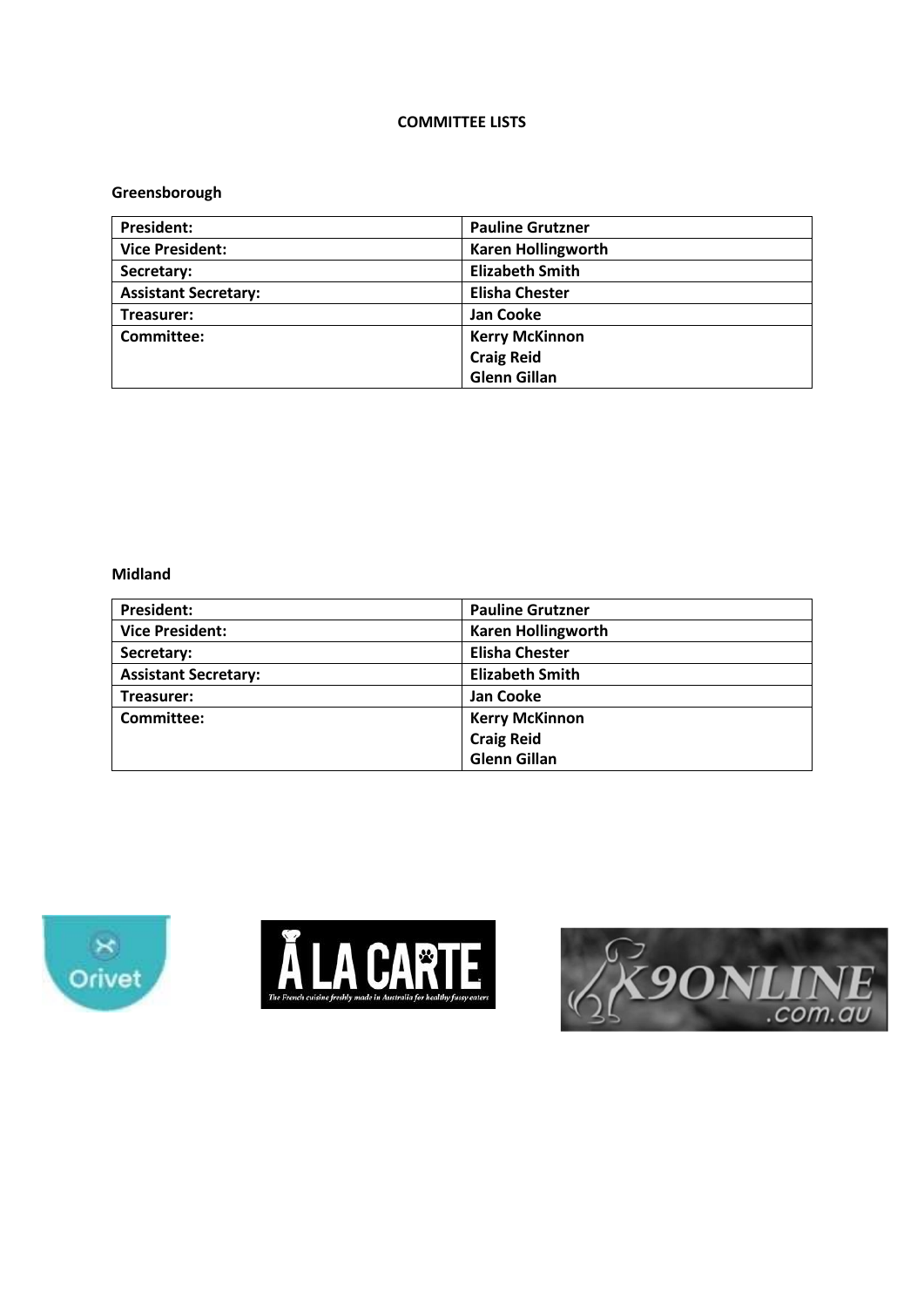## COMMITTEE LISTS

### Greensborough

| President: | Pauline Grutzner |
|---|---|
| Vice President: | Karen Hollingworth |
| Secretary: | Elizabeth Smith |
| Assistant Secretary: | Elisha Chester |
| Treasurer: | Jan Cooke |
| Committee: | Kerry McKinnon<br>Craig Reid<br>Glenn Gillan |

### Midland

| President: | Pauline Grutzner |
|---|---|
| Vice President: | Karen Hollingworth |
| Secretary: | Elisha Chester |
| Assistant Secretary: | Elizabeth Smith |
| Treasurer: | Jan Cooke |
| Committee: | Kerry McKinnon<br>Craig Reid<br>Glenn Gillan |

Orivet

À LA CARTE
The French cuisine freshly made in Australia for healthy fussy eaters

K9ONLINE.com.au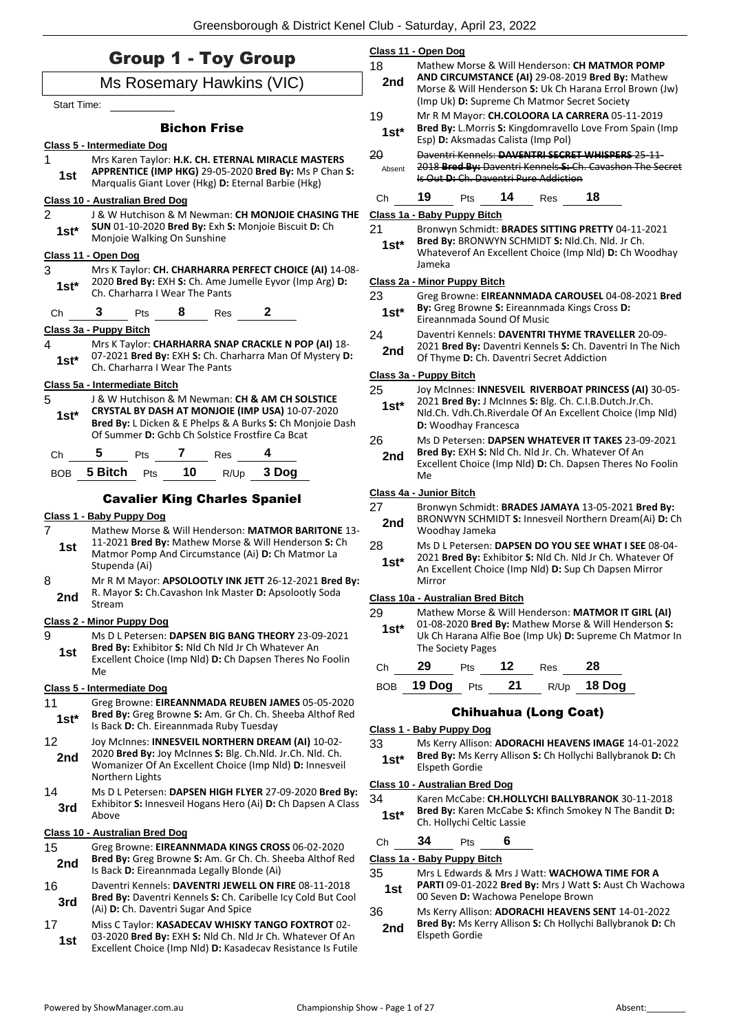# Group 1 - Toy Group

## Ms Rosemary Hawkins (VIC)

Start Time:

### Bichon Frise

**Class 5 - Intermediate Dog**

1 — **1st** — Mrs Karen Taylor: **H.K. CH. ETERNAL MIRACLE MASTERS APPRENTICE (IMP HKG)** 29-05-2020 **Bred By:** Ms P Chan **S:** Marqualis Giant Lover (Hkg) **D:** Eternal Barbie (Hkg)

**Class 10 - Australian Bred Dog**

2 — **1st*** — J & W Hutchison & M Newman: **CH MONJOIE CHASING THE SUN** 01-10-2020 **Bred By:** Exh **S:** Monjoie Biscuit **D:** Ch Monjoie Walking On Sunshine

**Class 11 - Open Dog**

3 — **1st*** — Mrs K Taylor: **CH. CHARHARRA PERFECT CHOICE (AI)** 14-08-2020 **Bred By:** EXH **S:** Ch. Ame Jumelle Eyvor (Imp Arg) **D:** Ch. Charharra I Wear The Pants

Ch 3 Pts 8 Res 2

**Class 3a - Puppy Bitch**

4 — **1st*** — Mrs K Taylor: **CHARHARRA SNAP CRACKLE N POP (AI)** 18-07-2021 **Bred By:** EXH **S:** Ch. Charharra Man Of Mystery **D:** Ch. Charharra I Wear The Pants

**Class 5a - Intermediate Bitch**

5 — **1st*** — J & W Hutchison & M Newman: **CH & AM CH SOLSTICE CRYSTAL BY DASH AT MONJOIE (IMP USA)** 10-07-2020 **Bred By:** L Dicken & E Phelps & A Burks **S:** Ch Monjoie Dash Of Summer **D:** Gchb Ch Solstice Frostfire Ca Bcat

Ch 5 Pts 7 Res 4

BOB 5 Bitch Pts 10 R/Up 3 Dog

### Cavalier King Charles Spaniel

**Class 1 - Baby Puppy Dog**

7 — **1st** — Mathew Morse & Will Henderson: **MATMOR BARITONE** 13-11-2021 **Bred By:** Mathew Morse & Will Henderson **S:** Ch Matmor Pomp And Circumstance (Ai) **D:** Ch Matmor La Stupenda (Ai)

8 — **2nd** — Mr R M Mayor: **APSOLOOTLY INK JETT** 26-12-2021 **Bred By:** R. Mayor **S:** Ch.Cavashon Ink Master **D:** Apsolootly Soda Stream

**Class 2 - Minor Puppy Dog**

9 — **1st** — Ms D L Petersen: **DAPSEN BIG BANG THEORY** 23-09-2021 **Bred By:** Exhibitor **S:** Nld Ch Nld Jr Ch Whatever An Excellent Choice (Imp Nld) **D:** Ch Dapsen Theres No Foolin Me

**Class 5 - Intermediate Dog**

11 — **1st*** — Greg Browne: **EIREANNMADA REUBEN JAMES** 05-05-2020 **Bred By:** Greg Browne **S:** Am. Gr Ch. Ch. Sheeba Althof Red Is Back **D:** Ch. Eireannmada Ruby Tuesday

12 — **2nd** — Joy McInnes: **INNESVEIL NORTHERN DREAM (AI)** 10-02-2020 **Bred By:** Joy McInnes **S:** Blg. Ch.Nld. Jr.Ch. Nld. Ch. Womanizer Of An Excellent Choice (Imp Nld) **D:** Innesveil Northern Lights

14 — **3rd** — Ms D L Petersen: **DAPSEN HIGH FLYER** 27-09-2020 **Bred By:** Exhibitor **S:** Innesveil Hogans Hero (Ai) **D:** Ch Dapsen A Class Above

**Class 10 - Australian Bred Dog**

15 — **2nd** — Greg Browne: **EIREANNMADA KINGS CROSS** 06-02-2020 **Bred By:** Greg Browne **S:** Am. Gr Ch. Ch. Sheeba Althof Red Is Back **D:** Eireannmada Legally Blonde (Ai)

16 — **3rd** — Daventri Kennels: **DAVENTRI JEWELL ON FIRE** 08-11-2018 **Bred By:** Daventri Kennels **S:** Ch. Caribelle Icy Cold But Cool (Ai) **D:** Ch. Daventri Sugar And Spice

17 — **1st** — Miss C Taylor: **KASADECAV WHISKY TANGO FOXTROT** 02-03-2020 **Bred By:** EXH **S:** Nld Ch. Nld Jr Ch. Whatever Of An Excellent Choice (Imp Nld) **D:** Kasadecav Resistance Is Futile

**Class 11 - Open Dog**

18 — **2nd** — Mathew Morse & Will Henderson: **CH MATMOR POMP AND CIRCUMSTANCE (AI)** 29-08-2019 **Bred By:** Mathew Morse & Will Henderson **S:** Uk Ch Harana Errol Brown (Jw) (Imp Uk) **D:** Supreme Ch Matmor Secret Society

19 — **1st*** — Mr R M Mayor: **CH.COLOORA LA CARRERA** 05-11-2019 **Bred By:** L.Morris **S:** Kingdomravello Love From Spain (Imp Esp) **D:** Aksmadas Calista (Imp Pol)

20 — Absent — ~~Daventri Kennels: **DAVENTRI SECRET WHISPERS** 25-11-2018 **Bred By:** Daventri Kennels **S:** Ch. Cavashon The Secret Is Out **D:** Ch. Daventri Pure Addiction~~

Ch 19 Pts 14 Res 18

**Class 1a - Baby Puppy Bitch**

21 — **1st*** — Bronwyn Schmidt: **BRADES SITTING PRETTY** 04-11-2021 **Bred By:** BRONWYN SCHMIDT **S:** Nld.Ch. Nld. Jr Ch. Whateverof An Excellent Choice (Imp Nld) **D:** Ch Woodhay Jameka

**Class 2a - Minor Puppy Bitch**

23 — **1st*** — Greg Browne: **EIREANNMADA CAROUSEL** 04-08-2021 **Bred By:** Greg Browne **S:** Eireannmada Kings Cross **D:** Eireannmada Sound Of Music

24 — **2nd** — Daventri Kennels: **DAVENTRI THYME TRAVELLER** 20-09-2021 **Bred By:** Daventri Kennels **S:** Ch. Daventri In The Nich Of Thyme **D:** Ch. Daventri Secret Addiction

**Class 3a - Puppy Bitch**

25 — **1st*** — Joy McInnes: **INNESVEIL RIVERBOAT PRINCESS (AI)** 30-05-2021 **Bred By:** J McInnes **S:** Blg. Ch. C.I.B.Dutch.Jr.Ch. Nld.Ch. Vdh.Ch.Riverdale Of An Excellent Choice (Imp Nld) **D:** Woodhay Francesca

26 — **2nd** — Ms D Petersen: **DAPSEN WHATEVER IT TAKES** 23-09-2021 **Bred By:** EXH **S:** Nld Ch. Nld Jr. Ch. Whatever Of An Excellent Choice (Imp Nld) **D:** Ch. Dapsen Theres No Foolin Me

**Class 4a - Junior Bitch**

27 — **2nd** — Bronwyn Schmidt: **BRADES JAMAYA** 13-05-2021 **Bred By:** BRONWYN SCHMIDT **S:** Innesveil Northern Dream(Ai) **D:** Ch Woodhay Jameka

28 — **1st*** — Ms D L Petersen: **DAPSEN DO YOU SEE WHAT I SEE** 08-04-2021 **Bred By:** Exhibitor **S:** Nld Ch. Nld Jr Ch. Whatever Of An Excellent Choice (Imp Nld) **D:** Sup Ch Dapsen Mirror Mirror

**Class 10a - Australian Bred Bitch**

29 — **1st*** — Mathew Morse & Will Henderson: **MATMOR IT GIRL (AI)** 01-08-2020 **Bred By:** Mathew Morse & Will Henderson **S:** Uk Ch Harana Alfie Boe (Imp Uk) **D:** Supreme Ch Matmor In The Society Pages

Ch 29 Pts 12 Res 28

BOB 19 Dog Pts 21 R/Up 18 Dog

### Chihuahua (Long Coat)

**Class 1 - Baby Puppy Dog**

33 — **1st*** — Ms Kerry Allison: **ADORACHI HEAVENS IMAGE** 14-01-2022 **Bred By:** Ms Kerry Allison **S:** Ch Hollychi Ballybranok **D:** Ch Elspeth Gordie

**Class 10 - Australian Bred Dog**

34 — **1st*** — Karen McCabe: **CH.HOLLYCHI BALLYBRANOK** 30-11-2018 **Bred By:** Karen McCabe **S:** Kfinch Smokey N The Bandit **D:** Ch. Hollychi Celtic Lassie

Ch 34 Pts 6

**Class 1a - Baby Puppy Bitch**

35 — **1st** — Mrs L Edwards & Mrs J Watt: **WACHOWA TIME FOR A PARTI** 09-01-2022 **Bred By:** Mrs J Watt **S:** Aust Ch Wachowa 00 Seven **D:** Wachowa Penelope Brown

36 — **2nd** — Ms Kerry Allison: **ADORACHI HEAVENS SENT** 14-01-2022 **Bred By:** Ms Kerry Allison **S:** Ch Hollychi Ballybranok **D:** Ch Elspeth Gordie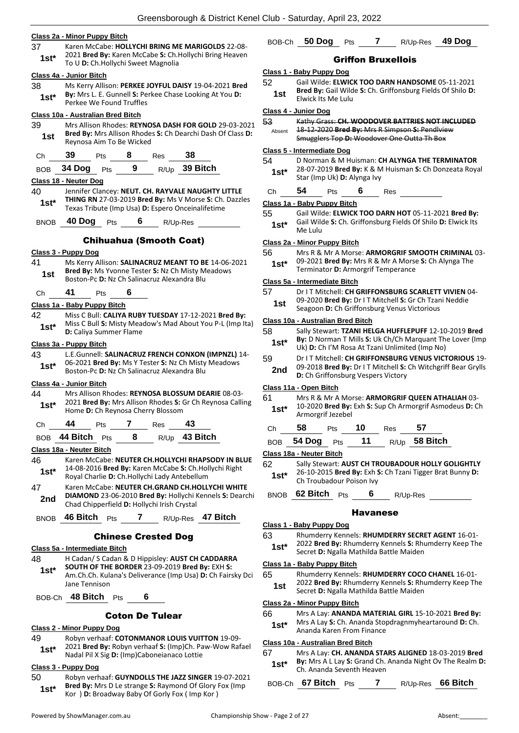**Class 2a - Minor Puppy Bitch**

37 — 1st* — Karen McCabe: **HOLLYCHI BRING ME MARIGOLDS** 22-08-2021 **Bred By:** Karen McCabe **S:** Ch.Hollychi Bring Heaven To U **D:** Ch.Hollychi Sweet Magnolia

**Class 4a - Junior Bitch**

38 — 1st* — Ms Kerry Allison: **PERKEE JOYFUL DAISY** 19-04-2021 **Bred By:** Mrs L. E. Gunnell **S:** Perkee Chase Looking At You **D:** Perkee We Found Truffles

**Class 10a - Australian Bred Bitch**

39 — 1st — Mrs Allison Rhodes: **REYNOSA DASH FOR GOLD** 29-03-2021 **Bred By:** Mrs Allison Rhodes **S:** Ch Dearchi Dash Of Class **D:** Reynosa Aim To Be Wicked

Ch **39** Pts **8** Res **38**

BOB **34 Dog** Pts **9** R/Up **39 Bitch**

**Class 18 - Neuter Dog**

40 — 1st* — Jennifer Clancey: **NEUT. CH. RAYVALE NAUGHTY LITTLE THING RN** 27-03-2019 **Bred By:** Ms V Morse **S:** Ch. Dazzles Texas Tribute (Imp Usa) **D:** Espero Onceinalifetime

BNOB **40 Dog** Pts **6** R/Up-Res

## Chihuahua (Smooth Coat)

**Class 3 - Puppy Dog**

41 — 1st — Ms Kerry Allison: **SALINACRUZ MEANT TO BE** 14-06-2021 **Bred By:** Ms Yvonne Tester **S:** Nz Ch Misty Meadows Boston-Pc **D:** Nz Ch Salinacruz Alexandra Blu

Ch **41** Pts **6**

**Class 1a - Baby Puppy Bitch**

42 — 1st* — Miss C Bull: **CALIYA RUBY TUESDAY** 17-12-2021 **Bred By:** Miss C Bull **S:** Misty Meadow's Mad About You P-L (Imp Ita) **D:** Caliya Summer Flame

**Class 3a - Puppy Bitch**

43 — 1st* — L.E.Gunnell: **SALINACRUZ FRENCH CONXON (IMPNZL)** 14-06-2021 **Bred By:** Ms Y Tester **S:** Nz Ch Misty Meadows Boston-Pc **D:** Nz Ch Salinacruz Alexandra Blu

**Class 4a - Junior Bitch**

44 — 1st* — Mrs Allison Rhodes: **REYNOSA BLOSSUM DEARIE** 08-03-2021 **Bred By:** Mrs Allison Rhodes **S:** Gr Ch Reynosa Calling Home **D:** Ch Reynosa Cherry Blossom

Ch **44** Pts **7** Res **43**

BOB **44 Bitch** Pts **8** R/Up **43 Bitch**

**Class 18a - Neuter Bitch**

46 — 1st* — Karen McCabe: **NEUTER CH.HOLLYCHI RHAPSODY IN BLUE** 14-08-2016 **Bred By:** Karen McCabe **S:** Ch.Hollychi Right Royal Charlie **D:** Ch.Hollychi Lady Antebellum

47 — 2nd — Karen McCabe: **NEUTER CH.GRAND CH.HOLLYCHI WHITE DIAMOND** 23-06-2010 **Bred By:** Hollychi Kennels **S:** Dearchi Chad Chipperfield **D:** Hollychi Irish Crystal

BNOB **46 Bitch** Pts **7** R/Up-Res **47 Bitch**

## Chinese Crested Dog

**Class 5a - Intermediate Bitch**

48 — 1st* — H Cadan/ S Cadan & D Hippisley: **AUST CH CADDARRA SOUTH OF THE BORDER** 23-09-2019 **Bred By:** EXH **S:** Am.Ch.Ch. Kulana's Deliverance (Imp Usa) **D:** Ch Fairsky Dci Jane Tennison

BOB-Ch **48 Bitch** Pts **6**

## Coton De Tulear

**Class 2 - Minor Puppy Dog**

49 — 1st* — Robyn verhaaf: **COTONMANOR LOUIS VUITTON** 19-09-2021 **Bred By:** Robyn verhaaf **S:** (Imp)Ch. Paw-Wow Rafael Nadal Pil X Sig **D:** (Imp)Caboneianaco Lottie

**Class 3 - Puppy Dog**

50 — 1st* — Robyn verhaaf: **GUYNDOLLS THE JAZZ SINGER** 19-07-2021 **Bred By:** Mrs D Le strange **S:** Raymond Of Glory Fox (Imp Kor ) **D:** Broadway Baby Of Gorly Fox ( Imp Kor )

BOB-Ch **50 Dog** Pts **7** R/Up-Res **49 Dog**

## Griffon Bruxellois

**Class 1 - Baby Puppy Dog**

52 — 1st — Gail Wilde: **ELWICK TOO DARN HANDSOME** 05-11-2021 **Bred By:** Gail Wilde **S:** Ch. Griffonsburg Fields Of Shilo **D:** Elwick Its Me Lulu

**Class 4 - Junior Dog**

~~53 — Absent — Kathy Grass: **CH. WOODOVER BATTRIES NOT INCLUDED** 18-12-2020 **Bred By:** Mrs R Simpson **S:** Pendlview Smugglers Top **D:** Woodover One Outta Th Box~~

**Class 5 - Intermediate Dog**

54 — 1st* — D Norman & M Huisman: **CH ALYNGA THE TERMINATOR** 28-07-2019 **Bred By:** K & M Huisman **S:** Ch Donzeata Royal Star (Imp Uk) **D:** Alynga Ivy

Ch **54** Pts **6** Res

**Class 1a - Baby Puppy Bitch**

55 — 1st* — Gail Wilde: **ELWICK TOO DARN HOT** 05-11-2021 **Bred By:** Gail Wilde **S:** Ch. Griffonsburg Fields Of Shilo **D:** Elwick Its Me Lulu

**Class 2a - Minor Puppy Bitch**

56 — 1st* — Mrs R & Mr A Morse: **ARMORGRIF SMOOTH CRIMINAL** 03-09-2021 **Bred By:** Mrs R & Mr A Morse **S:** Ch Alynga The Terminator **D:** Armorgrif Temperance

**Class 5a - Intermediate Bitch**

57 — 1st — Dr I T Mitchell: **CH GRIFFONSBURG SCARLETT VIVIEN** 04-09-2020 **Bred By:** Dr I T Mitchell **S:** Gr Ch Tzani Neddie Seagoon **D:** Ch Griffonsburg Venus Victorious

**Class 10a - Australian Bred Bitch**

58 — 1st* — Sally Stewart: **TZANI HELGA HUFFLEPUFF** 12-10-2019 **Bred By:** D Norman T Mills **S:** Uk Ch/Ch Marquant The Lover (Imp Uk) **D:** Ch I'M Rosa At Tzani Unlimited (Imp No)

59 — 2nd — Dr I T Mitchell: **CH GRIFFONSBURG VENUS VICTORIOUS** 19-09-2018 **Bred By:** Dr I T Mitchell **S:** Ch Witchgriff Bear Grylls **D:** Ch Griffonsburg Vespers Victory

**Class 11a - Open Bitch**

61 — 1st* — Mrs R & Mr A Morse: **ARMORGRIF QUEEN ATHALIAH** 03-10-2020 **Bred By:** Exh **S:** Sup Ch Armorgrif Asmodeus **D:** Ch Armorgrif Jezebel

Ch **58** Pts **10** Res **57**

BOB **54 Dog** Pts **11** R/Up **58 Bitch**

**Class 18a - Neuter Bitch**

62 — 1st* — Sally Stewart: **AUST CH TROUBADOUR HOLLY GOLIGHTLY** 26-10-2015 **Bred By:** Exh **S:** Ch Tzani Tigger Brat Bunny **D:** Ch Troubadour Poison Ivy

BNOB **62 Bitch** Pts **6** R/Up-Res

## Havanese

**Class 1 - Baby Puppy Dog**

63 — 1st* — Rhumderry Kennels: **RHUMDERRY SECRET AGENT** 16-01-2022 **Bred By:** Rhumderry Kennels **S:** Rhumderry Keep The Secret **D:** Ngalla Mathilda Battle Maiden

**Class 1a - Baby Puppy Bitch**

65 — 1st — Rhumderry Kennels: **RHUMDERRY COCO CHANEL** 16-01-2022 **Bred By:** Rhumderry Kennels **S:** Rhumderry Keep The Secret **D:** Ngalla Mathilda Battle Maiden

**Class 2a - Minor Puppy Bitch**

66 — 1st* — Mrs A Lay: **ANANDA MATERIAL GIRL** 15-10-2021 **Bred By:** Mrs A Lay **S:** Ch. Ananda Stopdragnmyheartaround **D:** Ch. Ananda Karen From Finance

**Class 10a - Australian Bred Bitch**

67 — 1st* — Mrs A Lay: **CH. ANANDA STARS ALIGNED** 18-03-2019 **Bred By:** Mrs A L Lay **S:** Grand Ch. Ananda Night Ov The Realm **D:** Ch. Ananda Seventh Heaven

BOB-Ch **67 Bitch** Pts **7** R/Up-Res **66 Bitch**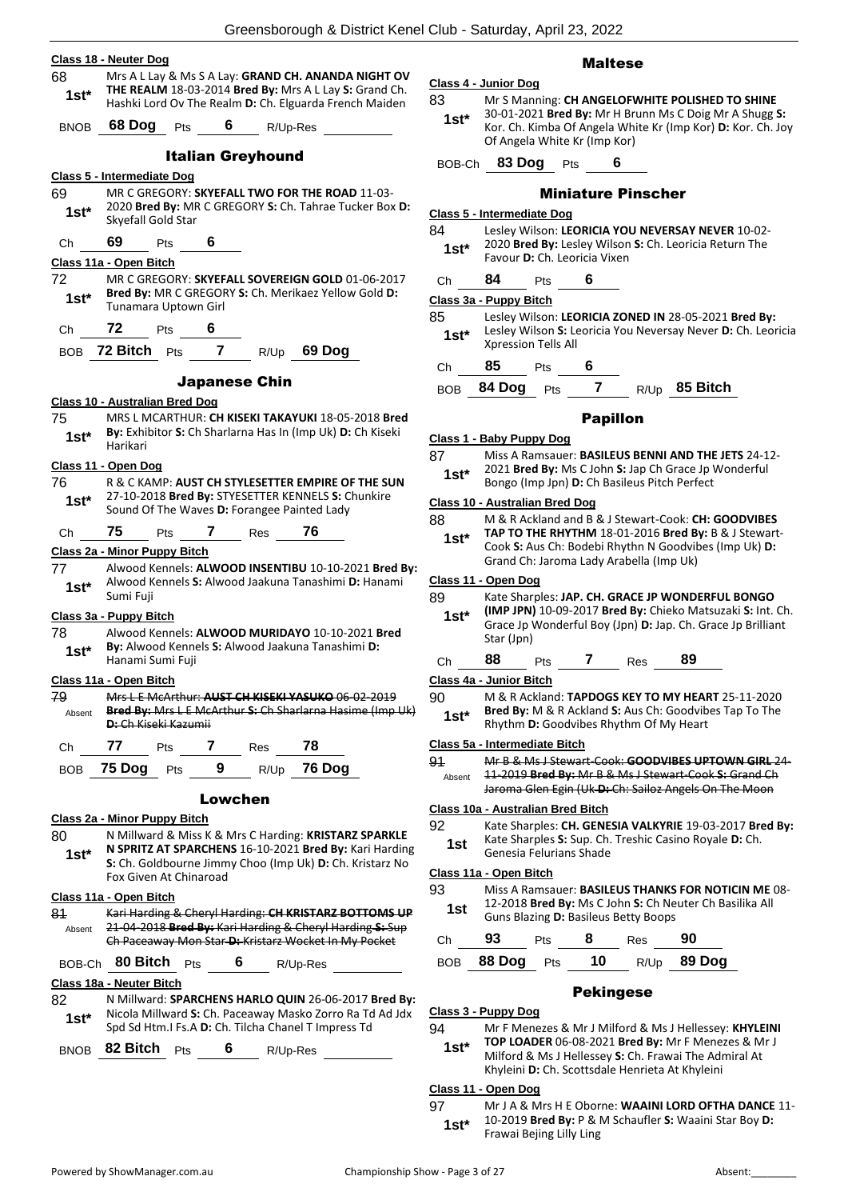### Class 18 - Neuter Dog

68 — Mrs A L Lay & Ms S A Lay: **GRAND CH. ANANDA NIGHT OV THE REALM** 18-03-2014 **Bred By:** Mrs A L Lay **S:** Grand Ch. Hashki Lord Ov The Realm **D:** Ch. Elguarda French Maiden
**1st***

BNOB **68 Dog** Pts **6** R/Up-Res

## Italian Greyhound

### Class 5 - Intermediate Dog

69 — MR C GREGORY: **SKYEFALL TWO FOR THE ROAD** 11-03-2020 **Bred By:** MR C GREGORY **S:** Ch. Tahrae Tucker Box **D:** Skyefall Gold Star
**1st***

Ch **69** Pts **6**

### Class 11a - Open Bitch

72 — MR C GREGORY: **SKYEFALL SOVEREIGN GOLD** 01-06-2017 **Bred By:** MR C GREGORY **S:** Ch. Merikaez Yellow Gold **D:** Tunamara Uptown Girl
**1st***

Ch **72** Pts **6**

BOB **72 Bitch** Pts **7** R/Up **69 Dog**

## Japanese Chin

### Class 10 - Australian Bred Dog

75 — MRS L MCARTHUR: **CH KISEKI TAKAYUKI** 18-05-2018 **Bred By:** Exhibitor **S:** Ch Sharlarna Has In (Imp Uk) **D:** Ch Kiseki Harikari
**1st***

### Class 11 - Open Dog

76 — R & C KAMP: **AUST CH STYLESETTER EMPIRE OF THE SUN** 27-10-2018 **Bred By:** STYESETTER KENNELS **S:** Chunkire Sound Of The Waves **D:** Forangee Painted Lady
**1st***

Ch **75** Pts **7** Res **76**

### Class 2a - Minor Puppy Bitch

77 — Alwood Kennels: **ALWOOD INSENTIBU** 10-10-2021 **Bred By:** Alwood Kennels **S:** Alwood Jaakuna Tanashimi **D:** Hanami Sumi Fuji
**1st***

### Class 3a - Puppy Bitch

78 — Alwood Kennels: **ALWOOD MURIDAYO** 10-10-2021 **Bred By:** Alwood Kennels **S:** Alwood Jaakuna Tanashimi **D:** Hanami Sumi Fuji
**1st***

### Class 11a - Open Bitch

~~79 — Mrs L E McArthur: **AUST CH KISEKI YASUKO** 06-02-2019 **Bred By:** Mrs L E McArthur **S:** Ch Sharlarna Hasime (Imp Uk) **D:** Ch Kiseki Kazumii~~
Absent

Ch **77** Pts **7** Res **78**

BOB **75 Dog** Pts **9** R/Up **76 Dog**

## Lowchen

### Class 2a - Minor Puppy Bitch

80 — N Millward & Miss K & Mrs C Harding: **KRISTARZ SPARKLE N SPRITZ AT SPARCHENS** 16-10-2021 **Bred By:** Kari Harding **S:** Ch. Goldbourne Jimmy Choo (Imp Uk) **D:** Ch. Kristarz No Fox Given At Chinaroad
**1st***

### Class 11a - Open Bitch

~~81 — Kari Harding & Cheryl Harding: **CH KRISTARZ BOTTOMS UP** 21-04-2018 **Bred By:** Kari Harding & Cheryl Harding **S:** Sup Ch Paceaway Mon Star **D:** Kristarz Wocket In My Pocket~~
Absent

BOB-Ch **80 Bitch** Pts **6** R/Up-Res

### Class 18a - Neuter Bitch

82 — N Millward: **SPARCHENS HARLO QUIN** 26-06-2017 **Bred By:** Nicola Millward **S:** Ch. Paceaway Masko Zorro Ra Td Ad Jdx Spd Sd Htm.I Fs.A **D:** Ch. Tilcha Chanel T Impress Td
**1st***

BNOB **82 Bitch** Pts **6** R/Up-Res

## Maltese

### Class 4 - Junior Dog

83 — Mr S Manning: **CH ANGELOFWHITE POLISHED TO SHINE** 30-01-2021 **Bred By:** Mr H Brunn Ms C Doig Mr A Shugg **S:** Kor. Ch. Kimba Of Angela White Kr (Imp Kor) **D:** Kor. Ch. Joy Of Angela White Kr (Imp Kor)
**1st***

BOB-Ch **83 Dog** Pts **6**

## Miniature Pinscher

### Class 5 - Intermediate Dog

84 — Lesley Wilson: **LEORICIA YOU NEVERSAY NEVER** 10-02-2020 **Bred By:** Lesley Wilson **S:** Ch. Leoricia Return The Favour **D:** Ch. Leoricia Vixen
**1st***

Ch **84** Pts **6**

### Class 3a - Puppy Bitch

85 — Lesley Wilson: **LEORICIA ZONED IN** 28-05-2021 **Bred By:** Lesley Wilson **S:** Leoricia You Neversay Never **D:** Ch. Leoricia Xpression Tells All
**1st***

Ch **85** Pts **6**

BOB **84 Dog** Pts **7** R/Up **85 Bitch**

## Papillon

### Class 1 - Baby Puppy Dog

87 — Miss A Ramsauer: **BASILEUS BENNI AND THE JETS** 24-12-2021 **Bred By:** Ms C John **S:** Jap Ch Grace Jp Wonderful Bongo (Imp Jpn) **D:** Ch Basileus Pitch Perfect
**1st***

### Class 10 - Australian Bred Dog

88 — M & R Ackland and B & J Stewart-Cook: **CH: GOODVIBES TAP TO THE RHYTHM** 18-01-2016 **Bred By:** B & J Stewart-Cook **S:** Aus Ch: Bodebi Rhythn N Goodvibes (Imp Uk) **D:** Grand Ch: Jaroma Lady Arabella (Imp Uk)
**1st***

### Class 11 - Open Dog

89 — Kate Sharples: **JAP. CH. GRACE JP WONDERFUL BONGO (IMP JPN)** 10-09-2017 **Bred By:** Chieko Matsuzaki **S:** Int. Ch. Grace Jp Wonderful Boy (Jpn) **D:** Jap. Ch. Grace Jp Brilliant Star (Jpn)
**1st***

Ch **88** Pts **7** Res **89**

### Class 4a - Junior Bitch

90 — M & R Ackland: **TAPDOGS KEY TO MY HEART** 25-11-2020 **Bred By:** M & R Ackland **S:** Aus Ch: Goodvibes Tap To The Rhythm **D:** Goodvibes Rhythm Of My Heart
**1st***

### Class 5a - Intermediate Bitch

~~91 — Mr B & Ms J Stewart-Cook: **GOODVIBES UPTOWN GIRL** 24-11-2019 **Bred By:** Mr B & Ms J Stewart-Cook **S:** Grand Ch Jaroma Glen Egin (Uk **D:** Ch: Sailoz Angels On The Moon~~
Absent

### Class 10a - Australian Bred Bitch

92 — Kate Sharples: **CH. GENESIA VALKYRIE** 19-03-2017 **Bred By:** Kate Sharples **S:** Sup. Ch. Treshic Casino Royale **D:** Ch. Genesia Felurians Shade
**1st**

### Class 11a - Open Bitch

93 — Miss A Ramsauer: **BASILEUS THANKS FOR NOTICIN ME** 08-12-2018 **Bred By:** Ms C John **S:** Ch. Ch Neuter Ch Basilika All Guns Blazing **D:** Basileus Betty Boops
**1st**

Ch **93** Pts **8** Res **90**

BOB **88 Dog** Pts **10** R/Up **89 Dog**

## Pekingese

### Class 3 - Puppy Dog

94 — Mr F Menezes & Mr J Milford & Ms J Hellessey: **KHYLEINI TOP LOADER** 06-08-2021 **Bred By:** Mr F Menezes & Mr J Milford & Ms J Hellessey **S:** Ch. Frawai The Admiral At Khyleini **D:** Ch. Scottsdale Henrieta At Khyleini
**1st***

### Class 11 - Open Dog

97 — Mr J A & Mrs H E Oborne: **WAAINI LORD OFTHA DANCE** 11-10-2019 **Bred By:** P & M Schaufler **S:** Waaini Star Boy **D:** Frawai Bejing Lilly Ling
**1st***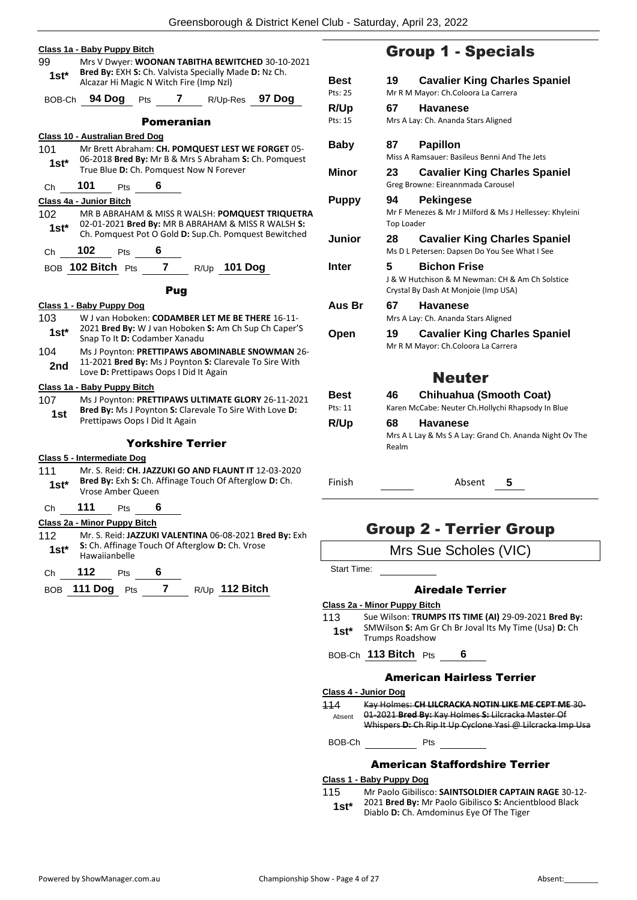**Class 1a - Baby Puppy Bitch**

99 — 1st* — Mrs V Dwyer: **WOONAN TABITHA BEWITCHED** 30-10-2021 **Bred By:** EXH **S:** Ch. Valvista Specially Made **D:** Nz Ch. Alcazar Hi Magic N Witch Fire (Imp Nzl)

BOB-Ch **94 Dog** Pts **7** R/Up-Res **97 Dog**

### Pomeranian

**Class 10 - Australian Bred Dog**

101 — 1st* — Mr Brett Abraham: **CH. POMQUEST LEST WE FORGET** 05-06-2018 **Bred By:** Mr B & Mrs S Abraham **S:** Ch. Pomquest True Blue **D:** Ch. Pomquest Now N Forever

Ch **101** Pts **6**

**Class 4a - Junior Bitch**

102 — 1st* — MR B ABRAHAM & MISS R WALSH: **POMQUEST TRIQUETRA** 02-01-2021 **Bred By:** MR B ABRAHAM & MISS R WALSH **S:** Ch. Pomquest Pot O Gold **D:** Sup.Ch. Pomquest Bewitched

Ch **102** Pts **6**

BOB **102 Bitch** Pts **7** R/Up **101 Dog**

### Pug

**Class 1 - Baby Puppy Dog**

103 — 1st* — W J van Hoboken: **CODAMBER LET ME BE THERE** 16-11-2021 **Bred By:** W J van Hoboken **S:** Am Ch Sup Ch Caper'S Snap To It **D:** Codamber Xanadu

104 — 2nd — Ms J Poynton: **PRETTIPAWS ABOMINABLE SNOWMAN** 26-11-2021 **Bred By:** Ms J Poynton **S:** Clarevale To Sire With Love **D:** Prettipaws Oops I Did It Again

**Class 1a - Baby Puppy Bitch**

107 — 1st — Ms J Poynton: **PRETTIPAWS ULTIMATE GLORY** 26-11-2021 **Bred By:** Ms J Poynton **S:** Clarevale To Sire With Love **D:** Prettipaws Oops I Did It Again

### Yorkshire Terrier

**Class 5 - Intermediate Dog**

111 — 1st* — Mr. S. Reid: **CH. JAZZUKI GO AND FLAUNT IT** 12-03-2020 **Bred By:** Exh **S:** Ch. Affinage Touch Of Afterglow **D:** Ch. Vrose Amber Queen

Ch **111** Pts **6**

**Class 2a - Minor Puppy Bitch**

112 — 1st* — Mr. S. Reid: **JAZZUKI VALENTINA** 06-08-2021 **Bred By:** Exh **S:** Ch. Affinage Touch Of Afterglow **D:** Ch. Vrose Hawaiianbelle

Ch **112** Pts **6**

BOB **111 Dog** Pts **7** R/Up **112 Bitch**

## Group 1 - Specials

| | | | |
|---|---|---|---|
| **Best** (Pts: 25) | 19 | **Cavalier King Charles Spaniel** | Mr R M Mayor: Ch.Coloora La Carrera |
| **R/Up** (Pts: 15) | 67 | **Havanese** | Mrs A Lay: Ch. Ananda Stars Aligned |
| **Baby** | 87 | **Papillon** | Miss A Ramsauer: Basileus Benni And The Jets |
| **Minor** | 23 | **Cavalier King Charles Spaniel** | Greg Browne: Eireannmada Carousel |
| **Puppy** | 94 | **Pekingese** | Mr F Menezes & Mr J Milford & Ms J Hellessey: Khyleini Top Loader |
| **Junior** | 28 | **Cavalier King Charles Spaniel** | Ms D L Petersen: Dapsen Do You See What I See |
| **Inter** | 5 | **Bichon Frise** | J & W Hutchison & M Newman: CH & Am Ch Solstice Crystal By Dash At Monjoie (Imp USA) |
| **Aus Br** | 67 | **Havanese** | Mrs A Lay: Ch. Ananda Stars Aligned |
| **Open** | 19 | **Cavalier King Charles Spaniel** | Mr R M Mayor: Ch.Coloora La Carrera |

## Neuter

| | | | |
|---|---|---|---|
| **Best** (Pts: 11) | 46 | **Chihuahua (Smooth Coat)** | Karen McCabe: Neuter Ch.Hollychi Rhapsody In Blue |
| **R/Up** | 68 | **Havanese** | Mrs A L Lay & Ms S A Lay: Grand Ch. Ananda Night Ov The Realm |

Finish ______ Absent **5**

## Group 2 - Terrier Group

Mrs Sue Scholes (VIC)

Start Time: ______

### Airedale Terrier

**Class 2a - Minor Puppy Bitch**

113 — 1st* — Sue Wilson: **TRUMPS ITS TIME (AI)** 29-09-2021 **Bred By:** SMWilson **S:** Am Gr Ch Br Joval Its My Time (Usa) **D:** Ch Trumps Roadshow

BOB-Ch **113 Bitch** Pts **6**

### American Hairless Terrier

**Class 4 - Junior Dog**

114 — Absent — ~~Kay Holmes: **CH LILCRACKA NOTIN LIKE ME CEPT ME** 30-01-2021 **Bred By:** Kay Holmes **S:** Lilcracka Master Of Whispers **D:** Ch Rip It Up Cyclone Yasi @ Lilcracka Imp Usa~~

BOB-Ch ______ Pts ______

### American Staffordshire Terrier

**Class 1 - Baby Puppy Dog**

115 — 1st* — Mr Paolo Gibilisco: **SAINTSOLDIER CAPTAIN RAGE** 30-12-2021 **Bred By:** Mr Paolo Gibilisco **S:** Ancientblood Black Diablo **D:** Ch. Amdominus Eye Of The Tiger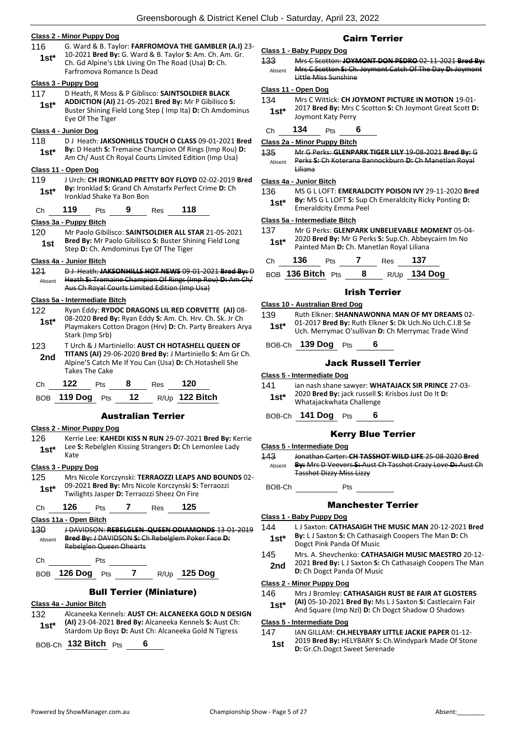**Class 2 - Minor Puppy Dog**

116 — **1st*** — G. Ward & B. Taylor: **FARFROMOVA THE GAMBLER (A.I)** 23-10-2021 **Bred By:** G. Ward & B. Taylor **S:** Am. Ch. Am. Gr. Ch. Gd Alpine's Lbk Living On The Road (Usa) **D:** Ch. Farfromova Romance Is Dead

**Class 3 - Puppy Dog**

117 — **1st*** — D Heath, R Moss & P Giblisco: **SAINTSOLDIER BLACK ADDICTION (AI)** 21-05-2021 **Bred By:** Mr P Gibilisco **S:** Buster Shining Field Long Step ( Imp Ita) **D:** Ch Amdominus Eye Of The Tiger

**Class 4 - Junior Dog**

118 — **1st*** — D J Heath: **JAKSONHILLS TOUCH O CLASS** 09-01-2021 **Bred By:** D Heath **S:** Tremaine Champion Of Rings (Imp Rou) **D:** Am Ch/ Aust Ch Royal Courts Limited Edition (Imp Usa)

**Class 11 - Open Dog**

119 — **1st*** — J Urch: **CH IRONKLAD PRETTY BOY FLOYD** 02-02-2019 **Bred By:** Ironklad **S:** Grand Ch Amstarfx Perfect Crime **D:** Ch Ironklad Shake Ya Bon Bon

Ch **119** Pts **9** Res **118**

**Class 3a - Puppy Bitch**

120 — **1st** — Mr Paolo Gibilisco: **SAINTSOLDIER ALL STAR** 21-05-2021 **Bred By:** Mr Paolo Gibilisco **S:** Buster Shining Field Long Step **D:** Ch. Amdominus Eye Of The Tiger

**Class 4a - Junior Bitch**

~~121 — Absent — D J Heath: **JAKSONHILLS HOT NEWS** 09-01-2021 **Bred By:** D Heath **S:** Tremaine Champion Of Rings (Imp Rou) **D:** Am Ch/ Aus Ch Royal Courts Limited Edition (Imp Usa)~~

**Class 5a - Intermediate Bitch**

122 — **1st*** — Ryan Eddy: **RYDOC DRAGONS LIL RED CORVETTE (AI)** 08-08-2020 **Bred By:** Ryan Eddy **S:** Am. Ch. Hrv. Ch. Sk. Jr Ch Playmakers Cotton Dragon (Hrv) **D:** Ch. Party Breakers Arya Stark (Imp Srb)

123 — **2nd** — T Urch & J Martiniello: **AUST CH HOTASHELL QUEEN OF TITANS (AI)** 29-06-2020 **Bred By:** J Martiniello **S:** Am Gr Ch. Alpine'S Catch Me If You Can (Usa) **D:** Ch.Hotashell She Takes The Cake

Ch **122** Pts **8** Res **120**

BOB **119 Dog** Pts **12** R/Up **122 Bitch**

## Australian Terrier

**Class 2 - Minor Puppy Dog**

126 — **1st*** — Kerrie Lee: **KAHEDI KISS N RUN** 29-07-2021 **Bred By:** Kerrie Lee **S:** Rebelglen Kissing Strangers **D:** Ch Lemonlee Lady Kate

**Class 3 - Puppy Dog**

125 — **1st*** — Mrs Nicole Korczynski: **TERRAOZZI LEAPS AND BOUNDS** 02-09-2021 **Bred By:** Mrs Nicole Korczynski **S:** Terraozzi Twilights Jasper **D:** Terraozzi Sheez On Fire

Ch **126** Pts **7** Res **125**

**Class 11a - Open Bitch**

~~130 — Absent — J DAVIDSON: **REBELGLEN QUEEN ODIAMONDS** 13-01-2019 **Bred By:** J DAVIDSON **S:** Ch Rebelglem Poker Face **D:** Rebelglen Queen Ohearts~~

Ch ______ Pts ______

BOB **126 Dog** Pts **7** R/Up **125 Dog**

## Bull Terrier (Miniature)

**Class 4a - Junior Bitch**

132 — **1st*** — Alcaneeka Kennels: **AUST CH: ALCANEEKA GOLD N DESIGN (AI)** 23-04-2021 **Bred By:** Alcaneeka Kennels **S:** Aust Ch: Stardom Up Boyz **D:** Aust Ch: Alcaneeka Gold N Tigress

BOB-Ch **132 Bitch** Pts **6**

## Cairn Terrier

**Class 1 - Baby Puppy Dog**

~~133 — Absent — Mrs C Scotton: **JOYMONT DON PEDRO** 02-11-2021 **Bred By:** Mrs C Scotton **S:** Ch. Joymont Catch Of The Day **D:** Joymont Little Miss Sunshine~~

**Class 11 - Open Dog**

134 — **1st*** — Mrs C Wittick: **CH JOYMONT PICTURE IN MOTION** 19-01-2017 **Bred By:** Mrs C Scotton **S:** Ch Joymont Great Scott **D:** Joymont Katy Perry

Ch **134** Pts **6**

**Class 2a - Minor Puppy Bitch**

~~135 — Absent — Mr G Perks: **GLENPARK TIGER LILY** 19-08-2021 **Bred By:** G Perks **S:** Ch Koterana Bannockburn **D:** Ch Manetlan Royal Liliana~~

**Class 4a - Junior Bitch**

136 — **1st*** — MS G L LOFT: **EMERALDCITY POISON IVY** 29-11-2020 **Bred By:** MS G L LOFT **S:** Sup Ch Emeraldcity Ricky Ponting **D:** Emeraldcity Emma Peel

**Class 5a - Intermediate Bitch**

137 — **1st*** — Mr G Perks: **GLENPARK UNBELIEVABLE MOMENT** 05-04-2020 **Bred By:** Mr G Perks **S:** Sup.Ch. Abbeycairn Im No Painted Man **D:** Ch. Manetlan Royal Liliana

Ch **136** Pts **7** Res **137**

BOB **136 Bitch** Pts **8** R/Up **134 Dog**

## Irish Terrier

**Class 10 - Australian Bred Dog**

139 — **1st*** — Ruth Elkner: **SHANNAWONNA MAN OF MY DREAMS** 02-01-2017 **Bred By:** Ruth Elkner **S:** Dk Uch.No Uch.C.I.B Se Uch. Merrymac O'sullivan **D:** Ch Merrymac Trade Wind

BOB-Ch **139 Dog** Pts **6**

## Jack Russell Terrier

**Class 5 - Intermediate Dog**

141 — **1st*** — ian nash shane sawyer: **WHATAJACK SIR PRINCE** 27-03-2020 **Bred By:** jack russell **S:** Krisbos Just Do It **D:** Whatajackwhata Challenge

BOB-Ch **141 Dog** Pts **6**

## Kerry Blue Terrier

**Class 5 - Intermediate Dog**

~~143 — Absent — Jonathan Carter: **CH TASSHOT WILD LIFE** 25-08-2020 **Bred By:** Mrs D Veevers **S:** Aust Ch Tasshot Crazy Love **D:** Aust Ch Tasshot Dizzy Miss Lizzy~~

BOB-Ch ______ Pts ______

## Manchester Terrier

**Class 1 - Baby Puppy Dog**

144 — **1st*** — L J Saxton: **CATHASAIGH THE MUSIC MAN** 20-12-2021 **Bred By:** L J Saxton **S:** Ch Cathasaigh Coopers The Man **D:** Ch Dogct Pink Panda Of Music

145 — **2nd** — Mrs. A. Shevchenko: **CATHASAIGH MUSIC MAESTRO** 20-12-2021 **Bred By:** L J Saxton **S:** Ch Cathasaigh Coopers The Man **D:** Ch Dogct Panda Of Music

**Class 2 - Minor Puppy Dog**

146 — **1st*** — Mrs J Bromley: **CATHASAIGH RUST BE FAIR AT GLOSTERS (AI)** 05-10-2021 **Bred By:** Ms L J Saxton **S:** Castlecairn Fair And Square (Imp Nzl) **D:** Ch Dogct Shadow O Shadows

**Class 5 - Intermediate Dog**

147 — **1st** — IAN GILLAM: **CH.HELYBARY LITTLE JACKIE PAPER** 01-12-2019 **Bred By:** HELYBARY **S:** Ch.Windypark Made Of Stone **D:** Gr.Ch.Dogct Sweet Serenade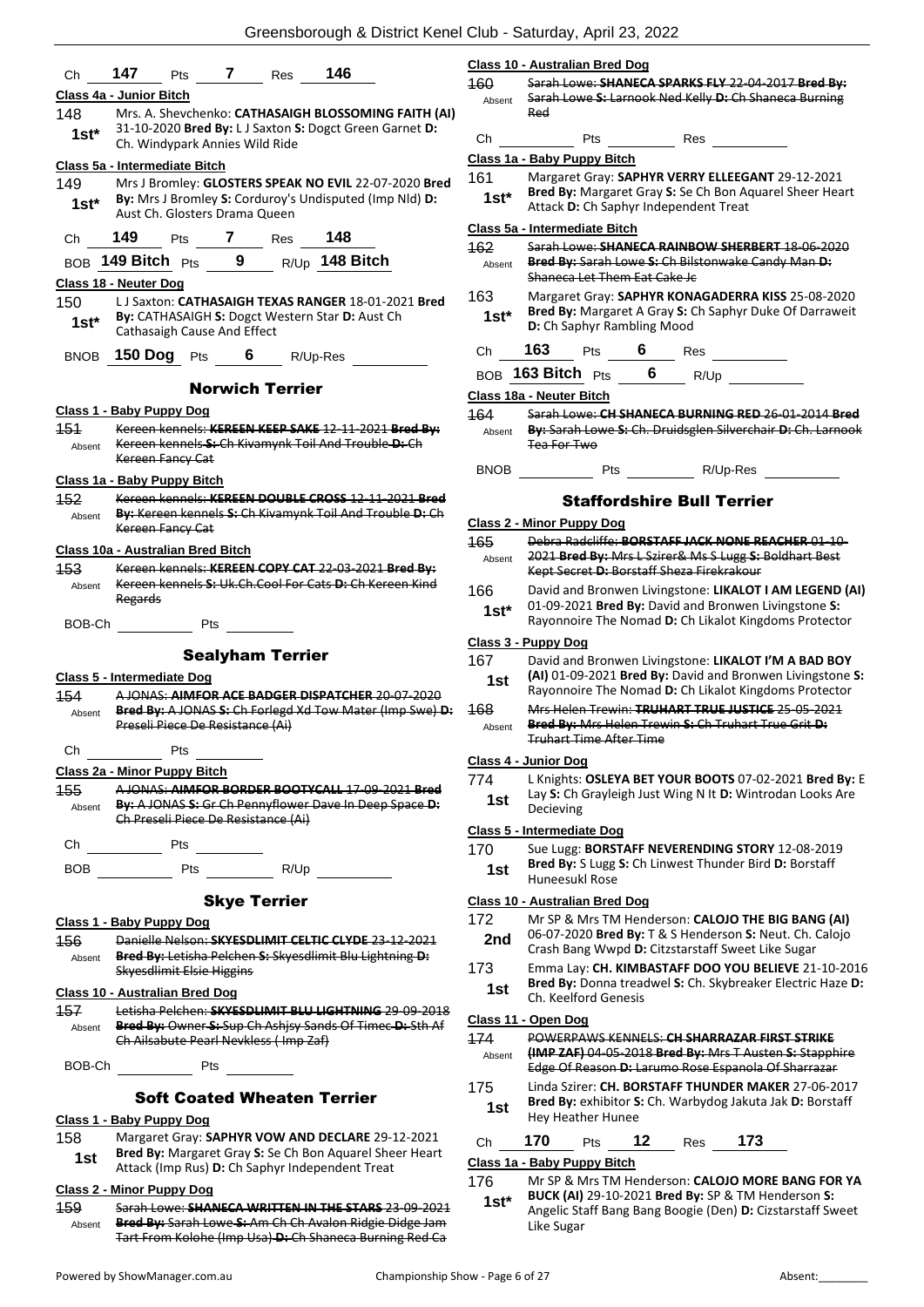| Ch | 147 | Pts | 7 | Res | 146 |
|---|---|---|---|---|---|

**Class 4a - Junior Bitch**

148 **1st*** Mrs. A. Shevchenko: **CATHASAIGH BLOSSOMING FAITH (AI)** 31-10-2020 **Bred By:** L J Saxton **S:** Dogct Green Garnet **D:** Ch. Windypark Annies Wild Ride

**Class 5a - Intermediate Bitch**

149 **1st*** Mrs J Bromley: **GLOSTERS SPEAK NO EVIL** 22-07-2020 **Bred By:** Mrs J Bromley **S:** Corduroy's Undisputed (Imp Nld) **D:** Aust Ch. Glosters Drama Queen

| Ch | 149 | Pts | 7 | Res | 148 |
|---|---|---|---|---|---|

| BOB | 149 Bitch | Pts | 9 | R/Up | 148 Bitch |
|---|---|---|---|---|---|

**Class 18 - Neuter Dog**

150 **1st*** L J Saxton: **CATHASAIGH TEXAS RANGER** 18-01-2021 **Bred By:** CATHASAIGH **S:** Dogct Western Star **D:** Aust Ch Cathasaigh Cause And Effect

| BNOB | 150 Dog | Pts | 6 | R/Up-Res | |
|---|---|---|---|---|---|

## Norwich Terrier

**Class 1 - Baby Puppy Dog**

151 Absent ~~Kereen kennels: **KEREEN KEEP SAKE** 12-11-2021 **Bred By:** Kereen kennels **S:** Ch Kivamynk Toil And Trouble **D:** Ch Kereen Fancy Cat~~

**Class 1a - Baby Puppy Bitch**

152 Absent ~~Kereen kennels: **KEREEN DOUBLE CROSS** 12-11-2021 **Bred By:** Kereen kennels **S:** Ch Kivamynk Toil And Trouble **D:** Ch Kereen Fancy Cat~~

**Class 10a - Australian Bred Bitch**

153 Absent ~~Kereen kennels: **KEREEN COPY CAT** 22-03-2021 **Bred By:** Kereen kennels **S:** Uk.Ch.Cool For Cats **D:** Ch Kereen Kind Regards~~

BOB-Ch ________ Pts ________

## Sealyham Terrier

**Class 5 - Intermediate Dog**

154 Absent ~~A JONAS: **AIMFOR ACE BADGER DISPATCHER** 20-07-2020 **Bred By:** A JONAS **S:** Ch Forlegd Xd Tow Mater (Imp Swe) **D:** Preseli Piece De Resistance (Ai)~~

Ch ________ Pts ________

**Class 2a - Minor Puppy Bitch**

155 Absent ~~A JONAS: **AIMFOR BORDER BOOTYCALL** 17-09-2021 **Bred By:** A JONAS **S:** Gr Ch Pennyflower Dave In Deep Space **D:** Ch Preseli Piece De Resistance (Ai)~~

Ch ________ Pts ________

BOB ________ Pts ________ R/Up ________

## Skye Terrier

**Class 1 - Baby Puppy Dog**

156 Absent ~~Danielle Nelson: **SKYESDLIMIT CELTIC CLYDE** 23-12-2021 **Bred By:** Letisha Pelchen **S:** Skyesdlimit Blu Lightning **D:** Skyesdlimit Elsie Higgins~~

**Class 10 - Australian Bred Dog**

157 Absent ~~Letisha Pelchen: **SKYESDLIMIT BLU LIGHTNING** 29-09-2018 **Bred By:** Owner **S:** Sup Ch Ashjsy Sands Of Timec **D:** Sth Af Ch Ailsabute Pearl Nevkless ( Imp Zaf)~~

BOB-Ch ________ Pts ________

## Soft Coated Wheaten Terrier

**Class 1 - Baby Puppy Dog**

158 **1st** Margaret Gray: **SAPHYR VOW AND DECLARE** 29-12-2021 **Bred By:** Margaret Gray **S:** Se Ch Bon Aquarel Sheer Heart Attack (Imp Rus) **D:** Ch Saphyr Independent Treat

**Class 2 - Minor Puppy Dog**

159 Absent ~~Sarah Lowe: **SHANECA WRITTEN IN THE STARS** 23-09-2021 **Bred By:** Sarah Lowe **S:** Am Ch Ch Avalon Ridgie Didge Jam Tart From Kolohe (Imp Usa) **D:** Ch Shaneca Burning Red Ca~~

**Class 10 - Australian Bred Dog**

160 Absent ~~Sarah Lowe: **SHANECA SPARKS FLY** 22-04-2017 **Bred By:** Sarah Lowe **S:** Larnook Ned Kelly **D:** Ch Shaneca Burning Red~~

Ch ________ Pts ________ Res ________

**Class 1a - Baby Puppy Bitch**

161 **1st*** Margaret Gray: **SAPHYR VERRY ELLEEGANT** 29-12-2021 **Bred By:** Margaret Gray **S:** Se Ch Bon Aquarel Sheer Heart Attack **D:** Ch Saphyr Independent Treat

**Class 5a - Intermediate Bitch**

162 Absent ~~Sarah Lowe: **SHANECA RAINBOW SHERBERT** 18-06-2020 **Bred By:** Sarah Lowe **S:** Ch Bilstonwake Candy Man **D:** Shaneca Let Them Eat Cake Jc~~

163 **1st*** Margaret Gray: **SAPHYR KONAGADERRA KISS** 25-08-2020 **Bred By:** Margaret A Gray **S:** Ch Saphyr Duke Of Darraweit **D:** Ch Saphyr Rambling Mood

| Ch | 163 | Pts | 6 | Res | |
|---|---|---|---|---|---|

| BOB | 163 Bitch | Pts | 6 | R/Up | |
|---|---|---|---|---|---|

**Class 18a - Neuter Bitch**

164 Absent ~~Sarah Lowe: **CH SHANECA BURNING RED** 26-01-2014 **Bred By:** Sarah Lowe **S:** Ch. Druidsglen Silverchair **D:** Ch. Larnook Tea For Two~~

BNOB ________ Pts ________ R/Up-Res ________

## Staffordshire Bull Terrier

**Class 2 - Minor Puppy Dog**

165 Absent ~~Debra Radcliffe: **BORSTAFF JACK NONE REACHER** 01-10-2021 **Bred By:** Mrs L Szirer& Ms S Lugg **S:** Boldhart Best Kept Secret **D:** Borstaff Sheza Firekrakour~~

166 **1st*** David and Bronwen Livingstone: **LIKALOT I AM LEGEND (AI)** 01-09-2021 **Bred By:** David and Bronwen Livingstone **S:** Rayonnoire The Nomad **D:** Ch Likalot Kingdoms Protector

**Class 3 - Puppy Dog**

167 **1st** David and Bronwen Livingstone: **LIKALOT I'M A BAD BOY (AI)** 01-09-2021 **Bred By:** David and Bronwen Livingstone **S:** Rayonnoire The Nomad **D:** Ch Likalot Kingdoms Protector

168 Absent ~~Mrs Helen Trewin: **TRUHART TRUE JUSTICE** 25-05-2021 **Bred By:** Mrs Helen Trewin **S:** Ch Truhart True Grit **D:** Truhart Time After Time~~

**Class 4 - Junior Dog**

774 **1st** L Knights: **OSLEYA BET YOUR BOOTS** 07-02-2021 **Bred By:** E Lay **S:** Ch Grayleigh Just Wing N It **D:** Wintrodan Looks Are Decieving

**Class 5 - Intermediate Dog**

170 **1st** Sue Lugg: **BORSTAFF NEVERENDING STORY** 12-08-2019 **Bred By:** S Lugg **S:** Ch Linwest Thunder Bird **D:** Borstaff Huneesukl Rose

**Class 10 - Australian Bred Dog**

172 **2nd** Mr SP & Mrs TM Henderson: **CALOJO THE BIG BANG (AI)** 06-07-2020 **Bred By:** T & S Henderson **S:** Neut. Ch. Calojo Crash Bang Wwpd **D:** Citzstarstaff Sweet Like Sugar

173 **1st** Emma Lay: **CH. KIMBASTAFF DOO YOU BELIEVE** 21-10-2016 **Bred By:** Donna treadwel **S:** Ch. Skybreaker Electric Haze **D:** Ch. Keelford Genesis

**Class 11 - Open Dog**

174 Absent ~~POWERPAWS KENNELS: **CH SHARRAZAR FIRST STRIKE (IMP ZAF)** 04-05-2018 **Bred By:** Mrs T Austen **S:** Stapphire Edge Of Reason **D:** Larumo Rose Espanola Of Sharrazar~~

175 **1st** Linda Szirer: **CH. BORSTAFF THUNDER MAKER** 27-06-2017 **Bred By:** exhibitor **S:** Ch. Warbydog Jakuta Jak **D:** Borstaff Hey Heather Hunee

| Ch | 170 | Pts | 12 | Res | 173 |
|---|---|---|---|---|---|

**Class 1a - Baby Puppy Bitch**

176 **1st*** Mr SP & Mrs TM Henderson: **CALOJO MORE BANG FOR YA BUCK (AI)** 29-10-2021 **Bred By:** SP & TM Henderson **S:** Angelic Staff Bang Bang Boogie (Den) **D:** Cizstarstaff Sweet Like Sugar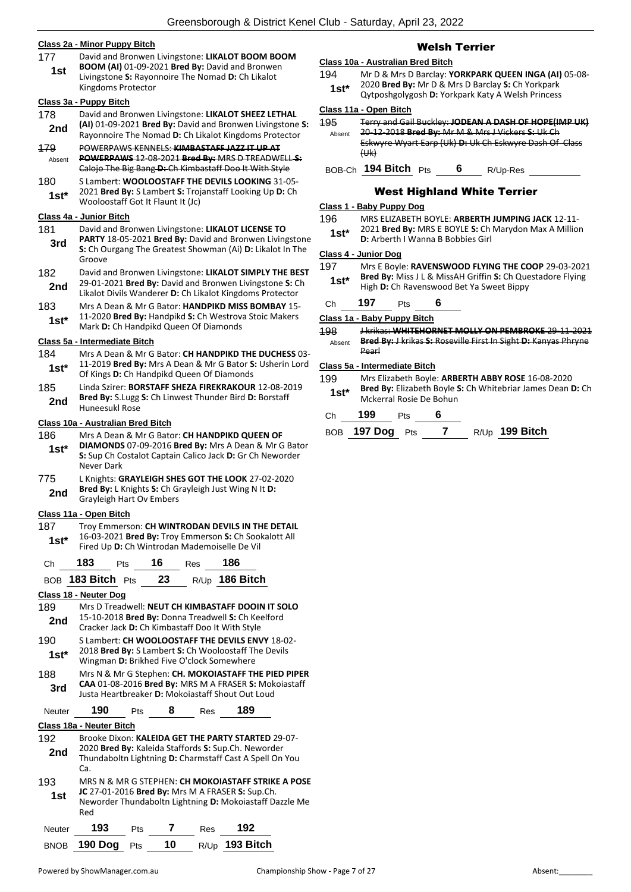### Class 2a - Minor Puppy Bitch

177 **1st** David and Bronwen Livingstone: **LIKALOT BOOM BOOM BOOM (AI)** 01-09-2021 **Bred By:** David and Bronwen Livingstone **S:** Rayonnoire The Nomad **D:** Ch Likalot Kingdoms Protector

### Class 3a - Puppy Bitch

178 **2nd** David and Bronwen Livingstone: **LIKALOT SHEEZ LETHAL (AI)** 01-09-2021 **Bred By:** David and Bronwen Livingstone **S:** Rayonnoire The Nomad **D:** Ch Likalot Kingdoms Protector

179 Absent ~~POWERPAWS KENNELS: **KIMBASTAFF JAZZ IT UP AT POWERPAWS** 12-08-2021 **Bred By:** MRS D TREADWELL **S:** Calojo The Big Bang **D:** Ch Kimbastaff Doo It With Style~~

180 **1st*** S Lambert: **WOOLOOSTAFF THE DEVILS LOOKING** 31-05-2021 **Bred By:** S Lambert **S:** Trojanstaff Looking Up **D:** Ch Wooloostaff Got It Flaunt It (Jc)

### Class 4a - Junior Bitch

181 **3rd** David and Bronwen Livingstone: **LIKALOT LICENSE TO PARTY** 18-05-2021 **Bred By:** David and Bronwen Livingstone **S:** Ch Ourgang The Greatest Showman (Ai) **D:** Likalot In The Groove

182 **2nd** David and Bronwen Livingstone: **LIKALOT SIMPLY THE BEST** 29-01-2021 **Bred By:** David and Bronwen Livingstone **S:** Ch Likalot Divils Wanderer **D:** Ch Likalot Kingdoms Protector

183 **1st*** Mrs A Dean & Mr G Bator: **HANDPIKD MISS BOMBAY** 15-11-2020 **Bred By:** Handpikd **S:** Ch Westrova Stoic Makers Mark **D:** Ch Handpikd Queen Of Diamonds

### Class 5a - Intermediate Bitch

184 **1st*** Mrs A Dean & Mr G Bator: **CH HANDPIKD THE DUCHESS** 03-11-2019 **Bred By:** Mrs A Dean & Mr G Bator **S:** Usherin Lord Of Kings **D:** Ch Handpikd Queen Of Diamonds

185 **2nd** Linda Szirer: **BORSTAFF SHEZA FIREKRAKOUR** 12-08-2019 **Bred By:** S.Lugg **S:** Ch Linwest Thunder Bird **D:** Borstaff Huneesukl Rose

### Class 10a - Australian Bred Bitch

186 **1st*** Mrs A Dean & Mr G Bator: **CH HANDPIKD QUEEN OF DIAMONDS** 07-09-2016 **Bred By:** Mrs A Dean & Mr G Bator **S:** Sup Ch Costalot Captain Calico Jack **D:** Gr Ch Neworder Never Dark

775 **2nd** L Knights: **GRAYLEIGH SHES GOT THE LOOK** 27-02-2020 **Bred By:** L Knights **S:** Ch Grayleigh Just Wing N It **D:** Grayleigh Hart Ov Embers

### Class 11a - Open Bitch

187 **1st*** Troy Emmerson: **CH WINTRODAN DEVILS IN THE DETAIL** 16-03-2021 **Bred By:** Troy Emmerson **S:** Ch Sookalott All Fired Up **D:** Ch Wintrodan Mademoiselle De Vil

Ch **183** Pts **16** Res **186**

BOB **183 Bitch** Pts **23** R/Up **186 Bitch**

### Class 18 - Neuter Dog

189 **2nd** Mrs D Treadwell: **NEUT CH KIMBASTAFF DOOIN IT SOLO** 15-10-2018 **Bred By:** Donna Treadwell **S:** Ch Keelford Cracker Jack **D:** Ch Kimbastaff Doo It With Style

190 **1st*** S Lambert: **CH WOOLOOSTAFF THE DEVILS ENVY** 18-02-2018 **Bred By:** S Lambert **S:** Ch Wooloostaff The Devils Wingman **D:** Brikhed Five O'clock Somewhere

188 **3rd** Mrs N & Mr G Stephen: **CH. MOKOIASTAFF THE PIED PIPER CAA** 01-08-2016 **Bred By:** MRS M A FRASER **S:** Mokoiastaff Justa Heartbreaker **D:** Mokoiastaff Shout Out Loud

Neuter **190** Pts **8** Res **189**

### Class 18a - Neuter Bitch

192 **2nd** Brooke Dixon: **KALEIDA GET THE PARTY STARTED** 29-07-2020 **Bred By:** Kaleida Staffords **S:** Sup.Ch. Neworder Thundaboltn Lightning **D:** Charmstaff Cast A Spell On You Ca.

193 **1st** MRS N & MR G STEPHEN: **CH MOKOIASTAFF STRIKE A POSE JC** 27-01-2016 **Bred By:** Mrs M A FRASER **S:** Sup.Ch. Neworder Thundaboltn Lightning **D:** Mokoiastaff Dazzle Me Red

Neuter **193** Pts **7** Res **192**

BNOB **190 Dog** Pts **10** R/Up **193 Bitch**

## Welsh Terrier

### Class 10a - Australian Bred Bitch

194 **1st*** Mr D & Mrs D Barclay: **YORKPARK QUEEN INGA (AI)** 05-08-2020 **Bred By:** Mr D & Mrs D Barclay **S:** Ch Yorkpark Qytposhgolygosh **D:** Yorkpark Katy A Welsh Princess

### Class 11a - Open Bitch

195 Absent ~~Terry and Gail Buckley: **JODEAN A DASH OF HOPE(IMP UK)** 20-12-2018 **Bred By:** Mr M & Mrs J Vickers **S:** Uk Ch Eskwyre Wyart Earp (Uk) **D:** Uk Ch Eskwyre Dash Of Class (Uk)~~

BOB-Ch **194 Bitch** Pts **6** R/Up-Res

## West Highland White Terrier

### Class 1 - Baby Puppy Dog

196 **1st*** MRS ELIZABETH BOYLE: **ARBERTH JUMPING JACK** 12-11-2021 **Bred By:** MRS E BOYLE **S:** Ch Marydon Max A Million **D:** Arberth I Wanna B Bobbies Girl

### Class 4 - Junior Dog

197 **1st*** Mrs E Boyle: **RAVENSWOOD FLYING THE COOP** 29-03-2021 **Bred By:** Miss J L & MissAH Griffin **S:** Ch Questadore Flying High **D:** Ch Ravenswood Bet Ya Sweet Bippy

Ch **197** Pts **6**

### Class 1a - Baby Puppy Bitch

198 Absent ~~J krikas: **WHITEHORNET MOLLY ON PEMBROKE** 29-11-2021 **Bred By:** J krikas **S:** Roseville First In Sight **D:** Kanyas Phryne Pearl~~

### Class 5a - Intermediate Bitch

199 **1st*** Mrs Elizabeth Boyle: **ARBERTH ABBY ROSE** 16-08-2020 **Bred By:** Elizabeth Boyle **S:** Ch Whitebriar James Dean **D:** Ch Mckerral Rosie De Bohun

Ch **199** Pts **6**

BOB **197 Dog** Pts **7** R/Up **199 Bitch**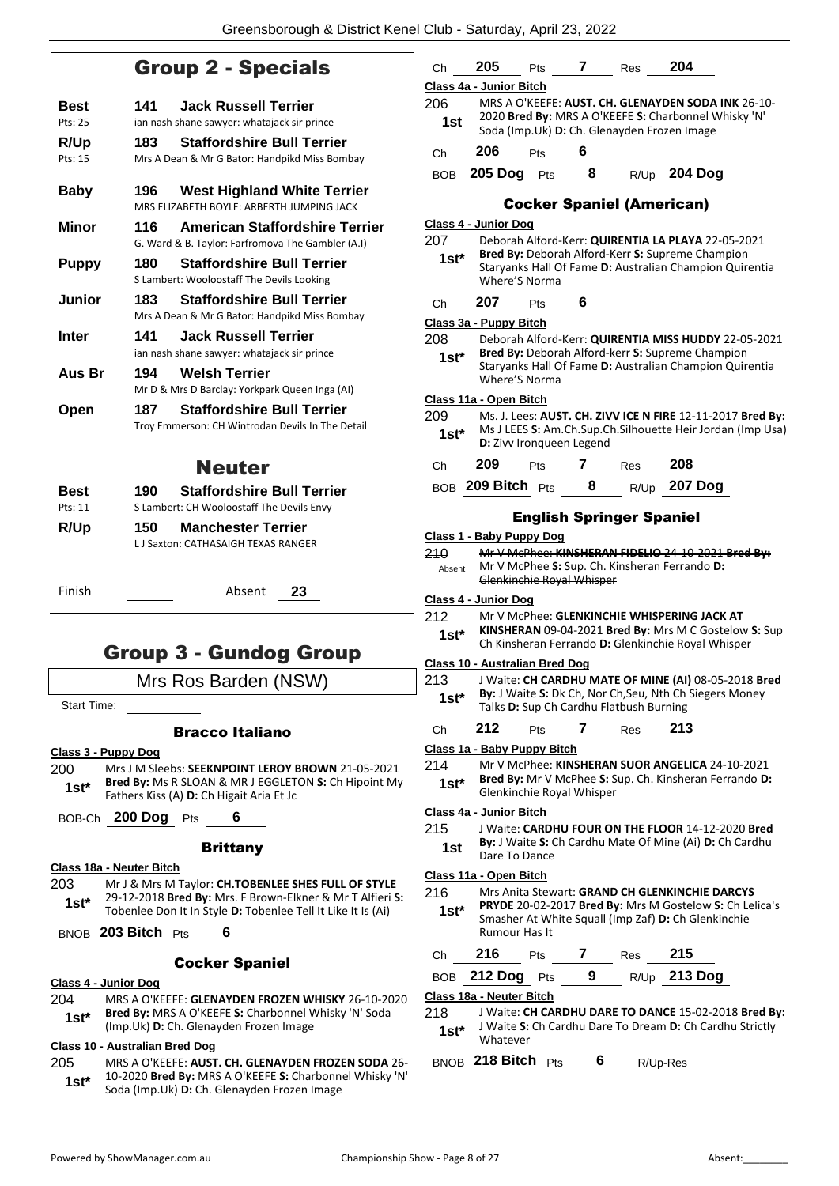## Group 2 - Specials

**Best** 141 **Jack Russell Terrier**
Pts: 25 ian nash shane sawyer: whatajack sir prince

**R/Up** 183 **Staffordshire Bull Terrier**
Pts: 15 Mrs A Dean & Mr G Bator: Handpikd Miss Bombay

**Baby** 196 **West Highland White Terrier**
MRS ELIZABETH BOYLE: ARBERTH JUMPING JACK

**Minor** 116 **American Staffordshire Terrier**
G. Ward & B. Taylor: Farfromova The Gambler (A.I)

**Puppy** 180 **Staffordshire Bull Terrier**
S Lambert: Wooloostaff The Devils Looking

**Junior** 183 **Staffordshire Bull Terrier**
Mrs A Dean & Mr G Bator: Handpikd Miss Bombay

**Inter** 141 **Jack Russell Terrier**
ian nash shane sawyer: whatajack sir prince

**Aus Br** 194 **Welsh Terrier**
Mr D & Mrs D Barclay: Yorkpark Queen Inga (AI)

**Open** 187 **Staffordshire Bull Terrier**
Troy Emmerson: CH Wintrodan Devils In The Detail

## Neuter

**Best** 190 **Staffordshire Bull Terrier**
Pts: 11 S Lambert: CH Wooloostaff The Devils Envy

**R/Up** 150 **Manchester Terrier**
L J Saxton: CATHASAIGH TEXAS RANGER

Finish Absent 23

# Group 3 - Gundog Group

Mrs Ros Barden (NSW)

Start Time:

### Bracco Italiano

**Class 3 - Puppy Dog**

200 1st* Mrs J M Sleebs: **SEEKNPOINT LEROY BROWN** 21-05-2021 **Bred By:** Ms R SLOAN & MR J EGGLETON **S:** Ch Hipoint My Fathers Kiss (A) **D:** Ch Higait Aria Et Jc

BOB-Ch **200 Dog** Pts 6

### Brittany

**Class 18a - Neuter Bitch**

203 1st* Mr J & Mrs M Taylor: **CH.TOBENLEE SHES FULL OF STYLE** 29-12-2018 **Bred By:** Mrs. F Brown-Elkner & Mr T Alfieri **S:** Tobenlee Don It In Style **D:** Tobenlee Tell It Like It Is (Ai)

BNOB **203 Bitch** Pts 6

### Cocker Spaniel

**Class 4 - Junior Dog**

204 1st* MRS A O'KEEFE: **GLENAYDEN FROZEN WHISKY** 26-10-2020 **Bred By:** MRS A O'KEEFE **S:** Charbonnel Whisky 'N' Soda (Imp.Uk) **D:** Ch. Glenayden Frozen Image

**Class 10 - Australian Bred Dog**

205 1st* MRS A O'KEEFE: **AUST. CH. GLENAYDEN FROZEN SODA** 26-10-2020 **Bred By:** MRS A O'KEEFE **S:** Charbonnel Whisky 'N' Soda (Imp.Uk) **D:** Ch. Glenayden Frozen Image

Ch **205** Pts **7** Res **204**

**Class 4a - Junior Bitch**

206 1st MRS A O'KEEFE: **AUST. CH. GLENAYDEN SODA INK** 26-10-2020 **Bred By:** MRS A O'KEEFE **S:** Charbonnel Whisky 'N' Soda (Imp.Uk) **D:** Ch. Glenayden Frozen Image

Ch **206** Pts **6**

BOB **205 Dog** Pts **8** R/Up **204 Dog**

### Cocker Spaniel (American)

**Class 4 - Junior Dog**

207 1st* Deborah Alford-Kerr: **QUIRENTIA LA PLAYA** 22-05-2021 **Bred By:** Deborah Alford-Kerr **S:** Supreme Champion Staryanks Hall Of Fame **D:** Australian Champion Quirentia Where'S Norma

Ch **207** Pts **6**

**Class 3a - Puppy Bitch**

208 1st* Deborah Alford-Kerr: **QUIRENTIA MISS HUDDY** 22-05-2021 **Bred By:** Deborah Alford-kerr **S:** Supreme Champion Staryanks Hall Of Fame **D:** Australian Champion Quirentia Where'S Norma

**Class 11a - Open Bitch**

209 1st* Ms. J. Lees: **AUST. CH. ZIVV ICE N FIRE** 12-11-2017 **Bred By:** Ms J LEES **S:** Am.Ch.Sup.Ch.Silhouette Heir Jordan (Imp Usa) **D:** Zivv Ironqueen Legend

Ch **209** Pts **7** Res **208**

BOB **209 Bitch** Pts **8** R/Up **207 Dog**

### English Springer Spaniel

**Class 1 - Baby Puppy Dog**

210 Absent ~~Mr V McPhee: **KINSHERAN FIDELIO** 24-10-2021 **Bred By:** Mr V McPhee **S:** Sup. Ch. Kinsheran Ferrando **D:** Glenkinchie Royal Whisper~~

**Class 4 - Junior Dog**

212 1st* Mr V McPhee: **GLENKINCHIE WHISPERING JACK AT KINSHERAN** 09-04-2021 **Bred By:** Mrs M C Gostelow **S:** Sup Ch Kinsheran Ferrando **D:** Glenkinchie Royal Whisper

**Class 10 - Australian Bred Dog**

213 1st* J Waite: **CH CARDHU MATE OF MINE (AI)** 08-05-2018 **Bred By:** J Waite **S:** Dk Ch, Nor Ch,Seu, Nth Ch Siegers Money Talks **D:** Sup Ch Cardhu Flatbush Burning

Ch **212** Pts **7** Res **213**

**Class 1a - Baby Puppy Bitch**

214 1st* Mr V McPhee: **KINSHERAN SUOR ANGELICA** 24-10-2021 **Bred By:** Mr V McPhee **S:** Sup. Ch. Kinsheran Ferrando **D:** Glenkinchie Royal Whisper

**Class 4a - Junior Bitch**

215 1st J Waite: **CARDHU FOUR ON THE FLOOR** 14-12-2020 **Bred By:** J Waite **S:** Ch Cardhu Mate Of Mine (Ai) **D:** Ch Cardhu Dare To Dance

**Class 11a - Open Bitch**

216 1st* Mrs Anita Stewart: **GRAND CH GLENKINCHIE DARCYS PRYDE** 20-02-2017 **Bred By:** Mrs M Gostelow **S:** Ch Lelica's Smasher At White Squall (Imp Zaf) **D:** Ch Glenkinchie Rumour Has It

Ch **216** Pts **7** Res **215**

BOB **212 Dog** Pts **9** R/Up **213 Dog**

**Class 18a - Neuter Bitch**

218 1st* J Waite: **CH CARDHU DARE TO DANCE** 15-02-2018 **Bred By:** J Waite **S:** Ch Cardhu Dare To Dream **D:** Ch Cardhu Strictly Whatever

BNOB **218 Bitch** Pts **6** R/Up-Res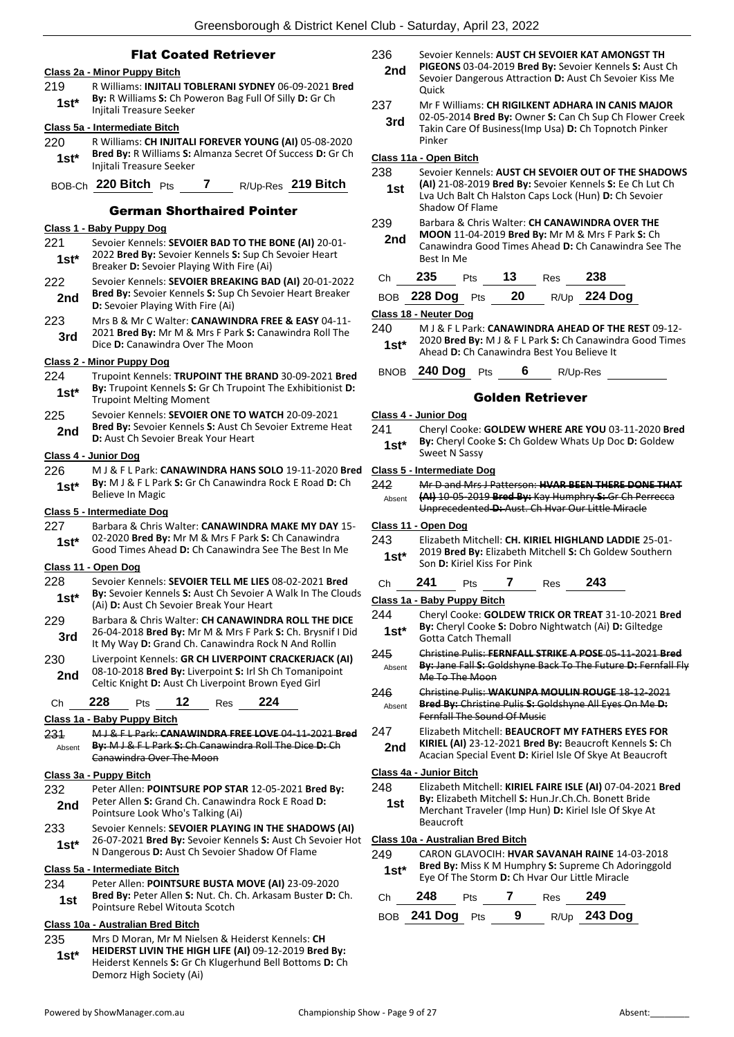## Flat Coated Retriever

**Class 2a - Minor Puppy Bitch**

219 — 1st* — R Williams: **INJITALI TOBLERANI SYDNEY** 06-09-2021 **Bred By:** R Williams **S:** Ch Poweron Bag Full Of Silly **D:** Gr Ch Injitali Treasure Seeker

**Class 5a - Intermediate Bitch**

220 — 1st* — R Williams: **CH INJITALI FOREVER YOUNG (AI)** 05-08-2020 **Bred By:** R Williams **S:** Almanza Secret Of Success **D:** Gr Ch Injitali Treasure Seeker

BOB-Ch **220 Bitch** Pts **7** R/Up-Res **219 Bitch**

## German Shorthaired Pointer

**Class 1 - Baby Puppy Dog**

221 — 1st* — Sevoier Kennels: **SEVOIER BAD TO THE BONE (AI)** 20-01-2022 **Bred By:** Sevoier Kennels **S:** Sup Ch Sevoier Heart Breaker **D:** Sevoier Playing With Fire (Ai)

222 — 2nd — Sevoier Kennels: **SEVOIER BREAKING BAD (AI)** 20-01-2022 **Bred By:** Sevoier Kennels **S:** Sup Ch Sevoier Heart Breaker **D:** Sevoier Playing With Fire (Ai)

223 — 3rd — Mrs B & Mr C Walter: **CANAWINDRA FREE & EASY** 04-11-2021 **Bred By:** Mr M & Mrs F Park **S:** Canawindra Roll The Dice **D:** Canawindra Over The Moon

**Class 2 - Minor Puppy Dog**

224 — 1st* — Trupoint Kennels: **TRUPOINT THE BRAND** 30-09-2021 **Bred By:** Trupoint Kennels **S:** Gr Ch Trupoint The Exhibitionist **D:** Trupoint Melting Moment

225 — 2nd — Sevoier Kennels: **SEVOIER ONE TO WATCH** 20-09-2021 **Bred By:** Sevoier Kennels **S:** Aust Ch Sevoier Extreme Heat **D:** Aust Ch Sevoier Break Your Heart

**Class 4 - Junior Dog**

226 — 1st* — M J & F L Park: **CANAWINDRA HANS SOLO** 19-11-2020 **Bred By:** M J & F L Park **S:** Gr Ch Canawindra Rock E Road **D:** Ch Believe In Magic

**Class 5 - Intermediate Dog**

227 — 1st* — Barbara & Chris Walter: **CANAWINDRA MAKE MY DAY** 15-02-2020 **Bred By:** Mr M & Mrs F Park **S:** Ch Canawindra Good Times Ahead **D:** Ch Canawindra See The Best In Me

**Class 11 - Open Dog**

228 — 1st* — Sevoier Kennels: **SEVOIER TELL ME LIES** 08-02-2021 **Bred By:** Sevoier Kennels **S:** Aust Ch Sevoier A Walk In The Clouds (Ai) **D:** Aust Ch Sevoier Break Your Heart

229 — 3rd — Barbara & Chris Walter: **CH CANAWINDRA ROLL THE DICE** 26-04-2018 **Bred By:** Mr M & Mrs F Park **S:** Ch. Brysnif I Did It My Way **D:** Grand Ch. Canawindra Rock N And Rollin

230 — 2nd — Liverpoint Kennels: **GR CH LIVERPOINT CRACKERJACK (AI)** 08-10-2018 **Bred By:** Liverpoint **S:** Irl Sh Ch Tomanipoint Celtic Knight **D:** Aust Ch Liverpoint Brown Eyed Girl

Ch **228** Pts **12** Res **224**

**Class 1a - Baby Puppy Bitch**

231 — Absent — ~~M J & F L Park: **CANAWINDRA FREE LOVE** 04-11-2021 **Bred By:** M J & F L Park **S:** Ch Canawindra Roll The Dice **D:** Ch Canawindra Over The Moon~~

**Class 3a - Puppy Bitch**

232 — 2nd — Peter Allen: **POINTSURE POP STAR** 12-05-2021 **Bred By:** Peter Allen **S:** Grand Ch. Canawindra Rock E Road **D:** Pointsure Look Who's Talking (Ai)

233 — 1st* — Sevoier Kennels: **SEVOIER PLAYING IN THE SHADOWS (AI)** 26-07-2021 **Bred By:** Sevoier Kennels **S:** Aust Ch Sevoier Hot N Dangerous **D:** Aust Ch Sevoier Shadow Of Flame

**Class 5a - Intermediate Bitch**

234 — 1st — Peter Allen: **POINTSURE BUSTA MOVE (AI)** 23-09-2020 **Bred By:** Peter Allen **S:** Nut. Ch. Ch. Arkasam Buster **D:** Ch. Pointsure Rebel Witouta Scotch

**Class 10a - Australian Bred Bitch**

235 — 1st* — Mrs D Moran, Mr M Nielsen & Heiderst Kennels: **CH HEIDERST LIVIN THE HIGH LIFE (AI)** 09-12-2019 **Bred By:** Heiderst Kennels **S:** Gr Ch Klugerhund Bell Bottoms **D:** Ch Demorz High Society (Ai)

236 — 2nd — Sevoier Kennels: **AUST CH SEVOIER KAT AMONGST TH PIGEONS** 03-04-2019 **Bred By:** Sevoier Kennels **S:** Aust Ch Sevoier Dangerous Attraction **D:** Aust Ch Sevoier Kiss Me Quick

237 — 3rd — Mr F Williams: **CH RIGILKENT ADHARA IN CANIS MAJOR** 02-05-2014 **Bred By:** Owner **S:** Can Ch Sup Ch Flower Creek Takin Care Of Business(Imp Usa) **D:** Ch Topnotch Pinker Pinker

**Class 11a - Open Bitch**

238 — 1st — Sevoier Kennels: **AUST CH SEVOIER OUT OF THE SHADOWS (AI)** 21-08-2019 **Bred By:** Sevoier Kennels **S:** Ee Ch Lut Ch Lva Uch Balt Ch Halston Caps Lock (Hun) **D:** Ch Sevoier Shadow Of Flame

239 — 2nd — Barbara & Chris Walter: **CH CANAWINDRA OVER THE MOON** 11-04-2019 **Bred By:** Mr M & Mrs F Park **S:** Ch Canawindra Good Times Ahead **D:** Ch Canawindra See The Best In Me

Ch **235** Pts **13** Res **238**

BOB **228 Dog** Pts **20** R/Up **224 Dog**

**Class 18 - Neuter Dog**

240 — 1st* — M J & F L Park: **CANAWINDRA AHEAD OF THE REST** 09-12-2020 **Bred By:** M J & F L Park **S:** Ch Canawindra Good Times Ahead **D:** Ch Canawindra Best You Believe It

BNOB **240 Dog** Pts **6** R/Up-Res

## Golden Retriever

**Class 4 - Junior Dog**

241 — 1st* — Cheryl Cooke: **GOLDEW WHERE ARE YOU** 03-11-2020 **Bred By:** Cheryl Cooke **S:** Ch Goldew Whats Up Doc **D:** Goldew Sweet N Sassy

**Class 5 - Intermediate Dog**

242 — Absent — ~~Mr D and Mrs J Patterson: **HVAR BEEN THERE DONE THAT (AI)** 10-05-2019 **Bred By:** Kay Humphry **S:** Gr Ch Perrecca Unprecedented **D:** Aust. Ch Hvar Our Little Miracle~~

**Class 11 - Open Dog**

243 — 1st* — Elizabeth Mitchell: **CH. KIRIEL HIGHLAND LADDIE** 25-01-2019 **Bred By:** Elizabeth Mitchell **S:** Ch Goldew Southern Son **D:** Kiriel Kiss For Pink

Ch **241** Pts **7** Res **243**

**Class 1a - Baby Puppy Bitch**

244 — 1st* — Cheryl Cooke: **GOLDEW TRICK OR TREAT** 31-10-2021 **Bred By:** Cheryl Cooke **S:** Dobro Nightwatch (Ai) **D:** Giltedge Gotta Catch Themall

245 — Absent — ~~Christine Pulis: **FERNFALL STRIKE A POSE** 05-11-2021 **Bred By:** Jane Fall **S:** Goldshyne Back To The Future **D:** Fernfall Fly Me To The Moon~~

246 — Absent — ~~Christine Pulis: **WAKUNPA MOULIN ROUGE** 18-12-2021 **Bred By:** Christine Pulis **S:** Goldshyne All Eyes On Me **D:** Fernfall The Sound Of Music~~

247 — 2nd — Elizabeth Mitchell: **BEAUCROFT MY FATHERS EYES FOR KIRIEL (AI)** 23-12-2021 **Bred By:** Beaucroft Kennels **S:** Ch Acacian Special Event **D:** Kiriel Isle Of Skye At Beaucroft

**Class 4a - Junior Bitch**

248 — 1st — Elizabeth Mitchell: **KIRIEL FAIRE ISLE (AI)** 07-04-2021 **Bred By:** Elizabeth Mitchell **S:** Hun.Jr.Ch.Ch. Bonett Bride Merchant Traveler (Imp Hun) **D:** Kiriel Isle Of Skye At Beaucroft

**Class 10a - Australian Bred Bitch**

249 — 1st* — CARON GLAVOCIH: **HVAR SAVANAH RAINE** 14-03-2018 **Bred By:** Miss K M Humphry **S:** Supreme Ch Adoringgold Eye Of The Storm **D:** Ch Hvar Our Little Miracle

Ch **248** Pts **7** Res **249**

BOB **241 Dog** Pts **9** R/Up **243 Dog**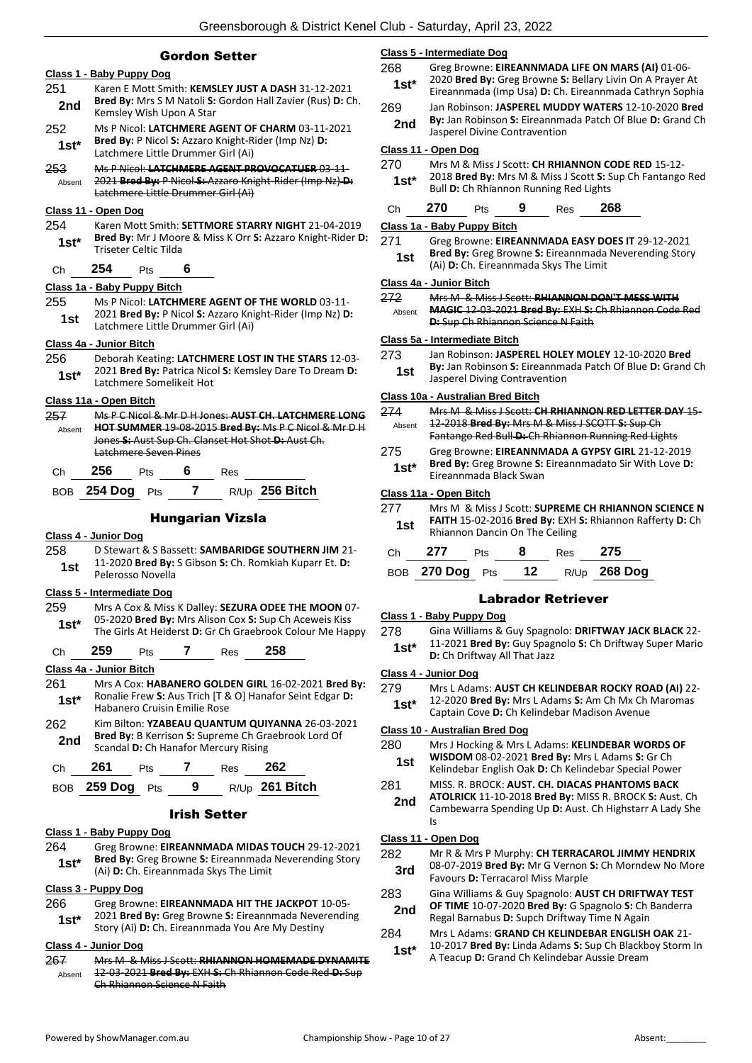## Gordon Setter

### Class 1 - Baby Puppy Dog

251 **2nd** Karen E Mott Smith: **KEMSLEY JUST A DASH** 31-12-2021 **Bred By:** Mrs S M Natoli **S:** Gordon Hall Zavier (Rus) **D:** Ch. Kemsley Wish Upon A Star

252 **1st*** Ms P Nicol: **LATCHMERE AGENT OF CHARM** 03-11-2021 **Bred By:** P Nicol **S:** Azzaro Knight-Rider (Imp Nz) **D:** Latchmere Little Drummer Girl (Ai)

253 Absent ~~Ms P Nicol: **LATCHMERE AGENT PROVOCATUER** 03-11-2021 **Bred By:** P Nicol **S:** Azzaro Knight-Rider (Imp Nz) **D:** Latchmere Little Drummer Girl (Ai)~~

### Class 11 - Open Dog

254 **1st*** Karen Mott Smith: **SETTMORE STARRY NIGHT** 21-04-2019 **Bred By:** Mr J Moore & Miss K Orr **S:** Azzaro Knight-Rider **D:** Triseter Celtic Tilda

Ch **254** Pts **6**

### Class 1a - Baby Puppy Bitch

255 **1st** Ms P Nicol: **LATCHMERE AGENT OF THE WORLD** 03-11-2021 **Bred By:** P Nicol **S:** Azzaro Knight-Rider (Imp Nz) **D:** Latchmere Little Drummer Girl (Ai)

### Class 4a - Junior Bitch

256 **1st*** Deborah Keating: **LATCHMERE LOST IN THE STARS** 12-03-2021 **Bred By:** Patrica Nicol **S:** Kemsley Dare To Dream **D:** Latchmere Somelikeit Hot

### Class 11a - Open Bitch

257 Absent ~~Ms P C Nicol & Mr D H Jones: **AUST CH. LATCHMERE LONG HOT SUMMER** 19-08-2015 **Bred By:** Ms P C Nicol & Mr D H Jones **S:** Aust Sup Ch. Clanset Hot Shot **D:** Aust Ch. Latchmere Seven Pines~~

Ch **256** Pts **6** Res

BOB **254 Dog** Pts **7** R/Up **256 Bitch**

## Hungarian Vizsla

### Class 4 - Junior Dog

258 **1st** D Stewart & S Bassett: **SAMBARIDGE SOUTHERN JIM** 21-11-2020 **Bred By:** S Gibson **S:** Ch. Romkiah Kuparr Et. **D:** Pelerosso Novella

### Class 5 - Intermediate Dog

259 **1st*** Mrs A Cox & Miss K Dalley: **SEZURA ODEE THE MOON** 07-05-2020 **Bred By:** Mrs Alison Cox **S:** Sup Ch Aceweis Kiss The Girls At Heiderst **D:** Gr Ch Graebrook Colour Me Happy

Ch **259** Pts **7** Res **258**

### Class 4a - Junior Bitch

261 **1st*** Mrs A Cox: **HABANERO GOLDEN GIRL** 16-02-2021 **Bred By:** Ronalie Frew **S:** Aus Trich [T & O] Hanafor Seint Edgar **D:** Habanero Cruisin Emilie Rose

262 **2nd** Kim Bilton: **YZABEAU QUANTUM QUIYANNA** 26-03-2021 **Bred By:** B Kerrison **S:** Supreme Ch Graebrook Lord Of Scandal **D:** Ch Hanafor Mercury Rising

Ch **261** Pts **7** Res **262**

BOB **259 Dog** Pts **9** R/Up **261 Bitch**

## Irish Setter

### Class 1 - Baby Puppy Dog

264 **1st*** Greg Browne: **EIREANNMADA MIDAS TOUCH** 29-12-2021 **Bred By:** Greg Browne **S:** Eireannmada Neverending Story (Ai) **D:** Ch. Eireannmada Skys The Limit

### Class 3 - Puppy Dog

266 **1st*** Greg Browne: **EIREANNMADA HIT THE JACKPOT** 10-05-2021 **Bred By:** Greg Browne **S:** Eireannmada Neverending Story (Ai) **D:** Ch. Eireannmada You Are My Destiny

### Class 4 - Junior Dog

267 Absent ~~Mrs M & Miss J Scott: **RHIANNON HOMEMADE DYNAMITE** 12-03-2021 **Bred By:** EXH **S:** Ch Rhiannon Code Red **D:** Sup Ch Rhiannon Science N Faith~~

### Class 5 - Intermediate Dog

268 **1st*** Greg Browne: **EIREANNMADA LIFE ON MARS (AI)** 01-06-2020 **Bred By:** Greg Browne **S:** Bellary Livin On A Prayer At Eireannmada (Imp Usa) **D:** Ch. Eireannmada Cathryn Sophia

269 **2nd** Jan Robinson: **JASPEREL MUDDY WATERS** 12-10-2020 **Bred By:** Jan Robinson **S:** Eireannmada Patch Of Blue **D:** Grand Ch Jasperel Divine Contravention

### Class 11 - Open Dog

270 **1st*** Mrs M & Miss J Scott: **CH RHIANNON CODE RED** 15-12-2018 **Bred By:** Mrs M & Miss J Scott **S:** Sup Ch Fantango Red Bull **D:** Ch Rhiannon Running Red Lights

Ch **270** Pts **9** Res **268**

### Class 1a - Baby Puppy Bitch

271 **1st** Greg Browne: **EIREANNMADA EASY DOES IT** 29-12-2021 **Bred By:** Greg Browne **S:** Eireannmada Neverending Story (Ai) **D:** Ch. Eireannmada Skys The Limit

### Class 4a - Junior Bitch

272 Absent ~~Mrs M & Miss J Scott: **RHIANNON DON'T MESS WITH MAGIC** 12-03-2021 **Bred By:** EXH **S:** Ch Rhiannon Code Red **D:** Sup Ch Rhiannon Science N Faith~~

### Class 5a - Intermediate Bitch

273 **1st** Jan Robinson: **JASPEREL HOLEY MOLEY** 12-10-2020 **Bred By:** Jan Robinson **S:** Eireannmada Patch Of Blue **D:** Grand Ch Jasperel Diving Contravention

### Class 10a - Australian Bred Bitch

274 Absent ~~Mrs M & Miss J Scott: **CH RHIANNON RED LETTER DAY** 15-12-2018 **Bred By:** Mrs M & Miss J SCOTT **S:** Sup Ch Fantango Red Bull **D:** Ch Rhiannon Running Red Lights~~

275 **1st*** Greg Browne: **EIREANNMADA A GYPSY GIRL** 21-12-2019 **Bred By:** Greg Browne **S:** Eireannmadato Sir With Love **D:** Eireannmada Black Swan

### Class 11a - Open Bitch

277 **1st** Mrs M & Miss J Scott: **SUPREME CH RHIANNON SCIENCE N FAITH** 15-02-2016 **Bred By:** EXH **S:** Rhiannon Rafferty **D:** Ch Rhiannon Dancin On The Ceiling

Ch **277** Pts **8** Res **275**

BOB **270 Dog** Pts **12** R/Up **268 Dog**

## Labrador Retriever

### Class 1 - Baby Puppy Dog

278 **1st*** Gina Williams & Guy Spagnolo: **DRIFTWAY JACK BLACK** 22-11-2021 **Bred By:** Guy Spagnolo **S:** Ch Driftway Super Mario **D:** Ch Driftway All That Jazz

### Class 4 - Junior Dog

279 **1st*** Mrs L Adams: **AUST CH KELINDEBAR ROCKY ROAD (AI)** 22-12-2020 **Bred By:** Mrs L Adams **S:** Am Ch Mx Ch Maromas Captain Cove **D:** Ch Kelindebar Madison Avenue

### Class 10 - Australian Bred Dog

280 **1st** Mrs J Hocking & Mrs L Adams: **KELINDEBAR WORDS OF WISDOM** 08-02-2021 **Bred By:** Mrs L Adams **S:** Gr Ch Kelindebar English Oak **D:** Ch Kelindebar Special Power

281 **2nd** MISS. R. BROCK: **AUST. CH. DIACAS PHANTOMS BACK ATOLRICK** 11-10-2018 **Bred By:** MISS R. BROCK **S:** Aust. Ch Cambewarra Spending Up **D:** Aust. Ch Highstarr A Lady She Is

### Class 11 - Open Dog

282 **3rd** Mr R & Mrs P Murphy: **CH TERRACAROL JIMMY HENDRIX** 08-07-2019 **Bred By:** Mr G Vernon **S:** Ch Morndew No More Favours **D:** Terracarol Miss Marple

283 **2nd** Gina Williams & Guy Spagnolo: **AUST CH DRIFTWAY TEST OF TIME** 10-07-2020 **Bred By:** G Spagnolo **S:** Ch Banderra Regal Barnabus **D:** Supch Driftway Time N Again

284 **1st*** Mrs L Adams: **GRAND CH KELINDEBAR ENGLISH OAK** 21-10-2017 **Bred By:** Linda Adams **S:** Sup Ch Blackboy Storm In A Teacup **D:** Grand Ch Kelindebar Aussie Dream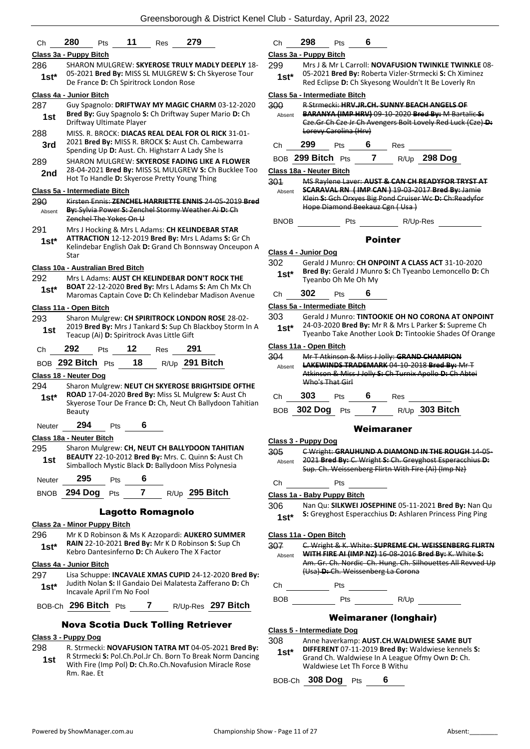Ch **280** Pts **11** Res **279**

**Class 3a - Puppy Bitch**

286 **1st*** SHARON MULGREW: **SKYEROSE TRULY MADLY DEEPLY** 18-05-2021 **Bred By:** MISS SL MULGREW **S:** Ch Skyerose Tour De France **D:** Ch Spiritrock London Rose

**Class 4a - Junior Bitch**

287 **1st** Guy Spagnolo: **DRIFTWAY MY MAGIC CHARM** 03-12-2020 **Bred By:** Guy Spagnolo **S:** Ch Driftway Super Mario **D:** Ch Driftway Ultimate Player

288 **3rd** MISS. R. BROCK: **DIACAS REAL DEAL FOR OL RICK** 31-01-2021 **Bred By:** MISS R. BROCK **S:** Aust Ch. Cambewarra Spending Up **D:** Aust. Ch. Highstarr A Lady She Is

289 **2nd** SHARON MULGREW: **SKYEROSE FADING LIKE A FLOWER** 28-04-2021 **Bred By:** MISS SL MULGREW **S:** Ch Bucklee Too Hot To Handle **D:** Skyerose Pretty Young Thing

**Class 5a - Intermediate Bitch**

290 Absent ~~Kirsten Ennis: **ZENCHEL HARRIETTE ENNIS** 24-05-2019 **Bred By:** Sylvia Power **S:** Zenchel Stormy Weather Ai **D:** Ch Zenchel The Yokes On U~~

291 **1st*** Mrs J Hocking & Mrs L Adams: **CH KELINDEBAR STAR ATTRACTION** 12-12-2019 **Bred By:** Mrs L Adams **S:** Gr Ch Kelindebar English Oak **D:** Grand Ch Bonnsway Onceupon A Star

**Class 10a - Australian Bred Bitch**

292 **1st*** Mrs L Adams: **AUST CH KELINDEBAR DON'T ROCK THE BOAT** 22-12-2020 **Bred By:** Mrs L Adams **S:** Am Ch Mx Ch Maromas Captain Cove **D:** Ch Kelindebar Madison Avenue

**Class 11a - Open Bitch**

293 **1st** Sharon Mulgrew: **CH SPIRITROCK LONDON ROSE** 28-02-2019 **Bred By:** Mrs J Tankard **S:** Sup Ch Blackboy Storm In A Teacup (Ai) **D:** Spiritrock Avas Little Gift

Ch **292** Pts **12** Res **291**

BOB **292 Bitch** Pts **18** R/Up **291 Bitch**

**Class 18 - Neuter Dog**

294 **1st*** Sharon Mulgrew: **NEUT CH SKYEROSE BRIGHTSIDE OFTHE ROAD** 17-04-2020 **Bred By:** Miss SL Mulgrew **S:** Aust Ch Skyerose Tour De France **D:** Ch, Neut Ch Ballydoon Tahitian Beauty

Neuter **294** Pts **6**

**Class 18a - Neuter Bitch**

295 **1st** Sharon Mulgrew: **CH, NEUT CH BALLYDOON TAHITIAN BEAUTY** 22-10-2012 **Bred By:** Mrs. C. Quinn **S:** Aust Ch Simballoch Mystic Black **D:** Ballydoon Miss Polynesia

Neuter **295** Pts **6**

BNOB **294 Dog** Pts **7** R/Up **295 Bitch**

## Lagotto Romagnolo

**Class 2a - Minor Puppy Bitch**

296 **1st*** Mr K D Robinson & Ms K Azzopardi: **AUKERO SUMMER RAIN** 22-10-2021 **Bred By:** Mr K D Robinson **S:** Sup Ch Kebro Dantesinferno **D:** Ch Aukero The X Factor

**Class 4a - Junior Bitch**

297 **1st*** Lisa Schuppe: **INCAVALE XMAS CUPID** 24-12-2020 **Bred By:** Judith Nolan **S:** Il Gandaio Dei Malatesta Zafferano **D:** Ch Incavale April I'm No Fool

BOB-Ch **296 Bitch** Pts **7** R/Up-Res **297 Bitch**

## Nova Scotia Duck Tolling Retriever

**Class 3 - Puppy Dog**

298 **1st** R. Strmecki: **NOVAFUSION TATRA MT** 04-05-2021 **Bred By:** R Strmecki **S:** Pol.Ch.Pol.Jr Ch. Born To Break Norm Dancing With Fire (Imp Pol) **D:** Ch.Ro.Ch.Novafusion Miracle Rose Rm. Rae. Et

Ch **298** Pts **6**

**Class 3a - Puppy Bitch**

299 **1st*** Mrs J & Mr L Carroll: **NOVAFUSION TWINKLE TWINKLE** 08-05-2021 **Bred By:** Roberta Vizler-Strmecki **S:** Ch Ximinez Red Eclipse **D:** Ch Skyesong Wouldn't It Be Loverly Rn

**Class 5a - Intermediate Bitch**

300 Absent ~~R Strmecki: **HRV.JR.CH. SUNNY BEACH ANGELS OF BARANYA (IMP HRV)** 09-10-2020 **Bred By:** M Bartalic **S:** Cze.Gr Ch Cze Jr Ch Avengers Bolt Lovely Red Luck (Cze) **D:** Lorevy Carolina (Hrv)~~

Ch **299** Pts **6** Res

BOB **299 Bitch** Pts **7** R/Up **298 Dog**

**Class 18a - Neuter Bitch**

301 Absent ~~MS Raylene Laver: **AUST & CAN CH READYFOR TRYST AT SCARAVAL RN (IMP CAN)** 19-03-2017 **Bred By:** Jamie Klein **S:** Gch Orxyes Big Pond Cruiser Wc **D:** Ch:Readyfor Hope Diamond Beekauz Cgn (Usa)~~

BNOB Pts R/Up-Res

## Pointer

**Class 4 - Junior Dog**

302 **1st*** Gerald J Munro: **CH ONPOINT A CLASS ACT** 31-10-2020 **Bred By:** Gerald J Munro **S:** Ch Tyeanbo Lemoncello **D:** Ch Tyeanbo Oh Me Oh My

Ch **302** Pts **6**

**Class 5a - Intermediate Bitch**

303 **1st*** Gerald J Munro: **TINTOOKIE OH NO CORONA AT ONPOINT** 24-03-2020 **Bred By:** Mr R & Mrs L Parker **S:** Supreme Ch Tyeanbo Take Another Look **D:** Tintookie Shades Of Orange

**Class 11a - Open Bitch**

304 Absent ~~Mr T Atkinson & Miss J Jolly: **GRAND CHAMPION LAKEWINDS TRADEMARK** 04-10-2018 **Bred By:** Mr T Atkinson & Miss J Jolly **S:** Ch Turnix Apollo **D:** Ch Abtei Who's That Girl~~

Ch **303** Pts **6** Res

BOB **302 Dog** Pts **7** R/Up **303 Bitch**

## Weimaraner

**Class 3 - Puppy Dog**

305 Absent ~~C Wright: **GRAUHUND A DIAMOND IN THE ROUGH** 14-05-2021 **Bred By:** C. Wright **S:** Ch. Greyghost Esperacchius **D:** Sup. Ch. Weissenberg Flirtn With Fire (Ai) (Imp Nz)~~

Ch Pts

**Class 1a - Baby Puppy Bitch**

306 **1st*** Nan Qu: **SILKWEI JOSEPHINE** 05-11-2021 **Bred By:** Nan Qu **S:** Greyghost Esperacchius **D:** Ashlaren Princess Ping Ping

**Class 11a - Open Bitch**

307 Absent ~~C. Wright & K. White: **SUPREME CH. WEISSENBERG FLIRTN WITH FIRE AI (IMP NZ)** 16-08-2016 **Bred By:** K. White **S:** Am. Gr. Ch. Nordic Ch. Hung. Ch. Silhouettes All Revved Up (Usa) **D:** Ch. Weissenberg La Corona~~

Ch Pts

BOB Pts R/Up

## Weimaraner (longhair)

**Class 5 - Intermediate Dog**

308 **1st*** Anne haverkamp: **AUST.CH.WALDWIESE SAME BUT DIFFERENT** 07-11-2019 **Bred By:** Waldwiese kennels **S:** Grand Ch. Waldwiese In A League Ofmy Own **D:** Ch. Waldwiese Let Th Force B Withu

BOB-Ch **308 Dog** Pts **6**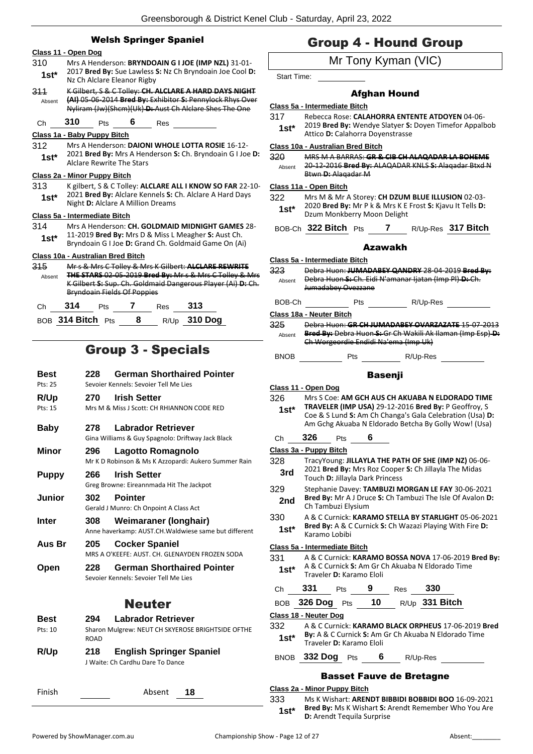## Welsh Springer Spaniel

### Class 11 - Open Dog

**310** — **1st*** — Mrs A Henderson: **BRYNDOAIN G I JOE (IMP NZL)** 31-01-2017 **Bred By:** Sue Lawless **S:** Nz Ch Bryndoain Joe Cool **D:** Nz Ch Alclare Eleanor Rigby

**311** — Absent — ~~K Gilbert, S & C Tolley: **CH. ALCLARE A HARD DAYS NIGHT (AI)** 05-06-2014 **Bred By:** Exhibitor **S:** Pennylock Rhys Over Nyliram (Jw)(Shcm)(Uk) **D:** Aust Ch Alclare Shes The One~~

Ch **310** Pts **6** Res

### Class 1a - Baby Puppy Bitch

**312** — **1st*** — Mrs A Henderson: **DAIONI WHOLE LOTTA ROSIE** 16-12-2021 **Bred By:** Mrs A Henderson **S:** Ch. Bryndoain G I Joe **D:** Alclare Rewrite The Stars

### Class 2a - Minor Puppy Bitch

**313** — **1st*** — K gilbert, S & C Tolley: **ALCLARE ALL I KNOW SO FAR** 22-10-2021 **Bred By:** Alclare Kennels **S:** Ch. Alclare A Hard Days Night **D:** Alclare A Million Dreams

### Class 5a - Intermediate Bitch

**314** — **1st*** — Mrs A Henderson: **CH. GOLDMAID MIDNIGHT GAMES** 28-11-2019 **Bred By:** Mrs D & Miss L Meagher **S:** Aust Ch. Bryndoain G I Joe **D:** Grand Ch. Goldmaid Game On (Ai)

### Class 10a - Australian Bred Bitch

**315** — Absent — ~~Mr s & Mrs C Tolley & Mrs K Gilbert: **ALCLARE REWRITE THE STARS** 02-05-2019 **Bred By:** Mr s & Mrs C Tolley & Mrs K Gilbert **S:** Sup. Ch. Goldmaid Dangerous Player (Ai) **D:** Ch. Bryndoain Fields Of Poppies~~

Ch **314** Pts **7** Res **313**

BOB **314 Bitch** Pts **8** R/Up **310 Dog**

# Group 3 - Specials

| | | |
|---|---|---|
| **Best** (Pts: 25) | **228** | **German Shorthaired Pointer** — Sevoier Kennels: Sevoier Tell Me Lies |
| **R/Up** (Pts: 15) | **270** | **Irish Setter** — Mrs M & Miss J Scott: CH RHIANNON CODE RED |
| **Baby** | **278** | **Labrador Retriever** — Gina Williams & Guy Spagnolo: Driftway Jack Black |
| **Minor** | **296** | **Lagotto Romagnolo** — Mr K D Robinson & Ms K Azzopardi: Aukero Summer Rain |
| **Puppy** | **266** | **Irish Setter** — Greg Browne: Eireannmada Hit The Jackpot |
| **Junior** | **302** | **Pointer** — Gerald J Munro: Ch Onpoint A Class Act |
| **Inter** | **308** | **Weimaraner (longhair)** — Anne haverkamp: AUST.CH.Waldwiese same but different |
| **Aus Br** | **205** | **Cocker Spaniel** — MRS A O'KEEFE: AUST. CH. GLENAYDEN FROZEN SODA |
| **Open** | **228** | **German Shorthaired Pointer** — Sevoier Kennels: Sevoier Tell Me Lies |

## Neuter

| | | |
|---|---|---|
| **Best** (Pts: 10) | **294** | **Labrador Retriever** — Sharon Mulgrew: NEUT CH SKYEROSE BRIGHTSIDE OFTHE ROAD |
| **R/Up** | **218** | **English Springer Spaniel** — J Waite: Ch Cardhu Dare To Dance |

Finish Absent **18**

# Group 4 - Hound Group

Mr Tony Kyman (VIC)

Start Time:

## Afghan Hound

### Class 5a - Intermediate Bitch

**317** — **1st*** — Rebecca Rose: **CALAHORRA ENTENTE ATDOYEN** 04-06-2019 **Bred By:** Wendye Slatyer **S:** Doyen Timefor Appalbob Attico **D:** Calahorra Doyenstrasse

### Class 10a - Australian Bred Bitch

**320** — Absent — ~~MRS M A BARRAS: **GR & CIB CH ALAQADAR LA BOHEME** 20-12-2016 **Bred By:** ALAQADAR KNLS **S:** Alaqadar Btxd N Btwn **D:** Alaqadar M~~

### Class 11a - Open Bitch

**322** — **1st*** — Mrs M & Mr A Storey: **CH DZUM BLUE ILLUSION** 02-03-2020 **Bred By:** Mr P k & Mrs K E Frost **S:** Kjavu It Tells **D:** Dzum Monkberry Moon Delight

BOB-Ch **322 Bitch** Pts **7** R/Up-Res **317 Bitch**

## Azawakh

### Class 5a - Intermediate Bitch

**323** — Absent — ~~Debra Huon: **JUMADABEY QANDRY** 28-04-2019 **Bred By:** Debra Huon **S:** Ch. Eidi N'amanar Ijatan (Imp Pl) **D:** Ch. Jumadabey Ovezzane~~

BOB-Ch Pts R/Up-Res

### Class 18a - Neuter Bitch

**325** — Absent — ~~Debra Huon: **GR CH JUMADABEY OVARZAZATE** 15-07-2013 **Bred By:** Debra Huon **S:** Gr Ch Wakili Ak Ilaman (Imp Esp) **D:** Ch Worgeordie Endidi Na'ema (Imp Uk)~~

BNOB Pts R/Up-Res

## Basenji

### Class 11 - Open Dog

**326** — **1st*** — Mrs S Coe: **AM GCH AUS CH AKUABA N ELDORADO TIME TRAVELER (IMP USA)** 29-12-2016 **Bred By:** P Geoffroy, S Coe & S Lund **S:** Am Ch Changa's Gala Celebration (Usa) **D:** Am Gchg Akuaba N Eldorado Betcha By Golly Wow! (Usa)

Ch **326** Pts **6**

### Class 3a - Puppy Bitch

**328** — **3rd** — TracyYoung: **JILLAYLA THE PATH OF SHE (IMP NZ)** 06-06-2021 **Bred By:** Mrs Roz Cooper **S:** Ch Jillayla The Midas Touch **D:** Jillayla Dark Princess

**329** — **2nd** — Stephanie Davey: **TAMBUZI MORGAN LE FAY** 30-06-2021 **Bred By:** Mr A J Druce **S:** Ch Tambuzi The Isle Of Avalon **D:** Ch Tambuzi Elysium

**330** — **1st*** — A & C Curnick: **KARAMO STELLA BY STARLIGHT** 05-06-2021 **Bred By:** A & C Curnick **S:** Ch Wazazi Playing With Fire **D:** Karamo Lobibi

### Class 5a - Intermediate Bitch

**331** — **1st*** — A & C Curnick: **KARAMO BOSSA NOVA** 17-06-2019 **Bred By:** A & C Curnick **S:** Am Gr Ch Akuaba N Eldorado Time Traveler **D:** Karamo Eloli

Ch **331** Pts **9** Res **330**

BOB **326 Dog** Pts **10** R/Up **331 Bitch**

### Class 18 - Neuter Dog

**332** — **1st*** — A & C Curnick: **KARAMO BLACK ORPHEUS** 17-06-2019 **Bred By:** A & C Curnick **S:** Am Gr Ch Akuaba N Eldorado Time Traveler **D:** Karamo Eloli

BNOB **332 Dog** Pts **6** R/Up-Res

## Basset Fauve de Bretagne

### Class 2a - Minor Puppy Bitch

**333** — **1st*** — Ms K Wishart: **ARENDT BIBBIDI BOBBIDI BOO** 16-09-2021 **Bred By:** Ms K Wishart **S:** Arendt Remember Who You Are **D:** Arendt Tequila Surprise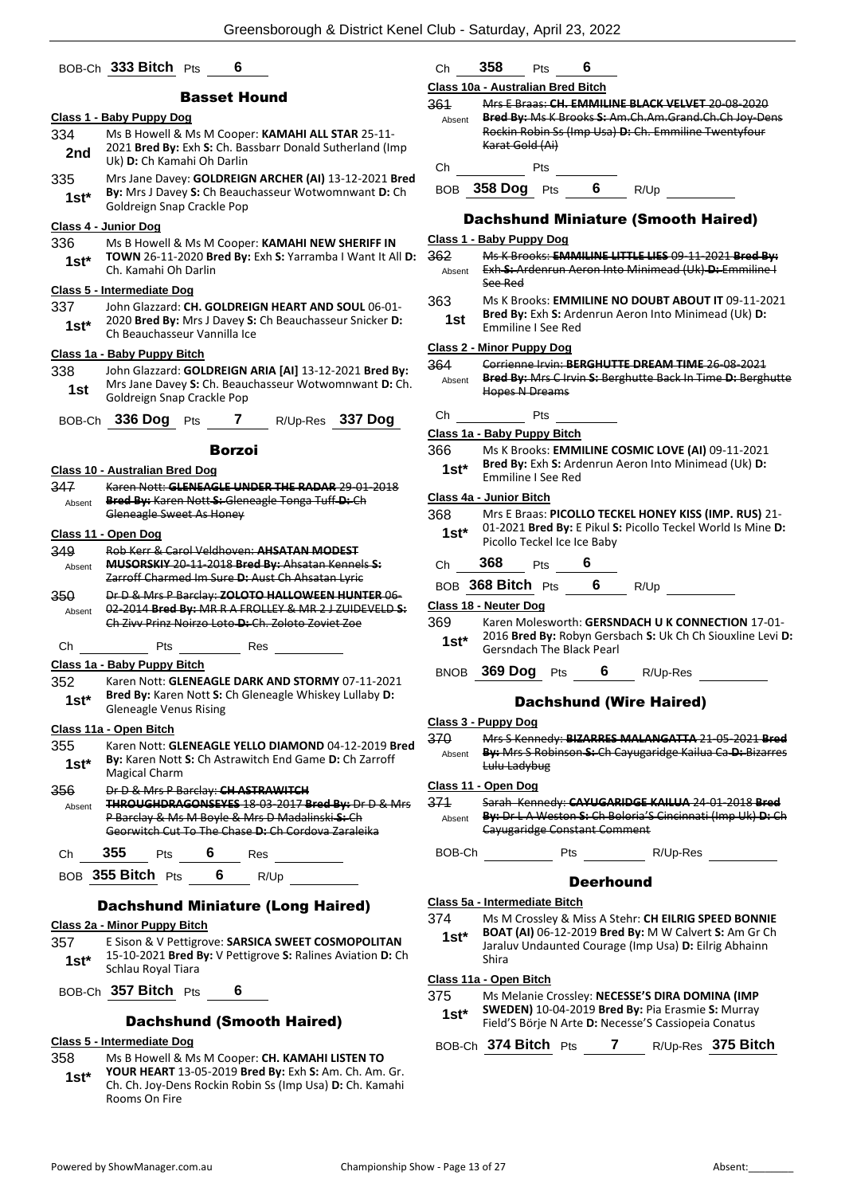BOB-Ch **333 Bitch** Pts **6**

## Basset Hound

**Class 1 - Baby Puppy Dog**

334 — **2nd** — Ms B Howell & Ms M Cooper: **KAMAHI ALL STAR** 25-11-2021 **Bred By:** Exh **S:** Ch. Bassbarr Donald Sutherland (Imp Uk) **D:** Ch Kamahi Oh Darlin

335 — **1st*** — Mrs Jane Davey: **GOLDREIGN ARCHER (AI)** 13-12-2021 **Bred By:** Mrs J Davey **S:** Ch Beauchasseur Wotwomnwant **D:** Ch Goldreign Snap Crackle Pop

**Class 4 - Junior Dog**

336 — **1st*** — Ms B Howell & Ms M Cooper: **KAMAHI NEW SHERIFF IN TOWN** 26-11-2020 **Bred By:** Exh **S:** Yarramba I Want It All **D:** Ch. Kamahi Oh Darlin

**Class 5 - Intermediate Dog**

337 — **1st*** — John Glazzard: **CH. GOLDREIGN HEART AND SOUL** 06-01-2020 **Bred By:** Mrs J Davey **S:** Ch Beauchasseur Snicker **D:** Ch Beauchasseur Vannilla Ice

**Class 1a - Baby Puppy Bitch**

338 — **1st** — John Glazzard: **GOLDREIGN ARIA [AI]** 13-12-2021 **Bred By:** Mrs Jane Davey **S:** Ch. Beauchasseur Wotwomnwant **D:** Ch. Goldreign Snap Crackle Pop

BOB-Ch **336 Dog** Pts **7** R/Up-Res **337 Dog**

## Borzoi

**Class 10 - Australian Bred Dog**

347 — Absent — ~~Karen Nott: **GLENEAGLE UNDER THE RADAR** 29-01-2018 **Bred By:** Karen Nott **S:** Gleneagle Tonga Tuff **D:** Ch Gleneagle Sweet As Honey~~

**Class 11 - Open Dog**

349 — Absent — ~~Rob Kerr & Carol Veldhoven: **AHSATAN MODEST MUSORSKIY** 20-11-2018 **Bred By:** Ahsatan Kennels **S:** Zarroff Charmed Im Sure **D:** Aust Ch Ahsatan Lyric~~

350 — Absent — ~~Dr D & Mrs P Barclay: **ZOLOTO HALLOWEEN HUNTER** 06-02-2014 **Bred By:** MR R A FROLLEY & MR 2 J ZUIDEVELD **S:** Ch Zivv Prinz Noirzo Loto **D:** Ch. Zoloto Zoviet Zoe~~

Ch \_\_\_\_ Pts \_\_\_\_ Res \_\_\_\_

**Class 1a - Baby Puppy Bitch**

352 — **1st*** — Karen Nott: **GLENEAGLE DARK AND STORMY** 07-11-2021 **Bred By:** Karen Nott **S:** Ch Gleneagle Whiskey Lullaby **D:** Gleneagle Venus Rising

**Class 11a - Open Bitch**

355 — **1st*** — Karen Nott: **GLENEAGLE YELLO DIAMOND** 04-12-2019 **Bred By:** Karen Nott **S:** Ch Astrawitch End Game **D:** Ch Zarroff Magical Charm

356 — Absent — ~~Dr D & Mrs P Barclay: **CH ASTRAWITCH THROUGHDRAGONSEYES** 18-03-2017 **Bred By:** Dr D & Mrs P Barclay & Ms M Boyle & Mrs D Madalinski **S:** Ch Georwitch Cut To The Chase **D:** Ch Cordova Zaraleika~~

Ch **355** Pts **6** Res \_\_\_\_

BOB **355 Bitch** Pts **6** R/Up \_\_\_\_

## Dachshund Miniature (Long Haired)

**Class 2a - Minor Puppy Bitch**

357 — **1st*** — E Sison & V Pettigrove: **SARSICA SWEET COSMOPOLITAN** 15-10-2021 **Bred By:** V Pettigrove **S:** Ralines Aviation **D:** Ch Schlau Royal Tiara

BOB-Ch **357 Bitch** Pts **6**

## Dachshund (Smooth Haired)

**Class 5 - Intermediate Dog**

358 — **1st*** — Ms B Howell & Ms M Cooper: **CH. KAMAHI LISTEN TO YOUR HEART** 13-05-2019 **Bred By:** Exh **S:** Am. Ch. Am. Gr. Ch. Ch. Joy-Dens Rockin Robin Ss (Imp Usa) **D:** Ch. Kamahi Rooms On Fire

Ch **358** Pts **6**

**Class 10a - Australian Bred Bitch**

361 — Absent — ~~Mrs E Braas: **CH. EMMILINE BLACK VELVET** 20-08-2020 **Bred By:** Ms K Brooks **S:** Am.Ch.Am.Grand.Ch.Ch Joy-Dens Rockin Robin Ss (Imp Usa) **D:** Ch. Emmiline Twentyfour Karat Gold (Ai)~~

Ch \_\_\_\_ Pts \_\_\_\_

BOB **358 Dog** Pts **6** R/Up \_\_\_\_

## Dachshund Miniature (Smooth Haired)

**Class 1 - Baby Puppy Dog**

362 — Absent — ~~Ms K Brooks: **EMMILINE LITTLE LIES** 09-11-2021 **Bred By:** Exh **S:** Ardenrun Aeron Into Minimead (Uk) **D:** Emmiline I See Red~~

363 — **1st** — Ms K Brooks: **EMMILINE NO DOUBT ABOUT IT** 09-11-2021 **Bred By:** Exh **S:** Ardenrun Aeron Into Minimead (Uk) **D:** Emmiline I See Red

**Class 2 - Minor Puppy Dog**

364 — Absent — ~~Corrienne Irvin: **BERGHUTTE DREAM TIME** 26-08-2021 **Bred By:** Mrs C Irvin **S:** Berghutte Back In Time **D:** Berghutte Hopes N Dreams~~

Ch \_\_\_\_ Pts \_\_\_\_

**Class 1a - Baby Puppy Bitch**

366 — **1st*** — Ms K Brooks: **EMMILINE COSMIC LOVE (AI)** 09-11-2021 **Bred By:** Exh **S:** Ardenrun Aeron Into Minimead (Uk) **D:** Emmiline I See Red

**Class 4a - Junior Bitch**

368 — **1st*** — Mrs E Braas: **PICOLLO TECKEL HONEY KISS (IMP. RUS)** 21-01-2021 **Bred By:** E Pikul **S:** Picollo Teckel World Is Mine **D:** Picollo Teckel Ice Ice Baby

Ch **368** Pts **6**

BOB **368 Bitch** Pts **6** R/Up \_\_\_\_

**Class 18 - Neuter Dog**

369 — **1st*** — Karen Molesworth: **GERSNDACH U K CONNECTION** 17-01-2016 **Bred By:** Robyn Gersbach **S:** Uk Ch Ch Siouxline Levi **D:** Gersndach The Black Pearl

BNOB **369 Dog** Pts **6** R/Up-Res \_\_\_\_

## Dachshund (Wire Haired)

**Class 3 - Puppy Dog**

370 — Absent — ~~Mrs S Kennedy: **BIZARRES MALANGATTA** 21-05-2021 **Bred By:** Mrs S Robinson **S:** Ch Cayugaridge Kailua Ca **D:** Bizarres Lulu Ladybug~~

**Class 11 - Open Dog**

371 — Absent — ~~Sarah Kennedy: **CAYUGARIDGE KAILUA** 24-01-2018 **Bred By:** Dr L A Weston **S:** Ch Boloria'S Cincinnati (Imp Uk) **D:** Ch Cayugaridge Constant Comment~~

BOB-Ch \_\_\_\_ Pts \_\_\_\_ R/Up-Res \_\_\_\_

## Deerhound

**Class 5a - Intermediate Bitch**

374 — **1st*** — Ms M Crossley & Miss A Stehr: **CH EILRIG SPEED BONNIE BOAT (AI)** 06-12-2019 **Bred By:** M W Calvert **S:** Am Gr Ch Jaraluv Undaunted Courage (Imp Usa) **D:** Eilrig Abhainn Shira

**Class 11a - Open Bitch**

375 — **1st*** — Ms Melanie Crossley: **NECESSE'S DIRA DOMINA (IMP SWEDEN)** 10-04-2019 **Bred By:** Pia Erasmie **S:** Murray Field'S Börje N Arte **D:** Necesse'S Cassiopeia Conatus

BOB-Ch **374 Bitch** Pts **7** R/Up-Res **375 Bitch**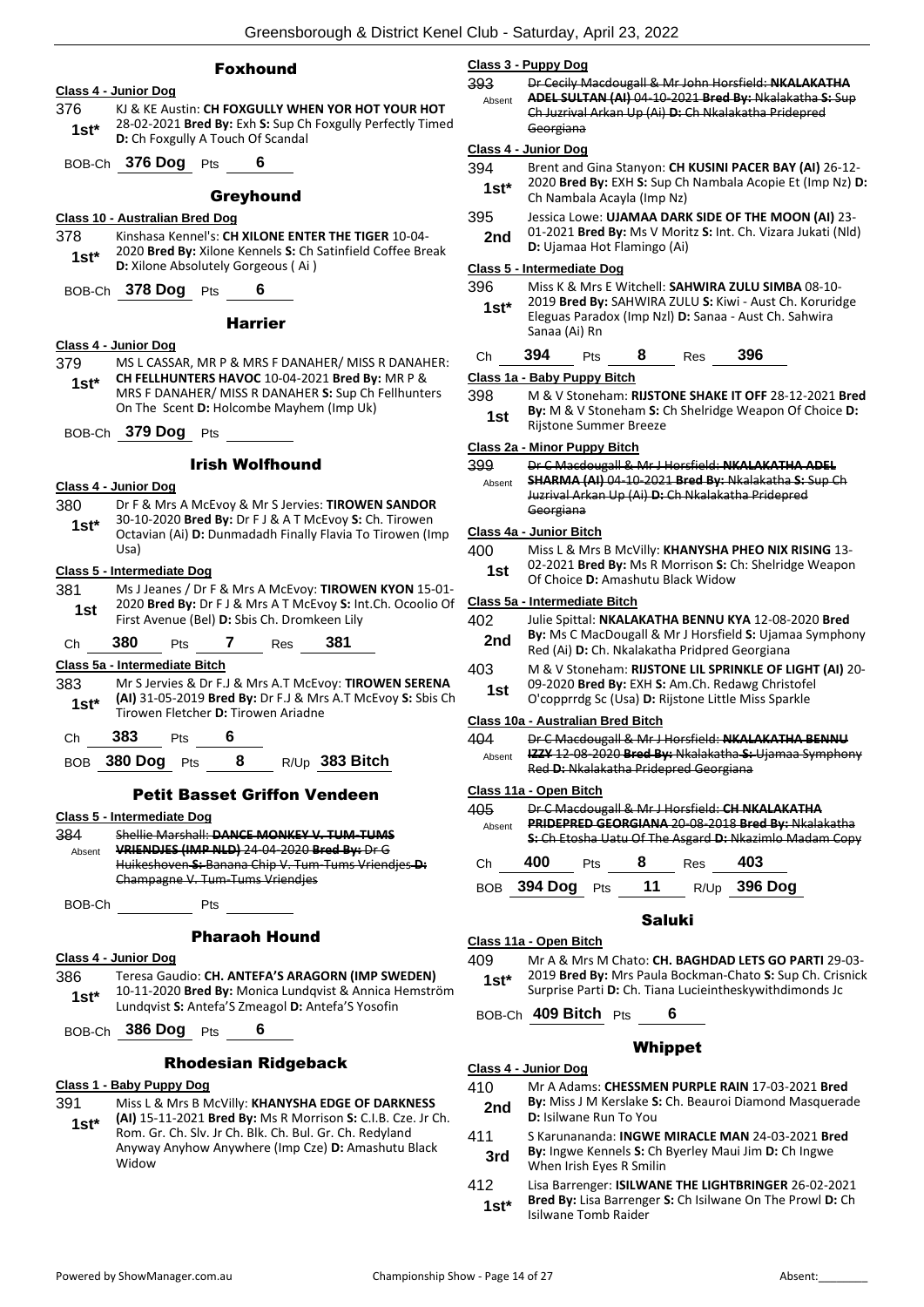## Foxhound

### Class 4 - Junior Dog

376 KJ & KE Austin: **CH FOXGULLY WHEN YOR HOT YOUR HOT** 28-02-2021 **Bred By:** Exh **S:** Sup Ch Foxgully Perfectly Timed **D:** Ch Foxgully A Touch Of Scandal
**1st***

BOB-Ch **376 Dog** Pts **6**

## Greyhound

### Class 10 - Australian Bred Dog

378 Kinshasa Kennel's: **CH XILONE ENTER THE TIGER** 10-04-2020 **Bred By:** Xilone Kennels **S:** Ch Satinfield Coffee Break **D:** Xilone Absolutely Gorgeous ( Ai )
**1st***

BOB-Ch **378 Dog** Pts **6**

## Harrier

### Class 4 - Junior Dog

379 MS L CASSAR, MR P & MRS F DANAHER/ MISS R DANAHER: **CH FELLHUNTERS HAVOC** 10-04-2021 **Bred By:** MR P & MRS F DANAHER/ MISS R DANAHER **S:** Sup Ch Fellhunters On The Scent **D:** Holcombe Mayhem (Imp Uk)
**1st***

BOB-Ch **379 Dog** Pts

## Irish Wolfhound

### Class 4 - Junior Dog

380 Dr F & Mrs A McEvoy & Mr S Jervies: **TIROWEN SANDOR** 30-10-2020 **Bred By:** Dr F J & A T McEvoy **S:** Ch. Tirowen Octavian (Ai) **D:** Dunmadadh Finally Flavia To Tirowen (Imp Usa)
**1st***

### Class 5 - Intermediate Dog

381 Ms J Jeanes / Dr F & Mrs A McEvoy: **TIROWEN KYON** 15-01-2020 **Bred By:** Dr F J & Mrs A T McEvoy **S:** Int.Ch. Ocoolio Of First Avenue (Bel) **D:** Sbis Ch. Dromkeen Lily
**1st**

Ch **380** Pts **7** Res **381**

### Class 5a - Intermediate Bitch

383 Mr S Jervies & Dr F.J & Mrs A.T McEvoy: **TIROWEN SERENA (AI)** 31-05-2019 **Bred By:** Dr F.J & Mrs A.T McEvoy **S:** Sbis Ch Tirowen Fletcher **D:** Tirowen Ariadne
**1st***

Ch **383** Pts **6**

BOB **380 Dog** Pts **8** R/Up **383 Bitch**

## Petit Basset Griffon Vendeen

### Class 5 - Intermediate Dog

384 ~~Shellie Marshall: **DANCE MONKEY V. TUM-TUMS VRIENDJES (IMP NLD)** 24-04-2020 **Bred By:** Dr G Huikeshoven **S:** Banana Chip V. Tum-Tums Vriendjes **D:** Champagne V. Tum-Tums Vriendjes~~
Absent

BOB-Ch Pts

## Pharaoh Hound

### Class 4 - Junior Dog

386 Teresa Gaudio: **CH. ANTEFA'S ARAGORN (IMP SWEDEN)** 10-11-2020 **Bred By:** Monica Lundqvist & Annica Hemström Lundqvist **S:** Antefa'S Zmeagol **D:** Antefa'S Yosofin
**1st***

BOB-Ch **386 Dog** Pts **6**

## Rhodesian Ridgeback

### Class 1 - Baby Puppy Dog

391 Miss L & Mrs B McVilly: **KHANYSHA EDGE OF DARKNESS (AI)** 15-11-2021 **Bred By:** Ms R Morrison **S:** C.I.B. Cze. Jr Ch. Rom. Gr. Ch. Slv. Jr Ch. Blk. Ch. Bul. Gr. Ch. Redyland Anyway Anyhow Anywhere (Imp Cze) **D:** Amashutu Black Widow
**1st***

### Class 3 - Puppy Dog

393 ~~Dr Cecily Macdougall & Mr John Horsfield: **NKALAKATHA ADEL SULTAN (AI)** 04-10-2021 **Bred By:** Nkalakatha **S:** Sup Ch Juzrival Arkan Up (Ai) **D:** Ch Nkalakatha Pridepred Georgiana~~
Absent

### Class 4 - Junior Dog

394 Brent and Gina Stanyon: **CH KUSINI PACER BAY (AI)** 26-12-2020 **Bred By:** EXH **S:** Sup Ch Nambala Acopie Et (Imp Nz) **D:** Ch Nambala Acayla (Imp Nz)
**1st***

395 Jessica Lowe: **UJAMAA DARK SIDE OF THE MOON (AI)** 23-01-2021 **Bred By:** Ms V Moritz **S:** Int. Ch. Vizara Jukati (Nld) **D:** Ujamaa Hot Flamingo (Ai)
**2nd**

### Class 5 - Intermediate Dog

396 Miss K & Mrs E Witchell: **SAHWIRA ZULU SIMBA** 08-10-2019 **Bred By:** SAHWIRA ZULU **S:** Kiwi - Aust Ch. Koruridge Eleguas Paradox (Imp Nzl) **D:** Sanaa - Aust Ch. Sahwira Sanaa (Ai) Rn
**1st***

Ch **394** Pts **8** Res **396**

### Class 1a - Baby Puppy Bitch

398 M & V Stoneham: **RIJSTONE SHAKE IT OFF** 28-12-2021 **Bred By:** M & V Stoneham **S:** Ch Shelridge Weapon Of Choice **D:** Rijstone Summer Breeze
**1st**

### Class 2a - Minor Puppy Bitch

399 ~~Dr C Macdougall & Mr J Horsfield: **NKALAKATHA ADEL SHARMA (AI)** 04-10-2021 **Bred By:** Nkalakatha **S:** Sup Ch Juzrival Arkan Up (Ai) **D:** Ch Nkalakatha Pridepred Georgiana~~
Absent

### Class 4a - Junior Bitch

400 Miss L & Mrs B McVilly: **KHANYSHA PHEO NIX RISING** 13-02-2021 **Bred By:** Ms R Morrison **S:** Ch: Shelridge Weapon Of Choice **D:** Amashutu Black Widow
**1st**

### Class 5a - Intermediate Bitch

402 Julie Spittal: **NKALAKATHA BENNU KYA** 12-08-2020 **Bred By:** Ms C MacDougall & Mr J Horsfield **S:** Ujamaa Symphony Red (Ai) **D:** Ch. Nkalakatha Pridpred Georgiana
**2nd**

403 M & V Stoneham: **RIJSTONE LIL SPRINKLE OF LIGHT (AI)** 20-09-2020 **Bred By:** EXH **S:** Am.Ch. Redawg Christofel O'copprrdg Sc (Usa) **D:** Rijstone Little Miss Sparkle
**1st**

### Class 10a - Australian Bred Bitch

404 ~~Dr C Macdougall & Mr J Horsfield: **NKALAKATHA BENNU IZZY** 12-08-2020 **Bred By:** Nkalakatha **S:** Ujamaa Symphony Red **D:** Nkalakatha Pridepred Georgiana~~
Absent

### Class 11a - Open Bitch

405 ~~Dr C Macdougall & Mr J Horsfield: **CH NKALAKATHA PRIDEPRED GEORGIANA** 20-08-2018 **Bred By:** Nkalakatha **S:** Ch Etosha Uatu Of The Asgard **D:** Nkazimlo Madam Copy~~
Absent

Ch **400** Pts **8** Res **403**

BOB **394 Dog** Pts **11** R/Up **396 Dog**

## Saluki

### Class 11a - Open Bitch

409 Mr A & Mrs M Chato: **CH. BAGHDAD LETS GO PARTI** 29-03-2019 **Bred By:** Mrs Paula Bockman-Chato **S:** Sup Ch. Crisnick Surprise Parti **D:** Ch. Tiana Lucieintheskywithdimonds Jc
**1st***

BOB-Ch **409 Bitch** Pts **6**

## Whippet

### Class 4 - Junior Dog

410 Mr A Adams: **CHESSMEN PURPLE RAIN** 17-03-2021 **Bred By:** Miss J M Kerslake **S:** Ch. Beauroi Diamond Masquerade **D:** Isilwane Run To You
**2nd**

411 S Karunananda: **INGWE MIRACLE MAN** 24-03-2021 **Bred By:** Ingwe Kennels **S:** Ch Byerley Maui Jim **D:** Ch Ingwe When Irish Eyes R Smilin
**3rd**

412 Lisa Barrenger: **ISILWANE THE LIGHTBRINGER** 26-02-2021 **Bred By:** Lisa Barrenger **S:** Ch Isilwane On The Prowl **D:** Ch Isilwane Tomb Raider
**1st***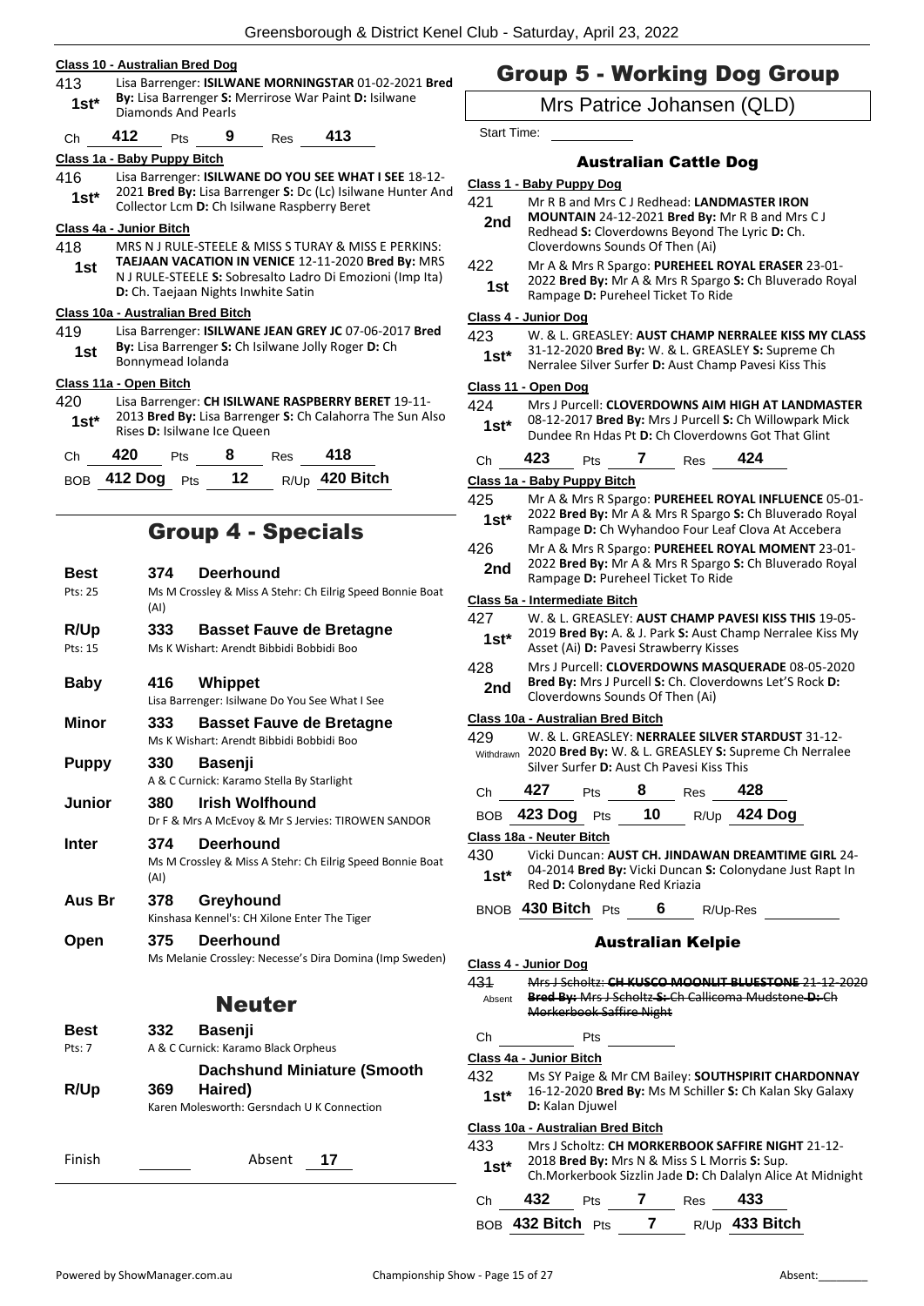**Class 10 - Australian Bred Dog**

413 — 1st* — Lisa Barrenger: **ISILWANE MORNINGSTAR** 01-02-2021 **Bred By:** Lisa Barrenger **S:** Merrirose War Paint **D:** Isilwane Diamonds And Pearls

Ch 412 Pts 9 Res 413

**Class 1a - Baby Puppy Bitch**

416 — 1st* — Lisa Barrenger: **ISILWANE DO YOU SEE WHAT I SEE** 18-12-2021 **Bred By:** Lisa Barrenger **S:** Dc (Lc) Isilwane Hunter And Collector Lcm **D:** Ch Isilwane Raspberry Beret

**Class 4a - Junior Bitch**

418 — 1st — MRS N J RULE-STEELE & MISS S TURAY & MISS E PERKINS: **TAEJAAN VACATION IN VENICE** 12-11-2020 **Bred By:** MRS N J RULE-STEELE **S:** Sobresalto Ladro Di Emozioni (Imp Ita) **D:** Ch. Taejaan Nights Inwhite Satin

**Class 10a - Australian Bred Bitch**

419 — 1st — Lisa Barrenger: **ISILWANE JEAN GREY JC** 07-06-2017 **Bred By:** Lisa Barrenger **S:** Ch Isilwane Jolly Roger **D:** Ch Bonnymead Iolanda

**Class 11a - Open Bitch**

420 — 1st* — Lisa Barrenger: **CH ISILWANE RASPBERRY BERET** 19-11-2013 **Bred By:** Lisa Barrenger **S:** Ch Calahorra The Sun Also Rises **D:** Isilwane Ice Queen

Ch 420 Pts 8 Res 418

BOB 412 Dog Pts 12 R/Up 420 Bitch

## Group 4 - Specials

| | | |
|---|---|---|
| **Best** (Pts: 25) | 374 | **Deerhound** — Ms M Crossley & Miss A Stehr: Ch Eilrig Speed Bonnie Boat (AI) |
| **R/Up** (Pts: 15) | 333 | **Basset Fauve de Bretagne** — Ms K Wishart: Arendt Bibbidi Bobbidi Boo |
| **Baby** | 416 | **Whippet** — Lisa Barrenger: Isilwane Do You See What I See |
| **Minor** | 333 | **Basset Fauve de Bretagne** — Ms K Wishart: Arendt Bibbidi Bobbidi Boo |
| **Puppy** | 330 | **Basenji** — A & C Curnick: Karamo Stella By Starlight |
| **Junior** | 380 | **Irish Wolfhound** — Dr F & Mrs A McEvoy & Mr S Jervies: TIROWEN SANDOR |
| **Inter** | 374 | **Deerhound** — Ms M Crossley & Miss A Stehr: Ch Eilrig Speed Bonnie Boat (AI) |
| **Aus Br** | 378 | **Greyhound** — Kinshasa Kennel's: CH Xilone Enter The Tiger |
| **Open** | 375 | **Deerhound** — Ms Melanie Crossley: Necesse's Dira Domina (Imp Sweden) |

## Neuter

| | | |
|---|---|---|
| **Best** (Pts: 7) | 332 | **Basenji** — A & C Curnick: Karamo Black Orpheus |
| **R/Up** | 369 | **Dachshund Miniature (Smooth Haired)** — Karen Molesworth: Gersndach U K Connection |

Finish ______ Absent 17

# Group 5 - Working Dog Group

## Mrs Patrice Johansen (QLD)

Start Time:

### Australian Cattle Dog

**Class 1 - Baby Puppy Dog**

421 — 2nd — Mr R B and Mrs C J Redhead: **LANDMASTER IRON MOUNTAIN** 24-12-2021 **Bred By:** Mr R B and Mrs C J Redhead **S:** Cloverdowns Beyond The Lyric **D:** Ch. Cloverdowns Sounds Of Then (Ai)

422 — 1st — Mr A & Mrs R Spargo: **PUREHEEL ROYAL ERASER** 23-01-2022 **Bred By:** Mr A & Mrs R Spargo **S:** Ch Bluverado Royal Rampage **D:** Pureheel Ticket To Ride

**Class 4 - Junior Dog**

423 — 1st* — W. & L. GREASLEY: **AUST CHAMP NERRALEE KISS MY CLASS** 31-12-2020 **Bred By:** W. & L. GREASLEY **S:** Supreme Ch Nerralee Silver Surfer **D:** Aust Champ Pavesi Kiss This

**Class 11 - Open Dog**

424 — 1st* — Mrs J Purcell: **CLOVERDOWNS AIM HIGH AT LANDMASTER** 08-12-2017 **Bred By:** Mrs J Purcell **S:** Ch Willowpark Mick Dundee Rn Hdas Pt **D:** Ch Cloverdowns Got That Glint

Ch 423 Pts 7 Res 424

**Class 1a - Baby Puppy Bitch**

425 — 1st* — Mr A & Mrs R Spargo: **PUREHEEL ROYAL INFLUENCE** 05-01-2022 **Bred By:** Mr A & Mrs R Spargo **S:** Ch Bluverado Royal Rampage **D:** Ch Wyhandoo Four Leaf Clova At Accebera

426 — 2nd — Mr A & Mrs R Spargo: **PUREHEEL ROYAL MOMENT** 23-01-2022 **Bred By:** Mr A & Mrs R Spargo **S:** Ch Bluverado Royal Rampage **D:** Pureheel Ticket To Ride

**Class 5a - Intermediate Bitch**

427 — 1st* — W. & L. GREASLEY: **AUST CHAMP PAVESI KISS THIS** 19-05-2019 **Bred By:** A. & J. Park **S:** Aust Champ Nerralee Kiss My Asset (Ai) **D:** Pavesi Strawberry Kisses

428 — 2nd — Mrs J Purcell: **CLOVERDOWNS MASQUERADE** 08-05-2020 **Bred By:** Mrs J Purcell **S:** Ch. Cloverdowns Let'S Rock **D:** Cloverdowns Sounds Of Then (Ai)

**Class 10a - Australian Bred Bitch**

429 — Withdrawn — W. & L. GREASLEY: **NERRALEE SILVER STARDUST** 31-12-2020 **Bred By:** W. & L. GREASLEY **S:** Supreme Ch Nerralee Silver Surfer **D:** Aust Ch Pavesi Kiss This

Ch 427 Pts 8 Res 428

BOB 423 Dog Pts 10 R/Up 424 Dog

**Class 18a - Neuter Bitch**

430 — 1st* — Vicki Duncan: **AUST CH. JINDAWAN DREAMTIME GIRL** 24-04-2014 **Bred By:** Vicki Duncan **S:** Colonydane Just Rapt In Red **D:** Colonydane Red Kriazia

BNOB 430 Bitch Pts 6 R/Up-Res

### Australian Kelpie

**Class 4 - Junior Dog**

431 — Absent — ~~Mrs J Scholtz: **CH KUSCO MOONLIT BLUESTONE** 21-12-2020 **Bred By:** Mrs J Scholtz **S:** Ch Callicoma Mudstone **D:** Ch Morkerbook Saffire Night~~

Ch ______ Pts ______

**Class 4a - Junior Bitch**

432 — 1st* — Ms SY Paige & Mr CM Bailey: **SOUTHSPIRIT CHARDONNAY** 16-12-2020 **Bred By:** Ms M Schiller **S:** Ch Kalan Sky Galaxy **D:** Kalan Djuwel

**Class 10a - Australian Bred Bitch**

433 — 1st* — Mrs J Scholtz: **CH MORKERBOOK SAFFIRE NIGHT** 21-12-2018 **Bred By:** Mrs N & Miss S L Morris **S:** Sup. Ch.Morkerbook Sizzlin Jade **D:** Ch Dalalyn Alice At Midnight

Ch 432 Pts 7 Res 433

BOB 432 Bitch Pts 7 R/Up 433 Bitch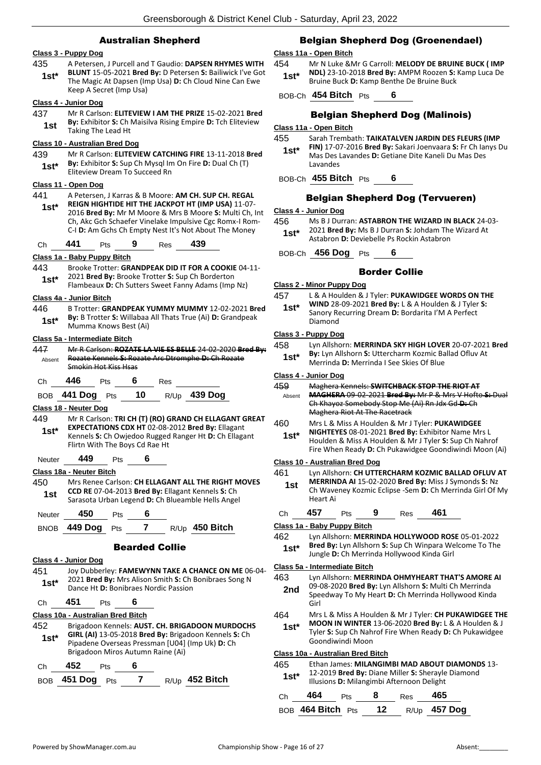## Australian Shepherd

### Class 3 - Puppy Dog

435 **1st*** A Petersen, J Purcell and T Gaudio: **DAPSEN RHYMES WITH BLUNT** 15-05-2021 **Bred By:** D Petersen **S:** Bailiwick I've Got The Magic At Dapsen (Imp Usa) **D:** Ch Cloud Nine Can Ewe Keep A Secret (Imp Usa)

### Class 4 - Junior Dog

437 **1st** Mr R Carlson: **ELITEVIEW I AM THE PRIZE** 15-02-2021 **Bred By:** Exhibitor **S:** Ch Maisilva Rising Empire **D:** Tch Eliteview Taking The Lead Ht

### Class 10 - Australian Bred Dog

439 **1st*** Mr R Carlson: **ELITEVIEW CATCHING FIRE** 13-11-2018 **Bred By:** Exhibitor **S:** Sup Ch Mysql Im On Fire **D:** Dual Ch (T) Eliteview Dream To Succeed Rn

### Class 11 - Open Dog

441 **1st*** A Petersen, J Karras & B Moore: **AM CH. SUP CH. REGAL REIGN HIGHTIDE HIT THE JACKPOT HT (IMP USA)** 11-07-2016 **Bred By:** Mr M Moore & Mrs B Moore **S:** Multi Ch, Int Ch, Akc Gch Schaefer Vinelake Impulsive Cgc Romx-I Rom-C-I **D:** Am Gchs Ch Empty Nest It's Not About The Money

Ch **441** Pts **9** Res **439**

### Class 1a - Baby Puppy Bitch

443 **1st*** Brooke Trotter: **GRANDPEAK DID IT FOR A COOKIE** 04-11-2021 **Bred By:** Brooke Trotter **S:** Sup Ch Borderton Flambeaux **D:** Ch Sutters Sweet Fanny Adams (Imp Nz)

### Class 4a - Junior Bitch

446 **1st*** B Trotter: **GRANDPEAK YUMMY MUMMY** 12-02-2021 **Bred By:** B Trotter **S:** Willabaa All Thats True (Ai) **D:** Grandpeak Mumma Knows Best (Ai)

### Class 5a - Intermediate Bitch

447 Absent ~~Mr R Carlson: **ROZATE LA VIE ES BELLE** 24-02-2020 **Bred By:** Rozate Kennels **S:** Rozate Arc Dtromphe **D:** Ch Rozate Smokin Hot Kiss Hsas~~

Ch **446** Pts **6** Res

BOB **441 Dog** Pts **10** R/Up **439 Dog**

### Class 18 - Neuter Dog

449 **1st*** Mr R Carlson: **TRI CH (T) (RO) GRAND CH ELLAGANT GREAT EXPECTATIONS CDX HT** 02-08-2012 **Bred By:** Ellagant Kennels **S:** Ch Owjedoo Rugged Ranger Ht **D:** Ch Ellagant Flirtn With The Boys Cd Rae Ht

Neuter **449** Pts **6**

### Class 18a - Neuter Bitch

450 **1st** Mrs Renee Carlson: **CH ELLAGANT ALL THE RIGHT MOVES CCD RE** 07-04-2013 **Bred By:** Ellagant Kennels **S:** Ch Sarasota Urban Legend **D:** Ch Blueamble Hells Angel

Neuter **450** Pts **6**

BNOB **449 Dog** Pts **7** R/Up **450 Bitch**

## Bearded Collie

### Class 4 - Junior Dog

451 **1st*** Joy Dubberley: **FAMEWYNN TAKE A CHANCE ON ME** 06-04-2021 **Bred By:** Mrs Alison Smith **S:** Ch Bonibraes Song N Dance Ht **D:** Bonibraes Nordic Passion

Ch **451** Pts **6**

### Class 10a - Australian Bred Bitch

452 **1st*** Brigadoon Kennels: **AUST. CH. BRIGADOON MURDOCHS GIRL (AI)** 13-05-2018 **Bred By:** Brigadoon Kennels **S:** Ch Pipadene Overseas Pressman [U04] (Imp Uk) **D:** Ch Brigadoon Miros Autumn Raine (Ai)

Ch **452** Pts **6**

BOB **451 Dog** Pts **7** R/Up **452 Bitch**

## Belgian Shepherd Dog (Groenendael)

### Class 11a - Open Bitch

454 **1st*** Mr N Luke &Mr G Carroll: **MELODY DE BRUINE BUCK ( IMP NDL)** 23-10-2018 **Bred By:** AMPM Roozen **S:** Kamp Luca De Bruine Buck **D:** Kamp Benthe De Bruine Buck

BOB-Ch **454 Bitch** Pts **6**

## Belgian Shepherd Dog (Malinois)

### Class 11a - Open Bitch

455 **1st*** Sarah Trembath: **TAIKATALVEN JARDIN DES FLEURS (IMP FIN)** 17-07-2016 **Bred By:** Sakari Joenvaara **S:** Fr Ch Ianys Du Mas Des Lavandes **D:** Getiane Dite Kaneli Du Mas Des Lavandes

BOB-Ch **455 Bitch** Pts **6**

## Belgian Shepherd Dog (Tervueren)

### Class 4 - Junior Dog

456 **1st*** Ms B J Durran: **ASTABRON THE WIZARD IN BLACK** 24-03-2021 **Bred By:** Ms B J Durran **S:** Johdam The Wizard At Astabron **D:** Deviebelle Ps Rockin Astabron

BOB-Ch **456 Dog** Pts **6**

## Border Collie

### Class 2 - Minor Puppy Dog

457 **1st*** L & A Houlden & J Tyler: **PUKAWIDGEE WORDS ON THE WIND** 28-09-2021 **Bred By:** L & A Houlden & J Tyler **S:** Sanory Recurring Dream **D:** Bordarita I'M A Perfect Diamond

### Class 3 - Puppy Dog

458 **1st*** Lyn Allshorn: **MERRINDA SKY HIGH LOVER** 20-07-2021 **Bred By:** Lyn Allshorn **S:** Uttercharm Kozmic Ballad Ofluv At Merrinda **D:** Merrinda I See Skies Of Blue

### Class 4 - Junior Dog

459 Absent ~~Maghera Kennels: **SWITCHBACK STOP THE RIOT AT MAGHERA** 09-02-2021 **Bred By:** Mr P & Mrs V Hofto **S:** Dual Ch Khayoz Somebody Stop Me (Ai) Rn Jdx Gd **D:** Ch Maghera Riot At The Racetrack~~

460 **1st*** Mrs L & Miss A Houlden & Mr J Tyler: **PUKAWIDGEE NIGHTEYES** 08-01-2021 **Bred By:** Exhibitor Name Mrs L Houlden & Miss A Houlden & Mr J Tyler **S:** Sup Ch Nahrof Fire When Ready **D:** Ch Pukawidgee Goondiwindi Moon (Ai)

### Class 10 - Australian Bred Dog

461 **1st** Lyn Allshorn: **CH UTTERCHARM KOZMIC BALLAD OFLUV AT MERRINDA AI** 15-02-2020 **Bred By:** Miss J Symonds **S:** Nz Ch Waveney Kozmic Eclipse -Sem **D:** Ch Merrinda Girl Of My Heart Ai

Ch **457** Pts **9** Res **461**

### Class 1a - Baby Puppy Bitch

462 **1st*** Lyn Allshorn: **MERRINDA HOLLYWOOD ROSE** 05-01-2022 **Bred By:** Lyn Allshorn **S:** Sup Ch Winpara Welcome To The Jungle **D:** Ch Merrinda Hollywood Kinda Girl

### Class 5a - Intermediate Bitch

463 **2nd** Lyn Allshorn: **MERRINDA OHMYHEART THAT'S AMORE AI** 09-08-2020 **Bred By:** Lyn Allshorn **S:** Multi Ch Merrinda Speedway To My Heart **D:** Ch Merrinda Hollywood Kinda Girl

464 **1st*** Mrs L & Miss A Houlden & Mr J Tyler: **CH PUKAWIDGEE THE MOON IN WINTER** 13-06-2020 **Bred By:** L & A Houlden & J Tyler **S:** Sup Ch Nahrof Fire When Ready **D:** Ch Pukawidgee Goondiwindi Moon

### Class 10a - Australian Bred Bitch

465 **1st*** Ethan James: **MILANGIMBI MAD ABOUT DIAMONDS** 13-12-2019 **Bred By:** Diane Miller **S:** Sherayle Diamond Illusions **D:** Milangimbi Afternoon Delight

Ch **464** Pts **8** Res **465**

BOB **464 Bitch** Pts **12** R/Up **457 Dog**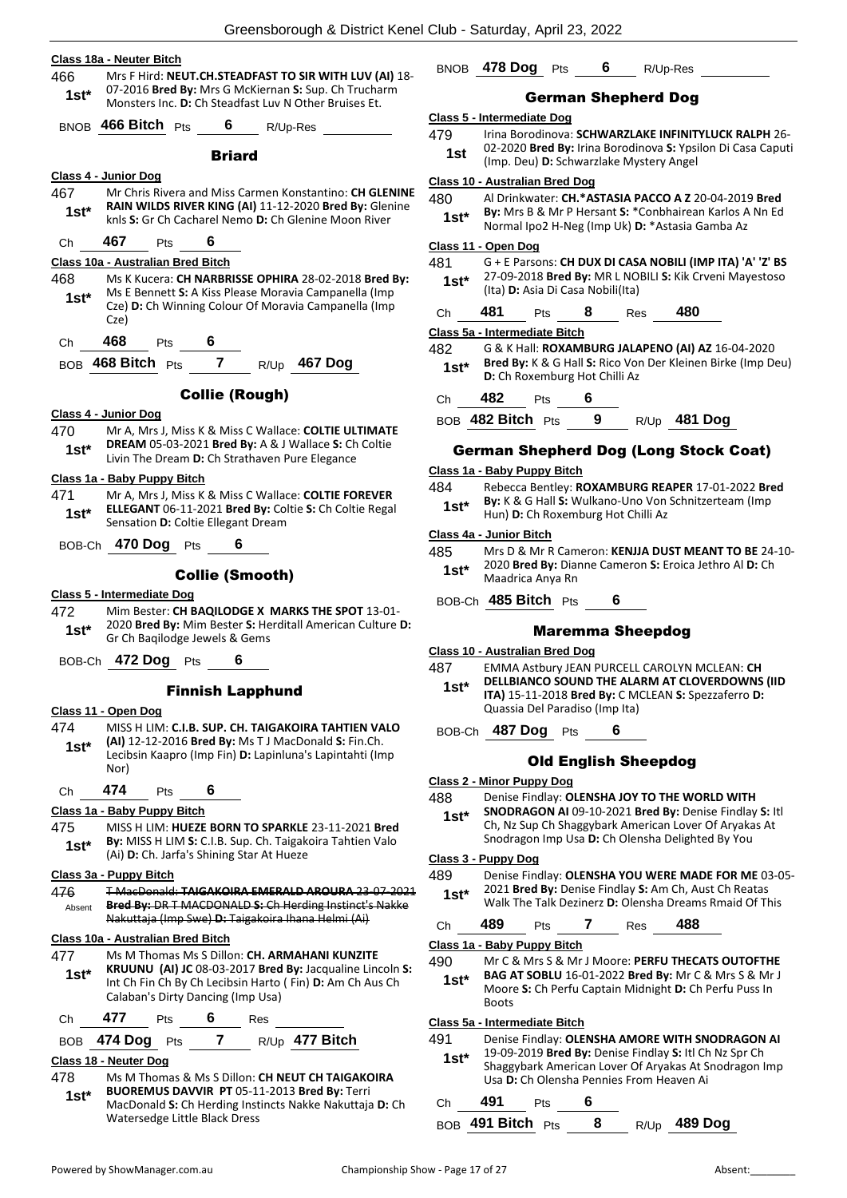**Class 18a - Neuter Bitch**

466 1st* Mrs F Hird: **NEUT.CH.STEADFAST TO SIR WITH LUV (AI)** 18-07-2016 **Bred By:** Mrs G McKiernan **S:** Sup. Ch Trucharm Monsters Inc. **D:** Ch Steadfast Luv N Other Bruises Et.

BNOB **466 Bitch** Pts **6** R/Up-Res

## Briard

**Class 4 - Junior Dog**

467 1st* Mr Chris Rivera and Miss Carmen Konstantino: **CH GLENINE RAIN WILDS RIVER KING (AI)** 11-12-2020 **Bred By:** Glenine knls **S:** Gr Ch Cacharel Nemo **D:** Ch Glenine Moon River

Ch **467** Pts **6**

**Class 10a - Australian Bred Bitch**

468 1st* Ms K Kucera: **CH NARBRISSE OPHIRA** 28-02-2018 **Bred By:** Ms E Bennett **S:** A Kiss Please Moravia Campanella (Imp Cze) **D:** Ch Winning Colour Of Moravia Campanella (Imp Cze)

Ch **468** Pts **6**

BOB **468 Bitch** Pts **7** R/Up **467 Dog**

## Collie (Rough)

**Class 4 - Junior Dog**

470 1st* Mr A, Mrs J, Miss K & Miss C Wallace: **COLTIE ULTIMATE DREAM** 05-03-2021 **Bred By:** A & J Wallace **S:** Ch Coltie Livin The Dream **D:** Ch Strathaven Pure Elegance

**Class 1a - Baby Puppy Bitch**

471 1st* Mr A, Mrs J, Miss K & Miss C Wallace: **COLTIE FOREVER ELLEGANT** 06-11-2021 **Bred By:** Coltie **S:** Ch Coltie Regal Sensation **D:** Coltie Ellegant Dream

BOB-Ch **470 Dog** Pts **6**

## Collie (Smooth)

**Class 5 - Intermediate Dog**

472 1st* Mim Bester: **CH BAQILODGE X MARKS THE SPOT** 13-01-2020 **Bred By:** Mim Bester **S:** Herditall American Culture **D:** Gr Ch Baqilodge Jewels & Gems

BOB-Ch **472 Dog** Pts **6**

## Finnish Lapphund

**Class 11 - Open Dog**

474 1st* MISS H LIM: **C.I.B. SUP. CH. TAIGAKOIRA TAHTIEN VALO (AI)** 12-12-2016 **Bred By:** Ms T J MacDonald **S:** Fin.Ch. Lecibsin Kaapro (Imp Fin) **D:** Lapinluna's Lapintahti (Imp Nor)

Ch **474** Pts **6**

**Class 1a - Baby Puppy Bitch**

475 1st* MISS H LIM: **HUEZE BORN TO SPARKLE** 23-11-2021 **Bred By:** MISS H LIM **S:** C.I.B. Sup. Ch. Taigakoira Tahtien Valo (Ai) **D:** Ch. Jarfa's Shining Star At Hueze

**Class 3a - Puppy Bitch**

476 Absent ~~T MacDonald: **TAIGAKOIRA EMERALD AROURA** 23-07-2021 **Bred By:** DR T MACDONALD **S:** Ch Herding Instinct's Nakke Nakuttaja (Imp Swe) **D:** Taigakoira Ihana Helmi (Ai)~~

**Class 10a - Australian Bred Bitch**

477 1st* Ms M Thomas Ms S Dillon: **CH. ARMAHANI KUNZITE KRUUNU (AI) JC** 08-03-2017 **Bred By:** Jacqualine Lincoln **S:** Int Ch Fin Ch By Ch Lecibsin Harto ( Fin) **D:** Am Ch Aus Ch Calaban's Dirty Dancing (Imp Usa)

Ch **477** Pts **6** Res

BOB **474 Dog** Pts **7** R/Up **477 Bitch**

**Class 18 - Neuter Dog**

478 1st* Ms M Thomas & Ms S Dillon: **CH NEUT CH TAIGAKOIRA BUOREMUS DAVVIR PT** 05-11-2013 **Bred By:** Terri MacDonald **S:** Ch Herding Instincts Nakke Nakuttaja **D:** Ch Watersedge Little Black Dress

BNOB **478 Dog** Pts **6** R/Up-Res

## German Shepherd Dog

**Class 5 - Intermediate Dog**

479 1st Irina Borodinova: **SCHWARZLAKE INFINITYLUCK RALPH** 26-02-2020 **Bred By:** Irina Borodinova **S:** Ypsilon Di Casa Caputi (Imp. Deu) **D:** Schwarzlake Mystery Angel

**Class 10 - Australian Bred Dog**

480 1st* Al Drinkwater: **CH.*ASTASIA PACCO A Z** 20-04-2019 **Bred By:** Mrs B & Mr P Hersant **S:** *Conbhairean Karlos A Nn Ed Normal Ipo2 H-Neg (Imp Uk) **D:** *Astasia Gamba Az

**Class 11 - Open Dog**

481 1st* G + E Parsons: **CH DUX DI CASA NOBILI (IMP ITA) 'A' 'Z' BS** 27-09-2018 **Bred By:** MR L NOBILI **S:** Kik Crveni Mayestoso (Ita) **D:** Asia Di Casa Nobili(Ita)

Ch **481** Pts **8** Res **480**

**Class 5a - Intermediate Bitch**

482 1st* G & K Hall: **ROXAMBURG JALAPENO (AI) AZ** 16-04-2020 **Bred By:** K & G Hall **S:** Rico Von Der Kleinen Birke (Imp Deu) **D:** Ch Roxemburg Hot Chilli Az

Ch **482** Pts **6**

BOB **482 Bitch** Pts **9** R/Up **481 Dog**

## German Shepherd Dog (Long Stock Coat)

**Class 1a - Baby Puppy Bitch**

484 1st* Rebecca Bentley: **ROXAMBURG REAPER** 17-01-2022 **Bred By:** K & G Hall **S:** Wulkano-Uno Von Schnitzerteam (Imp Hun) **D:** Ch Roxemburg Hot Chilli Az

**Class 4a - Junior Bitch**

485 1st* Mrs D & Mr R Cameron: **KENJJA DUST MEANT TO BE** 24-10-2020 **Bred By:** Dianne Cameron **S:** Eroica Jethro Al **D:** Ch Maadrica Anya Rn

BOB-Ch **485 Bitch** Pts **6**

## Maremma Sheepdog

**Class 10 - Australian Bred Dog**

487 1st* EMMA Astbury JEAN PURCELL CAROLYN MCLEAN: **CH DELLBIANCO SOUND THE ALARM AT CLOVERDOWNS (IID ITA)** 15-11-2018 **Bred By:** C MCLEAN **S:** Spezzaferro **D:** Quassia Del Paradiso (Imp Ita)

BOB-Ch **487 Dog** Pts **6**

## Old English Sheepdog

**Class 2 - Minor Puppy Dog**

488 1st* Denise Findlay: **OLENSHA JOY TO THE WORLD WITH SNODRAGON AI** 09-10-2021 **Bred By:** Denise Findlay **S:** Itl Ch, Nz Sup Ch Shaggybark American Lover Of Aryakas At Snodragon Imp Usa **D:** Ch Olensha Delighted By You

**Class 3 - Puppy Dog**

489 1st* Denise Findlay: **OLENSHA YOU WERE MADE FOR ME** 03-05-2021 **Bred By:** Denise Findlay **S:** Am Ch, Aust Ch Reatas Walk The Talk Dezinerz **D:** Olensha Dreams Rmaid Of This

Ch **489** Pts **7** Res **488**

**Class 1a - Baby Puppy Bitch**

490 1st* Mr C & Mrs S & Mr J Moore: **PERFU THECATS OUTOFTHE BAG AT SOBLU** 16-01-2022 **Bred By:** Mr C & Mrs S & Mr J Moore **S:** Ch Perfu Captain Midnight **D:** Ch Perfu Puss In Boots

**Class 5a - Intermediate Bitch**

491 1st* Denise Findlay: **OLENSHA AMORE WITH SNODRAGON AI** 19-09-2019 **Bred By:** Denise Findlay **S:** Itl Ch Nz Spr Ch Shaggybark American Lover Of Aryakas At Snodragon Imp Usa **D:** Ch Olensha Pennies From Heaven Ai

Ch **491** Pts **6**

BOB **491 Bitch** Pts **8** R/Up **489 Dog**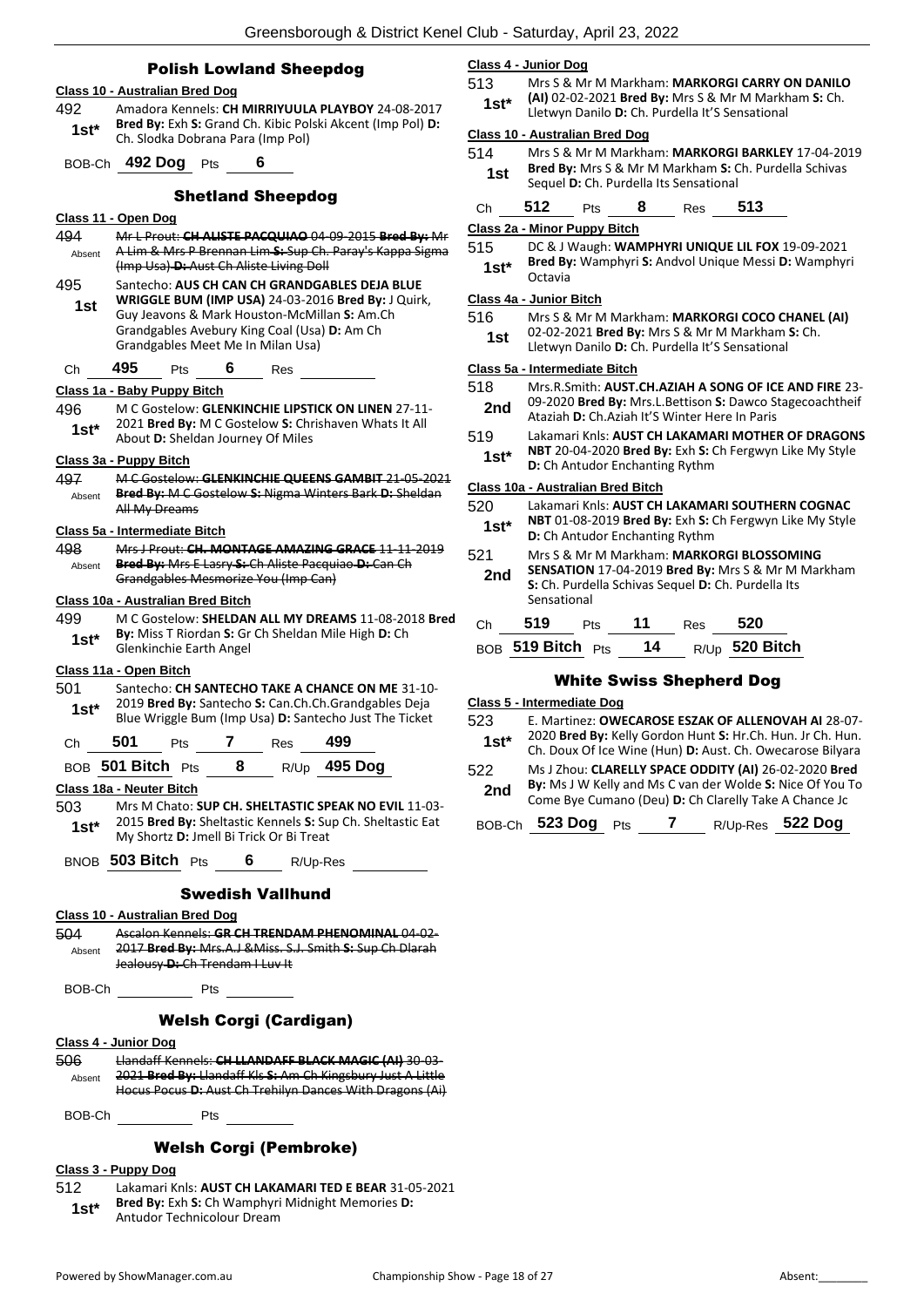## Polish Lowland Sheepdog

### Class 10 - Australian Bred Dog

492 — **1st*** — Amadora Kennels: **CH MIRRIYUULA PLAYBOY** 24-08-2017 **Bred By:** Exh **S:** Grand Ch. Kibic Polski Akcent (Imp Pol) **D:** Ch. Slodka Dobrana Para (Imp Pol)

BOB-Ch **492 Dog** Pts **6**

## Shetland Sheepdog

### Class 11 - Open Dog

494 — Absent — ~~Mr L Prout: **CH ALISTE PACQUIAO** 04-09-2015 **Bred By:** Mr A Lim & Mrs P Brennan Lim **S:** Sup Ch. Paray's Kappa Sigma (Imp Usa) **D:** Aust Ch Aliste Living Doll~~

495 — **1st** — Santecho: **AUS CH CAN CH GRANDGABLES DEJA BLUE WRIGGLE BUM (IMP USA)** 24-03-2016 **Bred By:** J Quirk, Guy Jeavons & Mark Houston-McMillan **S:** Am.Ch Grandgables Avebury King Coal (Usa) **D:** Am Ch Grandgables Meet Me In Milan Usa)

Ch **495** Pts **6** Res

### Class 1a - Baby Puppy Bitch

496 — **1st*** — M C Gostelow: **GLENKINCHIE LIPSTICK ON LINEN** 27-11-2021 **Bred By:** M C Gostelow **S:** Chrishaven Whats It All About **D:** Sheldan Journey Of Miles

### Class 3a - Puppy Bitch

497 — Absent — ~~M C Gostelow: **GLENKINCHIE QUEENS GAMBIT** 21-05-2021 **Bred By:** M C Gostelow **S:** Nigma Winters Bark **D:** Sheldan All My Dreams~~

### Class 5a - Intermediate Bitch

498 — Absent — ~~Mrs J Prout: **CH. MONTAGE AMAZING GRACE** 11-11-2019 **Bred By:** Mrs E Lasry **S:** Ch Aliste Pacquiao **D:** Can Ch Grandgables Mesmorize You (Imp Can)~~

### Class 10a - Australian Bred Bitch

499 — **1st*** — M C Gostelow: **SHELDAN ALL MY DREAMS** 11-08-2018 **Bred By:** Miss T Riordan **S:** Gr Ch Sheldan Mile High **D:** Ch Glenkinchie Earth Angel

### Class 11a - Open Bitch

501 — **1st*** — Santecho: **CH SANTECHO TAKE A CHANCE ON ME** 31-10-2019 **Bred By:** Santecho **S:** Can.Ch.Ch.Grandgables Deja Blue Wriggle Bum (Imp Usa) **D:** Santecho Just The Ticket

Ch **501** Pts **7** Res **499**

BOB **501 Bitch** Pts **8** R/Up **495 Dog**

### Class 18a - Neuter Bitch

503 — **1st*** — Mrs M Chato: **SUP CH. SHELTASTIC SPEAK NO EVIL** 11-03-2015 **Bred By:** Sheltastic Kennels **S:** Sup Ch. Sheltastic Eat My Shortz **D:** Jmell Bi Trick Or Bi Treat

BNOB **503 Bitch** Pts **6** R/Up-Res

## Swedish Vallhund

### Class 10 - Australian Bred Dog

504 — Absent — ~~Ascalon Kennels: **GR CH TRENDAM PHENOMINAL** 04-02-2017 **Bred By:** Mrs.A.J &Miss. S.J. Smith **S:** Sup Ch Dlarah Jealousy **D:** Ch Trendam I Luv It~~

BOB-Ch Pts

## Welsh Corgi (Cardigan)

### Class 4 - Junior Dog

506 — Absent — ~~Llandaff Kennels: **CH LLANDAFF BLACK MAGIC (AI)** 30-03-2021 **Bred By:** Llandaff Kls **S:** Am Ch Kingsbury Just A Little Hocus Pocus **D:** Aust Ch Trehilyn Dances With Dragons (Ai)~~

BOB-Ch Pts

## Welsh Corgi (Pembroke)

### Class 3 - Puppy Dog

512 — **1st*** — Lakamari Knls: **AUST CH LAKAMARI TED E BEAR** 31-05-2021 **Bred By:** Exh **S:** Ch Wamphyri Midnight Memories **D:** Antudor Technicolour Dream

### Class 4 - Junior Dog

513 — **1st*** — Mrs S & Mr M Markham: **MARKORGI CARRY ON DANILO (AI)** 02-02-2021 **Bred By:** Mrs S & Mr M Markham **S:** Ch. Lletwyn Danilo **D:** Ch. Purdella It'S Sensational

### Class 10 - Australian Bred Dog

514 — **1st** — Mrs S & Mr M Markham: **MARKORGI BARKLEY** 17-04-2019 **Bred By:** Mrs S & Mr M Markham **S:** Ch. Purdella Schivas Sequel **D:** Ch. Purdella Its Sensational

Ch **512** Pts **8** Res **513**

### Class 2a - Minor Puppy Bitch

515 — **1st*** — DC & J Waugh: **WAMPHYRI UNIQUE LIL FOX** 19-09-2021 **Bred By:** Wamphyri **S:** Andvol Unique Messi **D:** Wamphyri Octavia

### Class 4a - Junior Bitch

516 — **1st** — Mrs S & Mr M Markham: **MARKORGI COCO CHANEL (AI)** 02-02-2021 **Bred By:** Mrs S & Mr M Markham **S:** Ch. Lletwyn Danilo **D:** Ch. Purdella It'S Sensational

### Class 5a - Intermediate Bitch

518 — **2nd** — Mrs.R.Smith: **AUST.CH.AZIAH A SONG OF ICE AND FIRE** 23-09-2020 **Bred By:** Mrs.L.Bettison **S:** Dawco Stagecoachtheif Ataziah **D:** Ch.Aziah It'S Winter Here In Paris

519 — **1st*** — Lakamari Knls: **AUST CH LAKAMARI MOTHER OF DRAGONS NBT** 20-04-2020 **Bred By:** Exh **S:** Ch Fergwyn Like My Style **D:** Ch Antudor Enchanting Rythm

### Class 10a - Australian Bred Bitch

520 — **1st*** — Lakamari Knls: **AUST CH LAKAMARI SOUTHERN COGNAC NBT** 01-08-2019 **Bred By:** Exh **S:** Ch Fergwyn Like My Style **D:** Ch Antudor Enchanting Rythm

521 — **2nd** — Mrs S & Mr M Markham: **MARKORGI BLOSSOMING SENSATION** 17-04-2019 **Bred By:** Mrs S & Mr M Markham **S:** Ch. Purdella Schivas Sequel **D:** Ch. Purdella Its Sensational

Ch **519** Pts **11** Res **520**

BOB **519 Bitch** Pts **14** R/Up **520 Bitch**

## White Swiss Shepherd Dog

### Class 5 - Intermediate Dog

523 — **1st*** — E. Martinez: **OWECAROSE ESZAK OF ALLENOVAH AI** 28-07-2020 **Bred By:** Kelly Gordon Hunt **S:** Hr.Ch. Hun. Jr Ch. Hun. Ch. Doux Of Ice Wine (Hun) **D:** Aust. Ch. Owecarose Bilyara

522 — **2nd** — Ms J Zhou: **CLARELLY SPACE ODDITY (AI)** 26-02-2020 **Bred By:** Ms J W Kelly and Ms C van der Wolde **S:** Nice Of You To Come Bye Cumano (Deu) **D:** Ch Clarelly Take A Chance Jc

BOB-Ch **523 Dog** Pts **7** R/Up-Res **522 Dog**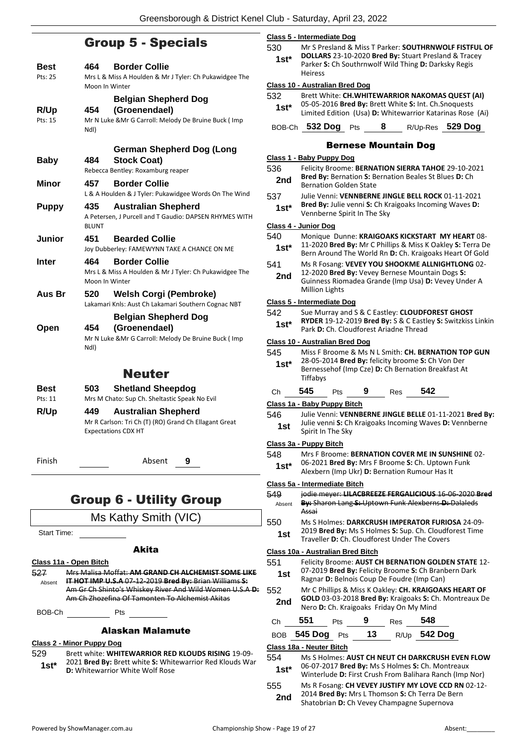## Group 5 - Specials

**Best** 464 **Border Collie**
Pts: 25 — Mrs L & Miss A Houlden & Mr J Tyler: Ch Pukawidgee The Moon In Winter

**R/Up** 454 **Belgian Shepherd Dog (Groenendael)**
Pts: 15 — Mr N Luke &Mr G Carroll: Melody De Bruine Buck ( Imp Ndl)

**Baby** 484 **German Shepherd Dog (Long Stock Coat)**
Rebecca Bentley: Roxamburg reaper

**Minor** 457 **Border Collie**
L & A Houlden & J Tyler: Pukawidgee Words On The Wind

**Puppy** 435 **Australian Shepherd**
A Petersen, J Purcell and T Gaudio: DAPSEN RHYMES WITH BLUNT

**Junior** 451 **Bearded Collie**
Joy Dubberley: FAMEWYNN TAKE A CHANCE ON ME

**Inter** 464 **Border Collie**
Mrs L & Miss A Houlden & Mr J Tyler: Ch Pukawidgee The Moon In Winter

**Aus Br** 520 **Welsh Corgi (Pembroke)**
Lakamari Knls: Aust Ch Lakamari Southern Cognac NBT

**Open** 454 **Belgian Shepherd Dog (Groenendael)**
Mr N Luke &Mr G Carroll: Melody De Bruine Buck ( Imp Ndl)

## Neuter

**Best** 503 **Shetland Sheepdog**
Pts: 11 — Mrs M Chato: Sup Ch. Sheltatic Speak No Evil

**R/Up** 449 **Australian Shepherd**
Mr R Carlson: Tri Ch (T) (RO) Grand Ch Ellagant Great Expectations CDX HT

Finish ______ Absent **9**

## Group 6 - Utility Group

Ms Kathy Smith (VIC)

Start Time: ______

### Akita

**Class 11a - Open Bitch**

527 (Absent) ~~Mrs Malisa Moffat: **AM GRAND CH ALCHEMIST SOME LIKE IT HOT IMP U.S.A** 07-12-2019 **Bred By:** Brian Williams **S:** Am Gr Ch Shinto's Whiskey River And Wild Women U.S.A **D:** Am Ch Zhozefina Of Tamonten To Alchemist Akitas~~

BOB-Ch ______ Pts ______

### Alaskan Malamute

**Class 2 - Minor Puppy Dog**

529 **1st*** Brett white: **WHITEWARRIOR RED KLOUDS RISING** 19-09-2021 **Bred By:** Brett white **S:** Whitewarrior Red Klouds War **D:** Whitewarrior White Wolf Rose

**Class 5 - Intermediate Dog**

530 **1st*** Mr S Presland & Miss T Parker: **SOUTHRNWOLF FISTFUL OF DOLLARS** 23-10-2020 **Bred By:** Stuart Presland & Tracey Parker **S:** Ch Southrnwolf Wild Thing **D:** Darksky Regis Heiress

**Class 10 - Australian Bred Dog**

532 **1st*** Brett White: **CH.WHITEWARRIOR NAKOMAS QUEST (AI)** 05-05-2016 **Bred By:** Brett White **S:** Int. Ch.Snoquests Limited Edition (Usa) **D:** Whitewarrior Katarinas Rose (Ai)

BOB-Ch **532 Dog** Pts **8** R/Up-Res **529 Dog**

### Bernese Mountain Dog

**Class 1 - Baby Puppy Dog**

536 **2nd** Felicity Broome: **BERNATION SIERRA TAHOE** 29-10-2021 **Bred By:** Bernation **S:** Bernation Beales St Blues **D:** Ch Bernation Golden State

537 **1st*** Julie Venni: **VENNBERNE JINGLE BELL ROCK** 01-11-2021 **Bred By:** Julie venni **S:** Ch Kraigoaks Incoming Waves **D:** Vennberne Spirit In The Sky

**Class 4 - Junior Dog**

540 **1st*** Monique Dunne: **KRAIGOAKS KICKSTART MY HEART** 08-11-2020 **Bred By:** Mr C Phillips & Miss K Oakley **S:** Terra De Bern Around The World Rn **D:** Ch. Kraigoaks Heart Of Gold

541 **2nd** Ms R Fosang: **VEVEY YOU SHOOKME ALLNIGHTLONG** 02-12-2020 **Bred By:** Vevey Bernese Mountain Dogs **S:** Guinness Riomadea Grande (Imp Usa) **D:** Vevey Under A Million Lights

**Class 5 - Intermediate Dog**

542 **1st*** Sue Murray and S & C Eastley: **CLOUDFOREST GHOST RYDER** 19-12-2019 **Bred By:** S & C Eastley **S:** Switzkiss Linkin Park **D:** Ch. Cloudforest Ariadne Thread

**Class 10 - Australian Bred Dog**

545 **1st*** Miss F Broome & Ms N L Smith: **CH. BERNATION TOP GUN** 28-05-2014 **Bred By:** felicity broome **S:** Ch Von Der Bernessehof (Imp Cze) **D:** Ch Bernation Breakfast At Tiffabys

Ch **545** Pts **9** Res **542**

**Class 1a - Baby Puppy Bitch**

546 **1st** Julie Venni: **VENNBERNE JINGLE BELLE** 01-11-2021 **Bred By:** Julie venni **S:** Ch Kraigoaks Incoming Waves **D:** Vennberne Spirit In The Sky

**Class 3a - Puppy Bitch**

548 **1st*** Mrs F Broome: **BERNATION COVER ME IN SUNSHINE** 02-06-2021 **Bred By:** Mrs F Broome **S:** Ch. Uptown Funk Alexbern (Imp Ukr) **D:** Bernation Rumour Has It

**Class 5a - Intermediate Bitch**

549 (Absent) ~~jodie meyer: **LILACBREEZE FERGALICIOUS** 16-06-2020 **Bred By:** Sharon Lang **S:** Uptown Funk Alexberns **D:** Dalaleds Assai~~

550 **1st** Ms S Holmes: **DARKCRUSH IMPERATOR FURIOSA** 24-09-2019 **Bred By:** Ms S Holmes **S:** Sup. Ch. Cloudforest Time Traveller **D:** Ch. Cloudforest Under The Covers

**Class 10a - Australian Bred Bitch**

551 **1st** Felicity Broome: **AUST CH BERNATION GOLDEN STATE** 12-07-2019 **Bred By:** Felicity Broome **S:** Ch Branbern Dark Ragnar **D:** Belnois Coup De Foudre (Imp Can)

552 **2nd** Mr C Phillips & Miss K Oakley: **CH. KRAIGOAKS HEART OF GOLD** 03-03-2018 **Bred By:** Kraigoaks **S:** Ch. Montreaux De Nero **D:** Ch. Kraigoaks Friday On My Mind

Ch **551** Pts **9** Res **548**

BOB **545 Dog** Pts **13** R/Up **542 Dog**

**Class 18a - Neuter Bitch**

554 **1st*** Ms S Holmes: **AUST CH NEUT CH DARKCRUSH EVEN FLOW** 06-07-2017 **Bred By:** Ms S Holmes **S:** Ch. Montreaux Winterlude **D:** First Crush From Balihara Ranch (Imp Nor)

555 **2nd** Ms R Fosang: **CH VEVEY JUSTIFY MY LOVE CCD RN** 02-12-2014 **Bred By:** Mrs L Thomson **S:** Ch Terra De Bern Shatobrian **D:** Ch Vevey Champagne Supernova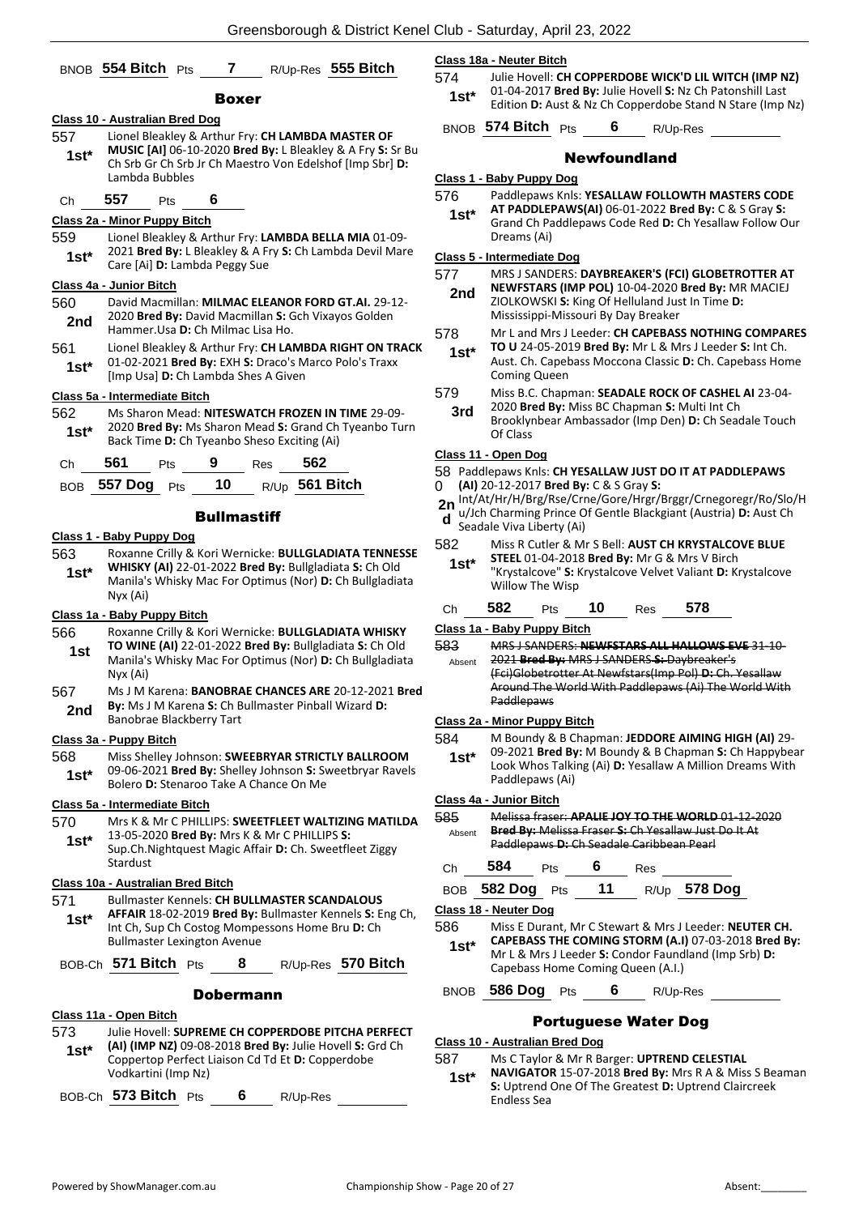BNOB **554 Bitch** Pts **7** R/Up-Res **555 Bitch**

## Boxer

**Class 10 - Australian Bred Dog**

557 **1st*** Lionel Bleakley & Arthur Fry: **CH LAMBDA MASTER OF MUSIC [AI]** 06-10-2020 **Bred By:** L Bleakley & A Fry **S:** Sr Bu Ch Srb Gr Ch Srb Jr Ch Maestro Von Edelshof [Imp Sbr] **D:** Lambda Bubbles

Ch **557** Pts **6**

**Class 2a - Minor Puppy Bitch**

559 **1st*** Lionel Bleakley & Arthur Fry: **LAMBDA BELLA MIA** 01-09-2021 **Bred By:** L Bleakley & A Fry **S:** Ch Lambda Devil Mare Care [Ai] **D:** Lambda Peggy Sue

**Class 4a - Junior Bitch**

560 **2nd** David Macmillan: **MILMAC ELEANOR FORD GT.AI.** 29-12-2020 **Bred By:** David Macmillan **S:** Gch Vixayos Golden Hammer.Usa **D:** Ch Milmac Lisa Ho.

561 **1st*** Lionel Bleakley & Arthur Fry: **CH LAMBDA RIGHT ON TRACK** 01-02-2021 **Bred By:** EXH **S:** Draco's Marco Polo's Traxx [Imp Usa] **D:** Ch Lambda Shes A Given

**Class 5a - Intermediate Bitch**

562 **1st*** Ms Sharon Mead: **NITESWATCH FROZEN IN TIME** 29-09-2020 **Bred By:** Ms Sharon Mead **S:** Grand Ch Tyeanbo Turn Back Time **D:** Ch Tyeanbo Sheso Exciting (Ai)

Ch **561** Pts **9** Res **562**

BOB **557 Dog** Pts **10** R/Up **561 Bitch**

## Bullmastiff

**Class 1 - Baby Puppy Dog**

563 **1st*** Roxanne Crilly & Kori Wernicke: **BULLGLADIATA TENNESSE WHISKY (AI)** 22-01-2022 **Bred By:** Bullgladiata **S:** Ch Old Manila's Whisky Mac For Optimus (Nor) **D:** Ch Bullgladiata Nyx (Ai)

**Class 1a - Baby Puppy Bitch**

566 **1st** Roxanne Crilly & Kori Wernicke: **BULLGLADIATA WHISKY TO WINE (AI)** 22-01-2022 **Bred By:** Bullgladiata **S:** Ch Old Manila's Whisky Mac For Optimus (Nor) **D:** Ch Bullgladiata Nyx (Ai)

567 **2nd** Ms J M Karena: **BANOBRAE CHANCES ARE** 20-12-2021 **Bred By:** Ms J M Karena **S:** Ch Bullmaster Pinball Wizard **D:** Banobrae Blackberry Tart

**Class 3a - Puppy Bitch**

568 **1st*** Miss Shelley Johnson: **SWEEBRYAR STRICTLY BALLROOM** 09-06-2021 **Bred By:** Shelley Johnson **S:** Sweetbryar Ravels Bolero **D:** Stenaroo Take A Chance On Me

**Class 5a - Intermediate Bitch**

570 **1st*** Mrs K & Mr C PHILLIPS: **SWEETFLEET WALTZING MATILDA** 13-05-2020 **Bred By:** Mrs K & Mr C PHILLIPS **S:** Sup.Ch.Nightquest Magic Affair **D:** Ch. Sweetfleet Ziggy Stardust

**Class 10a - Australian Bred Bitch**

571 **1st*** Bullmaster Kennels: **CH BULLMASTER SCANDALOUS AFFAIR** 18-02-2019 **Bred By:** Bullmaster Kennels **S:** Eng Ch, Int Ch, Sup Ch Costog Mompessons Home Bru **D:** Ch Bullmaster Lexington Avenue

BOB-Ch **571 Bitch** Pts **8** R/Up-Res **570 Bitch**

## Dobermann

**Class 11a - Open Bitch**

573 **1st*** Julie Hovell: **SUPREME CH COPPERDOBE PITCHA PERFECT (AI) (IMP NZ)** 09-08-2018 **Bred By:** Julie Hovell **S:** Grd Ch Coppertop Perfect Liaison Cd Td Et **D:** Copperdobe Vodkartini (Imp Nz)

BOB-Ch **573 Bitch** Pts **6** R/Up-Res

**Class 18a - Neuter Bitch**

574 **1st*** Julie Hovell: **CH COPPERDOBE WICK'D LIL WITCH (IMP NZ)** 01-04-2017 **Bred By:** Julie Hovell **S:** Nz Ch Patonshill Last Edition **D:** Aust & Nz Ch Copperdobe Stand N Stare (Imp Nz)

BNOB **574 Bitch** Pts **6** R/Up-Res

## Newfoundland

**Class 1 - Baby Puppy Dog**

576 **1st*** Paddlepaws Knls: **YESALLAW FOLLOWTH MASTERS CODE AT PADDLEPAWS(AI)** 06-01-2022 **Bred By:** C & S Gray **S:** Grand Ch Paddlepaws Code Red **D:** Ch Yesallaw Follow Our Dreams (Ai)

**Class 5 - Intermediate Dog**

577 **2nd** MRS J SANDERS: **DAYBREAKER'S (FCI) GLOBETROTTER AT NEWFSTARS (IMP POL)** 10-04-2020 **Bred By:** MR MACIEJ ZIOLKOWSKI **S:** King Of Helluland Just In Time **D:** Mississippi-Missouri By Day Breaker

578 **1st*** Mr L and Mrs J Leeder: **CH CAPEBASS NOTHING COMPARES TO U** 24-05-2019 **Bred By:** Mr L & Mrs J Leeder **S:** Int Ch. Aust. Ch. Capebass Moccona Classic **D:** Ch. Capebass Home Coming Queen

579 **3rd** Miss B.C. Chapman: **SEADALE ROCK OF CASHEL AI** 23-04-2020 **Bred By:** Miss BC Chapman **S:** Multi Int Ch Brooklynbear Ambassador (Imp Den) **D:** Ch Seadale Touch Of Class

**Class 11 - Open Dog**

580 **2nd** Paddlepaws Knls: **CH YESALLAW JUST DO IT AT PADDLEPAWS (AI)** 20-12-2017 **Bred By:** C & S Gray **S:** Int/At/Hr/H/Brg/Rse/Crne/Gore/Hrgr/Brggr/Crnegoregr/Ro/Slo/Hu/Jch Charming Prince Of Gentle Blackgiant (Austria) **D:** Aust Ch Seadale Viva Liberty (Ai)

582 **1st*** Miss R Cutler & Mr S Bell: **AUST CH KRYSTALCOVE BLUE STEEL** 01-04-2018 **Bred By:** Mr G & Mrs V Birch "Krystalcove" **S:** Krystalcove Velvet Valiant **D:** Krystalcove Willow The Wisp

Ch **582** Pts **10** Res **578**

**Class 1a - Baby Puppy Bitch**

~~583~~ Absent ~~MRS J SANDERS: **NEWFSTARS ALL HALLOWS EVE** 31-10-2021 **Bred By:** MRS J SANDERS **S:** Daybreaker's (Fci)Globetrotter At Newfstars(Imp Pol) **D:** Ch. Yesallaw Around The World With Paddlepaws (Ai) The World With Paddlepaws~~

**Class 2a - Minor Puppy Bitch**

584 **1st*** M Boundy & B Chapman: **JEDDORE AIMING HIGH (AI)** 29-09-2021 **Bred By:** M Boundy & B Chapman **S:** Ch Happybear Look Whos Talking (Ai) **D:** Yesallaw A Million Dreams With Paddlepaws (Ai)

**Class 4a - Junior Bitch**

~~585~~ Absent ~~Melissa fraser: **APALIE JOY TO THE WORLD** 01-12-2020 **Bred By:** Melissa Fraser **S:** Ch Yesallaw Just Do It At Paddlepaws **D:** Ch Seadale Caribbean Pearl~~

Ch **584** Pts **6** Res

BOB **582 Dog** Pts **11** R/Up **578 Dog**

**Class 18 - Neuter Dog**

586 **1st*** Miss E Durant, Mr C Stewart & Mrs J Leeder: **NEUTER CH. CAPEBASS THE COMING STORM (A.I)** 07-03-2018 **Bred By:** Mr L & Mrs J Leeder **S:** Condor Faundland (Imp Srb) **D:** Capebass Home Coming Queen (A.I.)

BNOB **586 Dog** Pts **6** R/Up-Res

## Portuguese Water Dog

**Class 10 - Australian Bred Dog**

587 **1st*** Ms C Taylor & Mr R Barger: **UPTREND CELESTIAL NAVIGATOR** 15-07-2018 **Bred By:** Mrs R A & Miss S Beaman **S:** Uptrend One Of The Greatest **D:** Uptrend Claircreek Endless Sea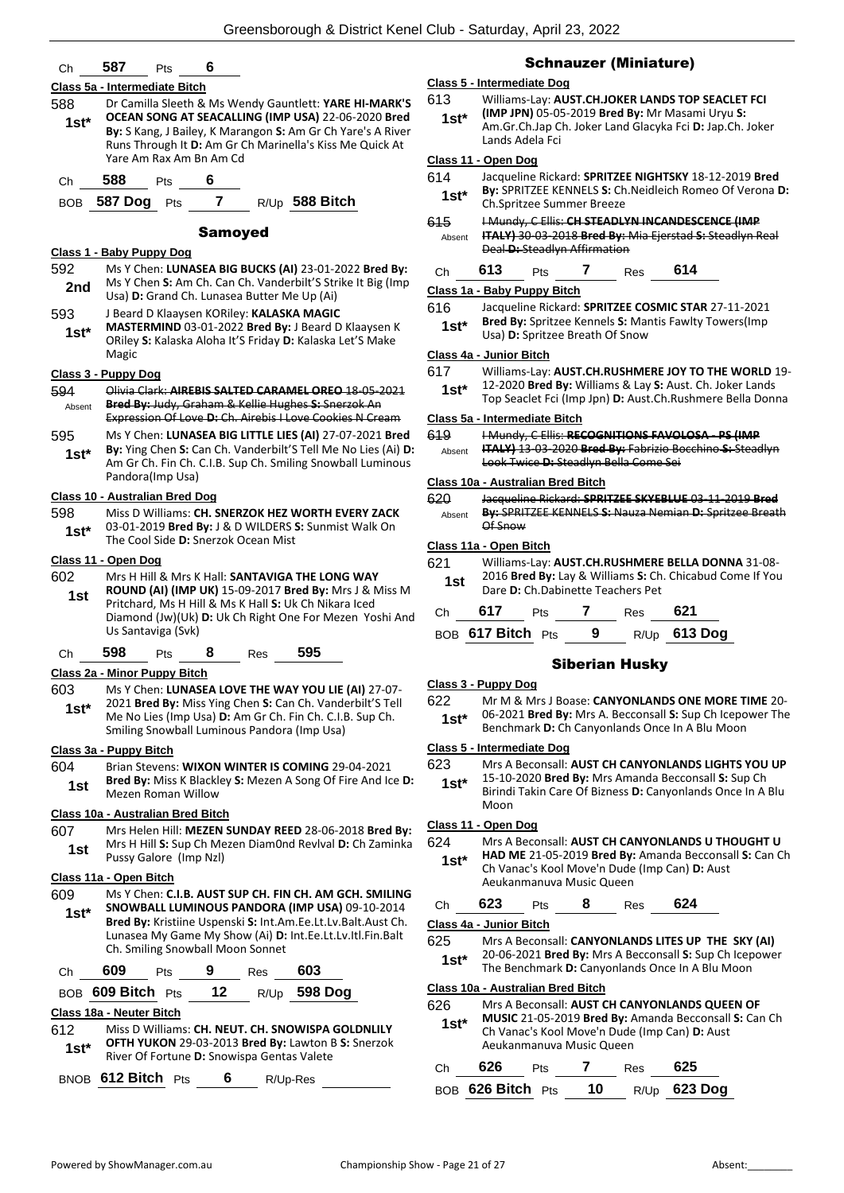| Ch | 587 | Pts | 6 |
|---|---|---|---|

**Class 5a - Intermediate Bitch**

588 1st* Dr Camilla Sleeth & Ms Wendy Gauntlett: **YARE HI-MARK'S OCEAN SONG AT SEACALLING (IMP USA)** 22-06-2020 **Bred By:** S Kang, J Bailey, K Marangon **S:** Am Gr Ch Yare's A River Runs Through It **D:** Am Gr Ch Marinella's Kiss Me Quick At Yare Am Rax Am Bn Am Cd

| Ch | 588 | Pts | 6 |
|---|---|---|---|

BOB **587 Dog** Pts **7** R/Up **588 Bitch**

## Samoyed

**Class 1 - Baby Puppy Dog**

592 2nd Ms Y Chen: **LUNASEA BIG BUCKS (AI)** 23-01-2022 **Bred By:** Ms Y Chen **S:** Am Ch. Can Ch. Vanderbilt'S Strike It Big (Imp Usa) **D:** Grand Ch. Lunasea Butter Me Up (Ai)

593 1st* J Beard D Klaaysen KORiley: **KALASKA MAGIC MASTERMIND** 03-01-2022 **Bred By:** J Beard D Klaaysen K ORiley **S:** Kalaska Aloha It'S Friday **D:** Kalaska Let'S Make Magic

**Class 3 - Puppy Dog**

594 Absent ~~Olivia Clark: **AIREBIS SALTED CARAMEL OREO** 18-05-2021 **Bred By:** Judy, Graham & Kellie Hughes **S:** Snerzok An Expression Of Love **D:** Ch. Airebis I Love Cookies N Cream~~

595 1st* Ms Y Chen: **LUNASEA BIG LITTLE LIES (AI)** 27-07-2021 **Bred By:** Ying Chen **S:** Can Ch. Vanderbilt'S Tell Me No Lies (Ai) **D:** Am Gr Ch. Fin Ch. C.I.B. Sup Ch. Smiling Snowball Luminous Pandora(Imp Usa)

**Class 10 - Australian Bred Dog**

598 1st* Miss D Williams: **CH. SNERZOK HEZ WORTH EVERY ZACK** 03-01-2019 **Bred By:** J & D WILDERS **S:** Sunmist Walk On The Cool Side **D:** Snerzok Ocean Mist

**Class 11 - Open Dog**

602 1st Mrs H Hill & Mrs K Hall: **SANTAVIGA THE LONG WAY ROUND (AI) (IMP UK)** 15-09-2017 **Bred By:** Mrs J & Miss M Pritchard, Ms H Hill & Ms K Hall **S:** Uk Ch Nikara Iced Diamond (Jw)(Uk) **D:** Uk Ch Right One For Mezen Yoshi And Us Santaviga (Svk)

| Ch | 598 | Pts | 8 | Res | 595 |
|---|---|---|---|---|---|

**Class 2a - Minor Puppy Bitch**

603 1st* Ms Y Chen: **LUNASEA LOVE THE WAY YOU LIE (AI)** 27-07-2021 **Bred By:** Miss Ying Chen **S:** Can Ch. Vanderbilt'S Tell Me No Lies (Imp Usa) **D:** Am Gr Ch. Fin Ch. C.I.B. Sup Ch. Smiling Snowball Luminous Pandora (Imp Usa)

**Class 3a - Puppy Bitch**

604 1st Brian Stevens: **WIXON WINTER IS COMING** 29-04-2021 **Bred By:** Miss K Blackley **S:** Mezen A Song Of Fire And Ice **D:** Mezen Roman Willow

**Class 10a - Australian Bred Bitch**

607 1st Mrs Helen Hill: **MEZEN SUNDAY REED** 28-06-2018 **Bred By:** Mrs H Hill **S:** Sup Ch Mezen Diam0nd Revlval **D:** Ch Zaminka Pussy Galore (Imp Nzl)

**Class 11a - Open Bitch**

609 1st* Ms Y Chen: **C.I.B. AUST SUP CH. FIN CH. AM GCH. SMILING SNOWBALL LUMINOUS PANDORA (IMP USA)** 09-10-2014 **Bred By:** Kristiine Uspenski **S:** Int.Am.Ee.Lt.Lv.Balt.Aust Ch. Lunasea My Game My Show (Ai) **D:** Int.Ee.Lt.Lv.Itl.Fin.Balt Ch. Smiling Snowball Moon Sonnet

| Ch | 609 | Pts | 9 | Res | 603 |
|---|---|---|---|---|---|

BOB **609 Bitch** Pts **12** R/Up **598 Dog**

**Class 18a - Neuter Bitch**

612 1st* Miss D Williams: **CH. NEUT. CH. SNOWISPA GOLDNLILY OFTH YUKON** 29-03-2013 **Bred By:** Lawton B **S:** Snerzok River Of Fortune **D:** Snowispa Gentas Valete

BNOB **612 Bitch** Pts **6** R/Up-Res

## Schnauzer (Miniature)

**Class 5 - Intermediate Dog**

613 1st* Williams-Lay: **AUST.CH.JOKER LANDS TOP SEACLET FCI (IMP JPN)** 05-05-2019 **Bred By:** Mr Masami Uryu **S:** Am.Gr.Ch.Jap Ch. Joker Land Glacyka Fci **D:** Jap.Ch. Joker Lands Adela Fci

**Class 11 - Open Dog**

614 1st* Jacqueline Rickard: **SPRITZEE NIGHTSKY** 18-12-2019 **Bred By:** SPRITZEE KENNELS **S:** Ch.Neidleich Romeo Of Verona **D:** Ch.Spritzee Summer Breeze

615 Absent ~~I Mundy, C Ellis: **CH STEADLYN INCANDESCENCE (IMP ITALY)** 30-03-2018 **Bred By:** Mia Ejerstad **S:** Steadlyn Real Deal **D:** Steadlyn Affirmation~~

| Ch | 613 | Pts | 7 | Res | 614 |
|---|---|---|---|---|---|

**Class 1a - Baby Puppy Bitch**

616 1st* Jacqueline Rickard: **SPRITZEE COSMIC STAR** 27-11-2021 **Bred By:** Spritzee Kennels **S:** Mantis Fawlty Towers(Imp Usa) **D:** Spritzee Breath Of Snow

**Class 4a - Junior Bitch**

617 1st* Williams-Lay: **AUST.CH.RUSHMERE JOY TO THE WORLD** 19-12-2020 **Bred By:** Williams & Lay **S:** Aust. Ch. Joker Lands Top Seaclet Fci (Imp Jpn) **D:** Aust.Ch.Rushmere Bella Donna

**Class 5a - Intermediate Bitch**

619 Absent ~~I Mundy, C Ellis: **RECOGNITIONS FAVOLOSA - PS (IMP ITALY)** 13-03-2020 **Bred By:** Fabrizio Bocchino **S:** Steadlyn Look Twice **D:** Steadlyn Bella Come Sei~~

**Class 10a - Australian Bred Bitch**

620 Absent ~~Jacqueline Rickard: **SPRITZEE SKYEBLUE** 03-11-2019 **Bred By:** SPRITZEE KENNELS **S:** Nauza Nemian **D:** Spritzee Breath Of Snow~~

**Class 11a - Open Bitch**

621 1st Williams-Lay: **AUST.CH.RUSHMERE BELLA DONNA** 31-08-2016 **Bred By:** Lay & Williams **S:** Ch. Chicabud Come If You Dare **D:** Ch.Dabinette Teachers Pet

| Ch | 617 | Pts | 7 | Res | 621 |
|---|---|---|---|---|---|

BOB **617 Bitch** Pts **9** R/Up **613 Dog**

## Siberian Husky

**Class 3 - Puppy Dog**

622 1st* Mr M & Mrs J Boase: **CANYONLANDS ONE MORE TIME** 20-06-2021 **Bred By:** Mrs A. Becconsall **S:** Sup Ch Icepower The Benchmark **D:** Ch Canyonlands Once In A Blu Moon

**Class 5 - Intermediate Dog**

623 1st* Mrs A Beconsall: **AUST CH CANYONLANDS LIGHTS YOU UP** 15-10-2020 **Bred By:** Mrs Amanda Becconsall **S:** Sup Ch Birindi Takin Care Of Bizness **D:** Canyonlands Once In A Blu Moon

**Class 11 - Open Dog**

624 1st* Mrs A Beconsall: **AUST CH CANYONLANDS U THOUGHT U HAD ME** 21-05-2019 **Bred By:** Amanda Becconsall **S:** Can Ch Ch Vanac's Kool Move'n Dude (Imp Can) **D:** Aust Aeukanmanuva Music Queen

| Ch | 623 | Pts | 8 | Res | 624 |
|---|---|---|---|---|---|

**Class 4a - Junior Bitch**

625 1st* Mrs A Beconsall: **CANYONLANDS LITES UP THE SKY (AI)** 20-06-2021 **Bred By:** Mrs A Becconsall **S:** Sup Ch Icepower The Benchmark **D:** Canyonlands Once In A Blu Moon

**Class 10a - Australian Bred Bitch**

626 1st* Mrs A Beconsall: **AUST CH CANYONLANDS QUEEN OF MUSIC** 21-05-2019 **Bred By:** Amanda Becconsall **S:** Can Ch Ch Vanac's Kool Move'n Dude (Imp Can) **D:** Aust Aeukanmanuva Music Queen

| Ch | 626 | Pts | 7 | Res | 625 |
|---|---|---|---|---|---|

BOB **626 Bitch** Pts **10** R/Up **623 Dog**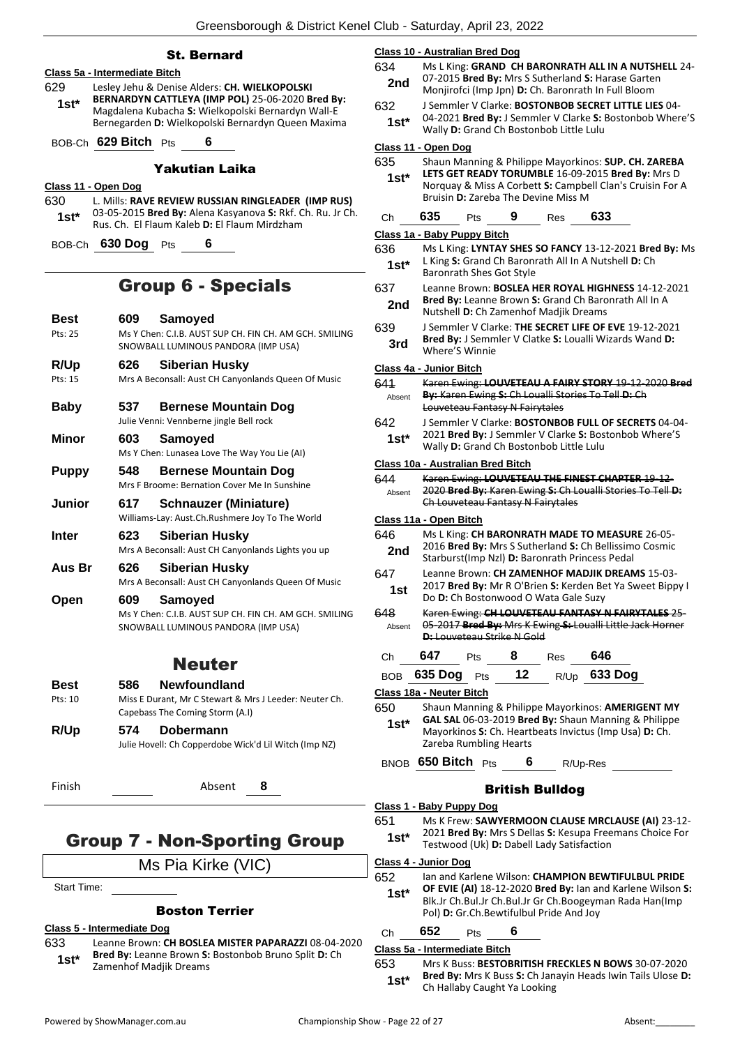### St. Bernard

**Class 5a - Intermediate Bitch**

629 **1st*** Lesley Jehu & Denise Alders: **CH. WIELKOPOLSKI BERNARDYN CATTLEYA (IMP POL)** 25-06-2020 **Bred By:** Magdalena Kubacha **S:** Wielkopolski Bernardyn Wall-E Bernegarden **D:** Wielkopolski Bernardyn Queen Maxima

BOB-Ch **629 Bitch** Pts **6**

### Yakutian Laika

**Class 11 - Open Dog**

630 **1st*** L. Mills: **RAVE REVIEW RUSSIAN RINGLEADER (IMP RUS)** 03-05-2015 **Bred By:** Alena Kasyanova **S:** Rkf. Ch. Ru. Jr Ch. Rus. Ch. El Flaum Kaleb **D:** El Flaum Mirdzham

BOB-Ch **630 Dog** Pts **6**

## Group 6 - Specials

| | | | |
|---|---|---|---|
| **Best** Pts: 25 | **609** | **Samoyed** | Ms Y Chen: C.I.B. AUST SUP CH. FIN CH. AM GCH. SMILING SNOWBALL LUMINOUS PANDORA (IMP USA) |
| **R/Up** Pts: 15 | **626** | **Siberian Husky** | Mrs A Beconsall: Aust CH Canyonlands Queen Of Music |
| **Baby** | **537** | **Bernese Mountain Dog** | Julie Venni: Vennberne jingle Bell rock |
| **Minor** | **603** | **Samoyed** | Ms Y Chen: Lunasea Love The Way You Lie (AI) |
| **Puppy** | **548** | **Bernese Mountain Dog** | Mrs F Broome: Bernation Cover Me In Sunshine |
| **Junior** | **617** | **Schnauzer (Miniature)** | Williams-Lay: Aust.Ch.Rushmere Joy To The World |
| **Inter** | **623** | **Siberian Husky** | Mrs A Beconsall: Aust CH Canyonlands Lights you up |
| **Aus Br** | **626** | **Siberian Husky** | Mrs A Beconsall: Aust CH Canyonlands Queen Of Music |
| **Open** | **609** | **Samoyed** | Ms Y Chen: C.I.B. AUST SUP CH. FIN CH. AM GCH. SMILING SNOWBALL LUMINOUS PANDORA (IMP USA) |

## Neuter

| | | | |
|---|---|---|---|
| **Best** Pts: 10 | **586** | **Newfoundland** | Miss E Durant, Mr C Stewart & Mrs J Leeder: Neuter Ch. Capebass The Coming Storm (A.I) |
| **R/Up** | **574** | **Dobermann** | Julie Hovell: Ch Copperdobe Wick'd Lil Witch (Imp NZ) |

Finish ______ Absent **8**

## Group 7 - Non-Sporting Group

Ms Pia Kirke (VIC)

Start Time: ______

### Boston Terrier

**Class 5 - Intermediate Dog**

633 **1st*** Leanne Brown: **CH BOSLEA MISTER PAPARAZZI** 08-04-2020 **Bred By:** Leanne Brown **S:** Bostonbob Bruno Split **D:** Ch Zamenhof Madjik Dreams

**Class 10 - Australian Bred Dog**

634 **2nd** Ms L King: **GRAND CH BARONRATH ALL IN A NUTSHELL** 24-07-2015 **Bred By:** Mrs S Sutherland **S:** Harase Garten Monjirofci (Imp Jpn) **D:** Ch. Baronrath In Full Bloom

632 **1st*** J Semmler V Clarke: **BOSTONBOB SECRET LITTLE LIES** 04-04-2021 **Bred By:** J Semmler V Clarke **S:** Bostonbob Where'S Wally **D:** Grand Ch Bostonbob Little Lulu

**Class 11 - Open Dog**

635 **1st*** Shaun Manning & Philippe Mayorkinos: **SUP. CH. ZAREBA LETS GET READY TORUMBLE** 16-09-2015 **Bred By:** Mrs D Norquay & Miss A Corbett **S:** Campbell Clan's Cruisin For A Bruisin **D:** Zareba The Devine Miss M

Ch **635** Pts **9** Res **633**

**Class 1a - Baby Puppy Bitch**

636 **1st*** Ms L King: **LYNTAY SHES SO FANCY** 13-12-2021 **Bred By:** Ms L King **S:** Grand Ch Baronrath All In A Nutshell **D:** Ch Baronrath Shes Got Style

637 **2nd** Leanne Brown: **BOSLEA HER ROYAL HIGHNESS** 14-12-2021 **Bred By:** Leanne Brown **S:** Grand Ch Baronrath All In A Nutshell **D:** Ch Zamenhof Madjik Dreams

639 **3rd** J Semmler V Clarke: **THE SECRET LIFE OF EVE** 19-12-2021 **Bred By:** J Semmler V Clatke **S:** Loualli Wizards Wand **D:** Where'S Winnie

**Class 4a - Junior Bitch**

641 Absent ~~Karen Ewing: **LOUVETEAU A FAIRY STORY** 19-12-2020 **Bred By:** Karen Ewing **S:** Ch Loualli Stories To Tell **D:** Ch Louveteau Fantasy N Fairytales~~

642 **1st*** J Semmler V Clarke: **BOSTONBOB FULL OF SECRETS** 04-04-2021 **Bred By:** J Semmler V Clarke **S:** Bostonbob Where'S Wally **D:** Grand Ch Bostonbob Little Lulu

**Class 10a - Australian Bred Bitch**

644 Absent ~~Karen Ewing: **LOUVETEAU THE FINEST CHAPTER** 19-12-2020 **Bred By:** Karen Ewing **S:** Ch Loualli Stories To Tell **D:** Ch Louveteau Fantasy N Fairytales~~

**Class 11a - Open Bitch**

646 **2nd** Ms L King: **CH BARONRATH MADE TO MEASURE** 26-05-2016 **Bred By:** Mrs S Sutherland **S:** Ch Bellissimo Cosmic Starburst(Imp Nzl) **D:** Baronrath Princess Pedal

647 **1st** Leanne Brown: **CH ZAMENHOF MADJIK DREAMS** 15-03-2017 **Bred By:** Mr R O'Brien **S:** Kerden Bet Ya Sweet Bippy I Do **D:** Ch Bostonwood O Wata Gale Suzy

648 Absent ~~Karen Ewing: **CH LOUVETEAU FANTASY N FAIRYTALES** 25-05-2017 **Bred By:** Mrs K Ewing **S:** Loualli Little Jack Horner **D:** Louveteau Strike N Gold~~

Ch **647** Pts **8** Res **646**

BOB **635 Dog** Pts **12** R/Up **633 Dog**

**Class 18a - Neuter Bitch**

650 **1st*** Shaun Manning & Philippe Mayorkinos: **AMERIGENT MY GAL SAL** 06-03-2019 **Bred By:** Shaun Manning & Philippe Mayorkinos **S:** Ch. Heartbeats Invictus (Imp Usa) **D:** Ch. Zareba Rumbling Hearts

BNOB **650 Bitch** Pts **6** R/Up-Res ______

### British Bulldog

**Class 1 - Baby Puppy Dog**

651 **1st*** Ms K Frew: **SAWYERMOON CLAUSE MRCLAUSE (AI)** 23-12-2021 **Bred By:** Mrs S Dellas **S:** Kesupa Freemans Choice For Testwood (Uk) **D:** Dabell Lady Satisfaction

**Class 4 - Junior Dog**

652 **1st*** Ian and Karlene Wilson: **CHAMPION BEWTIFULBUL PRIDE OF EVIE (AI)** 18-12-2020 **Bred By:** Ian and Karlene Wilson **S:** Blk.Jr Ch.Bul.Jr Ch.Bul.Jr Gr Ch.Boogeyman Rada Han(Imp Pol) **D:** Gr.Ch.Bewtifulbul Pride And Joy

Ch **652** Pts **6**

**Class 5a - Intermediate Bitch**

653 **1st*** Mrs K Buss: **BESTOBRITISH FRECKLES N BOWS** 30-07-2020 **Bred By:** Mrs K Buss **S:** Ch Janayin Heads Iwin Tails Ulose **D:** Ch Hallaby Caught Ya Looking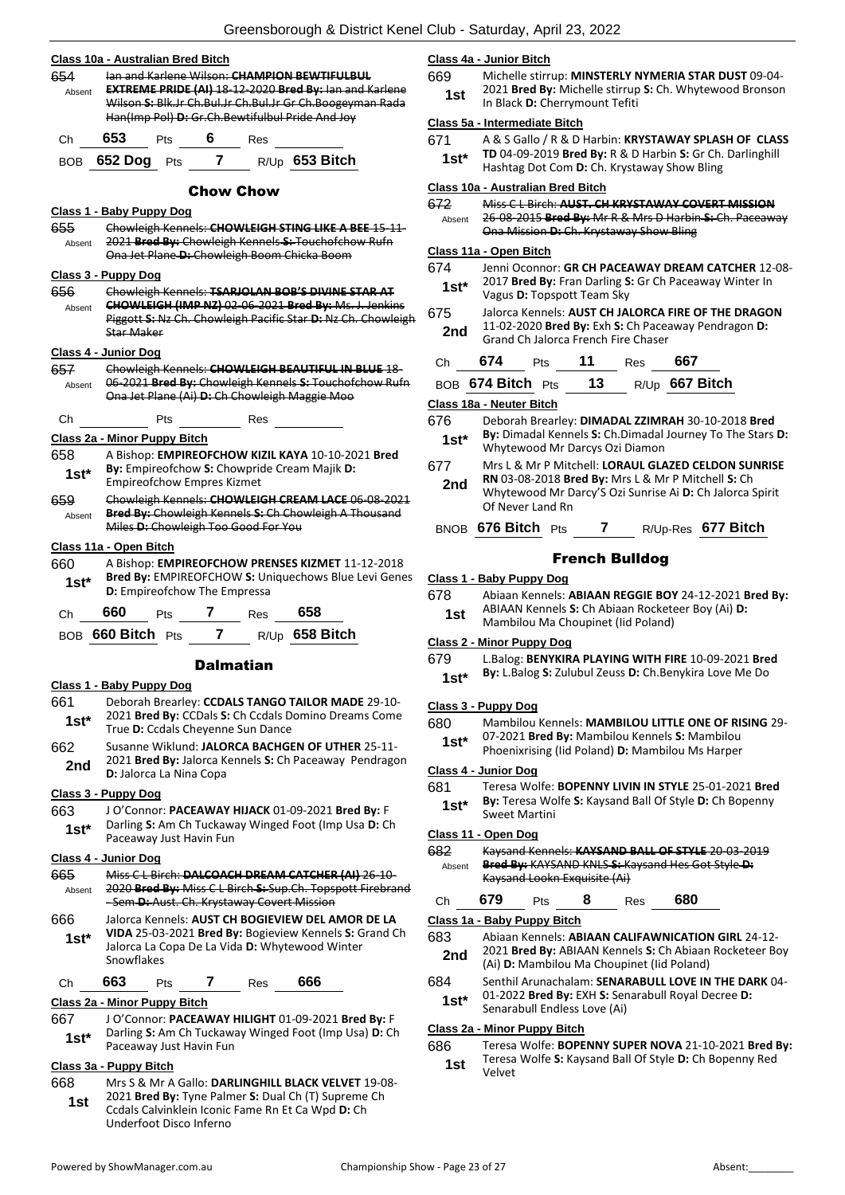### Class 10a - Australian Bred Bitch

654 Absent — ~~Ian and Karlene Wilson: **CHAMPION BEWTIFULBUL EXTREME PRIDE (AI)** 18-12-2020 **Bred By:** Ian and Karlene Wilson **S:** Blk.Jr Ch.Bul.Jr Ch.Bul.Jr Gr Ch.Boogeyman Rada Han(Imp Pol) **D:** Gr.Ch.Bewtifulbul Pride And Joy~~

Ch **653** Pts **6** Res

BOB **652 Dog** Pts **7** R/Up **653 Bitch**

## Chow Chow

### Class 1 - Baby Puppy Dog

655 Absent — ~~Chowleigh Kennels: **CHOWLEIGH STING LIKE A BEE** 15-11-2021 **Bred By:** Chowleigh Kennels **S:** Touchofchow Rufn Ona Jet Plane **D:** Chowleigh Boom Chicka Boom~~

### Class 3 - Puppy Dog

656 Absent — ~~Chowleigh Kennels: **TSARJOLAN BOB'S DIVINE STAR AT CHOWLEIGH (IMP NZ)** 02-06-2021 **Bred By:** Ms. J. Jenkins Piggott **S:** Nz Ch. Chowleigh Pacific Star **D:** Nz Ch. Chowleigh Star Maker~~

### Class 4 - Junior Dog

657 Absent — ~~Chowleigh Kennels: **CHOWLEIGH BEAUTIFUL IN BLUE** 18-06-2021 **Bred By:** Chowleigh Kennels **S:** Touchofchow Rufn Ona Jet Plane (Ai) **D:** Ch Chowleigh Maggie Moo~~

Ch Pts Res

### Class 2a - Minor Puppy Bitch

658 1st* — A Bishop: **EMPIREOFCHOW KIZIL KAYA** 10-10-2021 **Bred By:** Empireofchow **S:** Chowpride Cream Majik **D:** Empireofchow Empres Kizmet

659 Absent — ~~Chowleigh Kennels: **CHOWLEIGH CREAM LACE** 06-08-2021 **Bred By:** Chowleigh Kennels **S:** Ch Chowleigh A Thousand Miles **D:** Chowleigh Too Good For You~~

### Class 11a - Open Bitch

660 1st* — A Bishop: **EMPIREOFCHOW PRENSES KIZMET** 11-12-2018 **Bred By:** EMPIREOFCHOW **S:** Uniquechows Blue Levi Genes **D:** Empireofchow The Empressa

Ch **660** Pts **7** Res **658**

BOB **660 Bitch** Pts **7** R/Up **658 Bitch**

## Dalmatian

### Class 1 - Baby Puppy Dog

661 1st* — Deborah Brearley: **CCDALS TANGO TAILOR MADE** 29-10-2021 **Bred By:** CCDals **S:** Ch Ccdals Domino Dreams Come True **D:** Ccdals Cheyenne Sun Dance

662 2nd — Susanne Wiklund: **JALORCA BACHGEN OF UTHER** 25-11-2021 **Bred By:** Jalorca Kennels **S:** Ch Paceaway Pendragon **D:** Jalorca La Nina Copa

### Class 3 - Puppy Dog

663 1st* — J O'Connor: **PACEAWAY HIJACK** 01-09-2021 **Bred By:** F Darling **S:** Am Ch Tuckaway Winged Foot (Imp Usa **D:** Ch Paceaway Just Havin Fun

### Class 4 - Junior Dog

665 Absent — ~~Miss C L Birch: **DALCOACH DREAM CATCHER (AI)** 26-10-2020 **Bred By:** Miss C L Birch **S:** Sup.Ch. Topspott Firebrand - Sem **D:** Aust. Ch. Krystaway Covert Mission~~

666 1st* — Jalorca Kennels: **AUST CH BOGIEVIEW DEL AMOR DE LA VIDA** 25-03-2021 **Bred By:** Bogieview Kennels **S:** Grand Ch Jalorca La Copa De La Vida **D:** Whytewood Winter Snowflakes

Ch **663** Pts **7** Res **666**

### Class 2a - Minor Puppy Bitch

667 1st* — J O'Connor: **PACEAWAY HILIGHT** 01-09-2021 **Bred By:** F Darling **S:** Am Ch Tuckaway Winged Foot (Imp Usa) **D:** Ch Paceaway Just Havin Fun

### Class 3a - Puppy Bitch

668 1st — Mrs S & Mr A Gallo: **DARLINGHILL BLACK VELVET** 19-08-2021 **Bred By:** Tyne Palmer **S:** Dual Ch (T) Supreme Ch Ccdals Calvinklein Iconic Fame Rn Et Ca Wpd **D:** Ch Underfoot Disco Inferno

### Class 4a - Junior Bitch

669 1st — Michelle stirrup: **MINSTERLY NYMERIA STAR DUST** 09-04-2021 **Bred By:** Michelle stirrup **S:** Ch. Whytewood Bronson In Black **D:** Cherrymount Tefiti

### Class 5a - Intermediate Bitch

671 1st* — A & S Gallo / R & D Harbin: **KRYSTAWAY SPLASH OF CLASS TD** 04-09-2019 **Bred By:** R & D Harbin **S:** Gr Ch. Darlinghill Hashtag Dot Com **D:** Ch. Krystaway Show Bling

### Class 10a - Australian Bred Bitch

672 Absent — ~~Miss C L Birch: **AUST. CH KRYSTAWAY COVERT MISSION** 26-08-2015 **Bred By:** Mr R & Mrs D Harbin **S:** Ch. Paceaway Ona Mission **D:** Ch. Krystaway Show Bling~~

### Class 11a - Open Bitch

674 1st* — Jenni Oconnor: **GR CH PACEAWAY DREAM CATCHER** 12-08-2017 **Bred By:** Fran Darling **S:** Gr Ch Paceaway Winter In Vagus **D:** Topspott Team Sky

675 2nd — Jalorca Kennels: **AUST CH JALORCA FIRE OF THE DRAGON** 11-02-2020 **Bred By:** Exh **S:** Ch Paceaway Pendragon **D:** Grand Ch Jalorca French Fire Chaser

Ch **674** Pts **11** Res **667**

BOB **674 Bitch** Pts **13** R/Up **667 Bitch**

### Class 18a - Neuter Bitch

676 1st* — Deborah Brearley: **DIMADAL ZZIMRAH** 30-10-2018 **Bred By:** Dimadal Kennels **S:** Ch.Dimadal Journey To The Stars **D:** Whytewood Mr Darcys Ozi Diamon

677 2nd — Mrs L & Mr P Mitchell: **LORAUL GLAZED CELDON SUNRISE RN** 03-08-2018 **Bred By:** Mrs L & Mr P Mitchell **S:** Ch Whytewood Mr Darcy'S Ozi Sunrise Ai **D:** Ch Jalorca Spirit Of Never Land Rn

BNOB **676 Bitch** Pts **7** R/Up-Res **677 Bitch**

## French Bulldog

### Class 1 - Baby Puppy Dog

678 1st — Abiaan Kennels: **ABIAAN REGGIE BOY** 24-12-2021 **Bred By:** ABIAAN Kennels **S:** Ch Abiaan Rocketeer Boy (Ai) **D:** Mambilou Ma Choupinet (Iid Poland)

### Class 2 - Minor Puppy Dog

679 1st* — L.Balog: **BENYKIRA PLAYING WITH FIRE** 10-09-2021 **Bred By:** L.Balog **S:** Zulubul Zeuss **D:** Ch.Benykira Love Me Do

### Class 3 - Puppy Dog

680 1st* — Mambilou Kennels: **MAMBILOU LITTLE ONE OF RISING** 29-07-2021 **Bred By:** Mambilou Kennels **S:** Mambilou Phoenixrising (Iid Poland) **D:** Mambilou Ms Harper

### Class 4 - Junior Dog

681 1st* — Teresa Wolfe: **BOPENNY LIVIN IN STYLE** 25-01-2021 **Bred By:** Teresa Wolfe **S:** Kaysand Ball Of Style **D:** Ch Bopenny Sweet Martini

### Class 11 - Open Dog

682 Absent — ~~Kaysand Kennels: **KAYSAND BALL OF STYLE** 20-03-2019 **Bred By:** KAYSAND KNLS **S:** Kaysand Hes Got Style **D:** Kaysand Lookn Exquisite (Ai)~~

Ch **679** Pts **8** Res **680**

### Class 1a - Baby Puppy Bitch

683 2nd — Abiaan Kennels: **ABIAAN CALIFAWNICATION GIRL** 24-12-2021 **Bred By:** ABIAAN Kennels **S:** Ch Abiaan Rocketeer Boy (Ai) **D:** Mambilou Ma Choupinet (Iid Poland)

684 1st* — Senthil Arunachalam: **SENARABULL LOVE IN THE DARK** 04-01-2022 **Bred By:** EXH **S:** Senarabull Royal Decree **D:** Senarabull Endless Love (Ai)

### Class 2a - Minor Puppy Bitch

686 1st — Teresa Wolfe: **BOPENNY SUPER NOVA** 21-10-2021 **Bred By:** Teresa Wolfe **S:** Kaysand Ball Of Style **D:** Ch Bopenny Red Velvet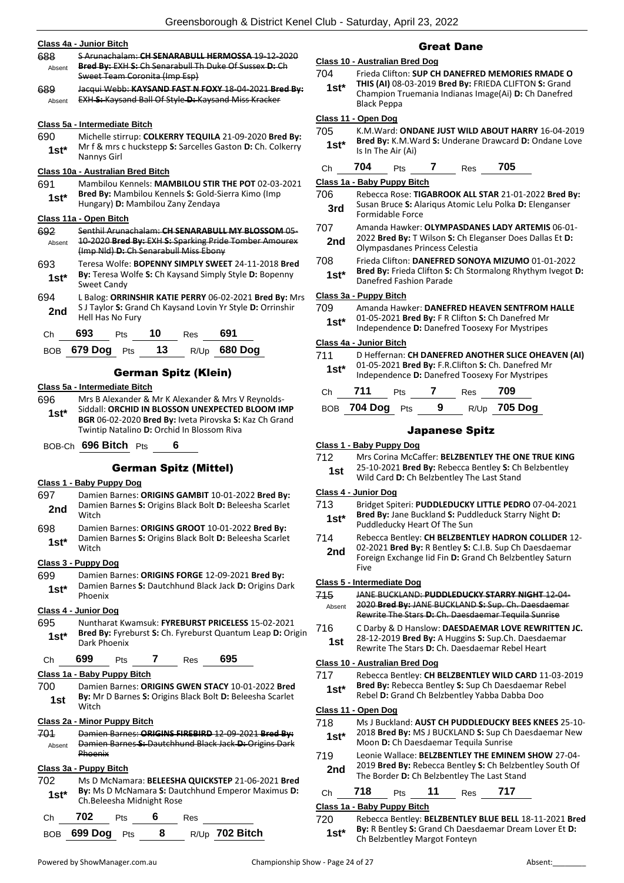## Class 4a - Junior Bitch

688 Absent — ~~S Arunachalam: **CH SENARABULL HERMOSSA** 19-12-2020 **Bred By:** EXH **S:** Ch Senarabull Th Duke Of Sussex **D:** Ch Sweet Team Coronita (Imp Esp)~~

689 Absent — ~~Jacqui Webb: **KAYSAND FAST N FOXY** 18-04-2021 **Bred By:** EXH **S:** Kaysand Ball Of Style **D:** Kaysand Miss Kracker~~

## Class 5a - Intermediate Bitch

690 1st* — Michelle stirrup: **COLKERRY TEQUILA** 21-09-2020 **Bred By:** Mr f & mrs c huckstepp **S:** Sarcelles Gaston **D:** Ch. Colkerry Nannys Girl

## Class 10a - Australian Bred Bitch

691 1st* — Mambilou Kennels: **MAMBILOU STIR THE POT** 02-03-2021 **Bred By:** Mambilou Kennels **S:** Gold-Sierra Kimo (Imp Hungary) **D:** Mambilou Zany Zendaya

## Class 11a - Open Bitch

692 Absent — ~~Senthil Arunachalam: **CH SENARABULL MY BLOSSOM** 05-10-2020 **Bred By:** EXH **S:** Sparking Pride Tomber Amourex (Imp Nld) **D:** Ch Senarabull Miss Ebony~~

693 1st* — Teresa Wolfe: **BOPENNY SIMPLY SWEET** 24-11-2018 **Bred By:** Teresa Wolfe **S:** Ch Kaysand Simply Style **D:** Bopenny Sweet Candy

694 2nd — L Balog: **ORRINSHIR KATIE PERRY** 06-02-2021 **Bred By:** Mrs S J Taylor **S:** Grand Ch Kaysand Lovin Yr Style **D:** Orrinshir Hell Has No Fury

Ch **693** Pts **10** Res **691**

BOB **679 Dog** Pts **13** R/Up **680 Dog**

# German Spitz (Klein)

## Class 5a - Intermediate Bitch

696 1st* — Mrs B Alexander & Mr K Alexander & Mrs V Reynolds-Siddall: **ORCHID IN BLOSSON UNEXPECTED BLOOM IMP BGR** 06-02-2020 **Bred By:** Iveta Pirovska **S:** Kaz Ch Grand Twintip Natalino **D:** Orchid In Blossom Riva

BOB-Ch **696 Bitch** Pts **6**

# German Spitz (Mittel)

## Class 1 - Baby Puppy Dog

697 2nd — Damien Barnes: **ORIGINS GAMBIT** 10-01-2022 **Bred By:** Damien Barnes **S:** Origins Black Bolt **D:** Beleesha Scarlet Witch

698 1st* — Damien Barnes: **ORIGINS GROOT** 10-01-2022 **Bred By:** Damien Barnes **S:** Origins Black Bolt **D:** Beleesha Scarlet Witch

## Class 3 - Puppy Dog

699 1st* — Damien Barnes: **ORIGINS FORGE** 12-09-2021 **Bred By:** Damien Barnes **S:** Dautchhund Black Jack **D:** Origins Dark Phoenix

## Class 4 - Junior Dog

695 1st* — Nuntharat Kwamsuk: **FYREBURST PRICELESS** 15-02-2021 **Bred By:** Fyreburst **S:** Ch. Fyreburst Quantum Leap **D:** Origin Dark Phoenix

Ch **699** Pts **7** Res **695**

## Class 1a - Baby Puppy Bitch

700 1st — Damien Barnes: **ORIGINS GWEN STACY** 10-01-2022 **Bred By:** Mr D Barnes **S:** Origins Black Bolt **D:** Beleesha Scarlet Witch

## Class 2a - Minor Puppy Bitch

701 Absent — ~~Damien Barnes: **ORIGINS FIREBIRD** 12-09-2021 **Bred By:** Damien Barnes **S:** Dautchhund Black Jack **D:** Origins Dark Phoenix~~

## Class 3a - Puppy Bitch

702 1st* — Ms D McNamara: **BELEESHA QUICKSTEP** 21-06-2021 **Bred By:** Ms D McNamara **S:** Dautchhund Emperor Maximus **D:** Ch.Beleesha Midnight Rose

Ch **702** Pts **6** Res

BOB **699 Dog** Pts **8** R/Up **702 Bitch**

# Great Dane

## Class 10 - Australian Bred Dog

704 1st* — Frieda Clifton: **SUP CH DANEFRED MEMORIES RMADE O THIS (AI)** 08-03-2019 **Bred By:** FRIEDA CLIFTON **S:** Grand Champion Truemania Indianas Image(Ai) **D:** Ch Danefred Black Peppa

## Class 11 - Open Dog

705 1st* — K.M.Ward: **ONDANE JUST WILD ABOUT HARRY** 16-04-2019 **Bred By:** K.M.Ward **S:** Underane Drawcard **D:** Ondane Love Is In The Air (Ai)

Ch **704** Pts **7** Res **705**

## Class 1a - Baby Puppy Bitch

706 3rd — Rebecca Rose: **TIGABROOK ALL STAR** 21-01-2022 **Bred By:** Susan Bruce **S:** Alariqus Atomic Lelu Polka **D:** Elenganser Formidable Force

707 2nd — Amanda Hawker: **OLYMPASDANES LADY ARTEMIS** 06-01-2022 **Bred By:** T Wilson **S:** Ch Eleganser Does Dallas Et **D:** Olympasdanes Princess Celestia

708 1st* — Frieda Clifton: **DANEFRED SONOYA MIZUMO** 01-01-2022 **Bred By:** Frieda Clifton **S:** Ch Stormalong Rhythym Ivegot **D:** Danefred Fashion Parade

## Class 3a - Puppy Bitch

709 1st* — Amanda Hawker: **DANEFRED HEAVEN SENTFROM HALLE** 01-05-2021 **Bred By:** F R Clifton **S:** Ch Danefred Mr Independence **D:** Danefred Toosexy For Mystripes

## Class 4a - Junior Bitch

711 1st* — D Heffernan: **CH DANEFRED ANOTHER SLICE OHEAVEN (AI)** 01-05-2021 **Bred By:** F.R.Clifton **S:** Ch. Danefred Mr Independence **D:** Danefred Toosexy For Mystripes

Ch **711** Pts **7** Res **709**

BOB **704 Dog** Pts **9** R/Up **705 Dog**

# Japanese Spitz

## Class 1 - Baby Puppy Dog

712 1st — Mrs Corina McCaffer: **BELZBENTLEY THE ONE TRUE KING** 25-10-2021 **Bred By:** Rebecca Bentley **S:** Ch Belzbentley Wild Card **D:** Ch Belzbentley The Last Stand

## Class 4 - Junior Dog

713 1st* — Bridget Spiteri: **PUDDLEDUCKY LITTLE PEDRO** 07-04-2021 **Bred By:** Jane Buckland **S:** Puddleduck Starry Night **D:** Puddleducky Heart Of The Sun

714 2nd — Rebecca Bentley: **CH BELZBENTLEY HADRON COLLIDER** 12-02-2021 **Bred By:** R Bentley **S:** C.I.B. Sup Ch Daesdaemar Foreign Exchange Iid Fin **D:** Grand Ch Belzbentley Saturn Five

## Class 5 - Intermediate Dog

715 Absent — ~~JANE BUCKLAND: **PUDDLEDUCKY STARRY NIGHT** 12-04-2020 **Bred By:** JANE BUCKLAND **S:** Sup. Ch. Daesdaemar Rewrite The Stars **D:** Ch. Daesdaemar Tequila Sunrise~~

716 1st — C Darby & D Hanslow: **DAESDAEMAR LOVE REWRITTEN JC.** 28-12-2019 **Bred By:** A Huggins **S:** Sup.Ch. Daesdaemar Rewrite The Stars **D:** Ch. Daesdaemar Rebel Heart

## Class 10 - Australian Bred Dog

717 1st* — Rebecca Bentley: **CH BELZBENTLEY WILD CARD** 11-03-2019 **Bred By:** Rebecca Bentley **S:** Sup Ch Daesdaemar Rebel Rebel **D:** Grand Ch Belzbentley Yabba Dabba Doo

## Class 11 - Open Dog

718 1st* — Ms J Buckland: **AUST CH PUDDLEDUCKY BEES KNEES** 25-10-2018 **Bred By:** MS J BUCKLAND **S:** Sup Ch Daesdaemar New Moon **D:** Ch Daesdaemar Tequila Sunrise

719 2nd — Leonie Wallace: **BELZBENTLEY THE EMINEM SHOW** 27-04-2019 **Bred By:** Rebecca Bentley **S:** Ch Belzbentley South Of The Border **D:** Ch Belzbentley The Last Stand

Ch **718** Pts **11** Res **717**

## Class 1a - Baby Puppy Bitch

720 1st* — Rebecca Bentley: **BELZBENTLEY BLUE BELL** 18-11-2021 **Bred By:** R Bentley **S:** Grand Ch Daesdaemar Dream Lover Et **D:** Ch Belzbentley Margot Fonteyn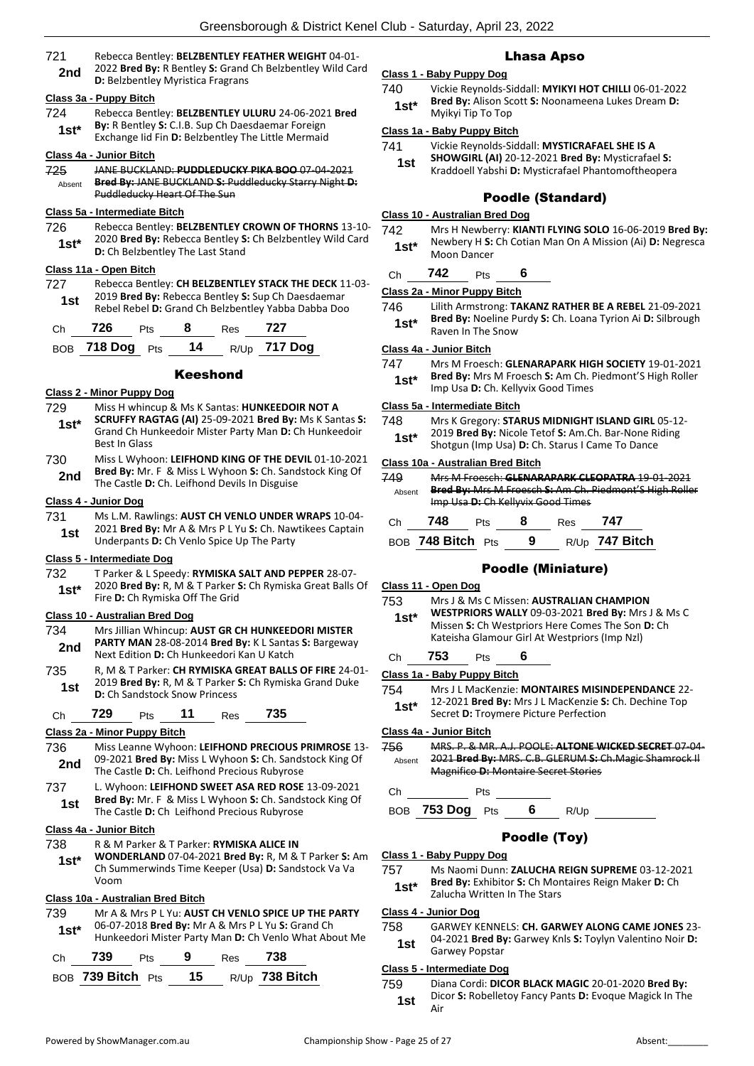721 **2nd** Rebecca Bentley: **BELZBENTLEY FEATHER WEIGHT** 04-01-2022 **Bred By:** R Bentley **S:** Grand Ch Belzbentley Wild Card **D:** Belzbentley Myristica Fragrans

### Class 3a - Puppy Bitch

724 **1st*** Rebecca Bentley: **BELZBENTLEY ULURU** 24-06-2021 **Bred By:** R Bentley **S:** C.I.B. Sup Ch Daesdaemar Foreign Exchange Iid Fin **D:** Belzbentley The Little Mermaid

### Class 4a - Junior Bitch

725 Absent ~~JANE BUCKLAND: **PUDDLEDUCKY PIKA BOO** 07-04-2021 **Bred By:** JANE BUCKLAND **S:** Puddleducky Starry Night **D:** Puddleducky Heart Of The Sun~~

### Class 5a - Intermediate Bitch

726 **1st*** Rebecca Bentley: **BELZBENTLEY CROWN OF THORNS** 13-10-2020 **Bred By:** Rebecca Bentley **S:** Ch Belzbentley Wild Card **D:** Ch Belzbentley The Last Stand

### Class 11a - Open Bitch

727 **1st** Rebecca Bentley: **CH BELZBENTLEY STACK THE DECK** 11-03-2019 **Bred By:** Rebecca Bentley **S:** Sup Ch Daesdaemar Rebel Rebel **D:** Grand Ch Belzbentley Yabba Dabba Doo

Ch 726 Pts 8 Res 727

BOB 718 Dog Pts 14 R/Up 717 Dog

## Keeshond

### Class 2 - Minor Puppy Dog

729 **1st*** Miss H whincup & Ms K Santas: **HUNKEEDOIR NOT A SCRUFFY RAGTAG (AI)** 25-09-2021 **Bred By:** Ms K Santas **S:** Grand Ch Hunkeedoir Mister Party Man **D:** Ch Hunkeedoir Best In Glass

730 **2nd** Miss L Wyhoon: **LEIFHOND KING OF THE DEVIL** 01-10-2021 **Bred By:** Mr. F & Miss L Wyhoon **S:** Ch. Sandstock King Of The Castle **D:** Ch. Leifhond Devils In Disguise

### Class 4 - Junior Dog

731 **1st** Ms L.M. Rawlings: **AUST CH VENLO UNDER WRAPS** 10-04-2021 **Bred By:** Mr A & Mrs P L Yu **S:** Ch. Nawtikees Captain Underpants **D:** Ch Venlo Spice Up The Party

### Class 5 - Intermediate Dog

732 **1st*** T Parker & L Speedy: **RYMISKA SALT AND PEPPER** 28-07-2020 **Bred By:** R, M & T Parker **S:** Ch Rymiska Great Balls Of Fire **D:** Ch Rymiska Off The Grid

### Class 10 - Australian Bred Dog

734 **2nd** Mrs Jillian Whincup: **AUST GR CH HUNKEEDORI MISTER PARTY MAN** 28-08-2014 **Bred By:** K L Santas **S:** Bargeway Next Edition **D:** Ch Hunkeedori Kan U Katch

735 **1st** R, M & T Parker: **CH RYMISKA GREAT BALLS OF FIRE** 24-01-2019 **Bred By:** R, M & T Parker **S:** Ch Rymiska Grand Duke **D:** Ch Sandstock Snow Princess

Ch 729 Pts 11 Res 735

### Class 2a - Minor Puppy Bitch

736 **2nd** Miss Leanne Wyhoon: **LEIFHOND PRECIOUS PRIMROSE** 13-09-2021 **Bred By:** Miss L Wyhoon **S:** Ch. Sandstock King Of The Castle **D:** Ch. Leifhond Precious Rubyrose

737 **1st** L. Wyhoon: **LEIFHOND SWEET ASA RED ROSE** 13-09-2021 **Bred By:** Mr. F & Miss L Wyhoon **S:** Ch. Sandstock King Of The Castle **D:** Ch Leifhond Precious Rubyrose

### Class 4a - Junior Bitch

738 **1st*** R & M Parker & T Parker: **RYMISKA ALICE IN WONDERLAND** 07-04-2021 **Bred By:** R, M & T Parker **S:** Am Ch Summerwinds Time Keeper (Usa) **D:** Sandstock Va Va Voom

### Class 10a - Australian Bred Bitch

739 **1st*** Mr A & Mrs P L Yu: **AUST CH VENLO SPICE UP THE PARTY** 06-07-2018 **Bred By:** Mr A & Mrs P L Yu **S:** Grand Ch Hunkeedoir Mister Party Man **D:** Ch Venlo What About Me

Ch 739 Pts 9 Res 738

BOB 739 Bitch Pts 15 R/Up 738 Bitch

## Lhasa Apso

### Class 1 - Baby Puppy Dog

740 **1st*** Vickie Reynolds-Siddall: **MYIKYI HOT CHILLI** 06-01-2022 **Bred By:** Alison Scott **S:** Noonameena Lukes Dream **D:** Myikyi Tip To Top

### Class 1a - Baby Puppy Bitch

741 **1st** Vickie Reynolds-Siddall: **MYSTICRAFAEL SHE IS A SHOWGIRL (AI)** 20-12-2021 **Bred By:** Mysticrafael **S:** Kraddoell Yabshi **D:** Mysticrafael Phantomoftheopera

## Poodle (Standard)

### Class 10 - Australian Bred Dog

742 **1st*** Mrs H Newberry: **KIANTI FLYING SOLO** 16-06-2019 **Bred By:** Newbery H **S:** Ch Cotian Man On A Mission (Ai) **D:** Negresca Moon Dancer

Ch 742 Pts 6

### Class 2a - Minor Puppy Bitch

746 **1st*** Lilith Armstrong: **TAKANZ RATHER BE A REBEL** 21-09-2021 **Bred By:** Noeline Purdy **S:** Ch. Loana Tyrion Ai **D:** Silbrough Raven In The Snow

### Class 4a - Junior Bitch

747 **1st*** Mrs M Froesch: **GLENARAPARK HIGH SOCIETY** 19-01-2021 **Bred By:** Mrs M Froesch **S:** Am Ch. Piedmont'S High Roller Imp Usa **D:** Ch. Kellyvix Good Times

### Class 5a - Intermediate Bitch

748 **1st*** Mrs K Gregory: **STARUS MIDNIGHT ISLAND GIRL** 05-12-2019 **Bred By:** Nicole Tetof **S:** Am.Ch. Bar-None Riding Shotgun (Imp Usa) **D:** Ch. Starus I Came To Dance

### Class 10a - Australian Bred Bitch

749 Absent ~~Mrs M Froesch: **GLENARAPARK CLEOPATRA** 19-01-2021 **Bred By:** Mrs M Froesch **S:** Am Ch. Piedmont'S High Roller Imp Usa **D:** Ch Kellyvix Good Times~~

Ch 748 Pts 8 Res 747

BOB 748 Bitch Pts 9 R/Up 747 Bitch

## Poodle (Miniature)

### Class 11 - Open Dog

753 **1st*** Mrs J & Ms C Missen: **AUSTRALIAN CHAMPION WESTPRIORS WALLY** 09-03-2021 **Bred By:** Mrs J & Ms C Missen **S:** Ch Westpriors Here Comes The Son **D:** Ch Kateisha Glamour Girl At Westpriors (Imp Nzl)

Ch 753 Pts 6

### Class 1a - Baby Puppy Bitch

754 **1st*** Mrs J L MacKenzie: **MONTAIRES MISINDEPENDANCE** 22-12-2021 **Bred By:** Mrs J L MacKenzie **S:** Ch. Dechine Top Secret **D:** Troymere Picture Perfection

### Class 4a - Junior Bitch

756 Absent ~~MRS. P. & MR. A.J. POOLE: **ALTONE WICKED SECRET** 07-04-2021 **Bred By:** MRS. C.B. GLERUM **S:** Ch.Magic Shamrock Il Magnifico **D:** Montaire Secret Stories~~

Ch Pts

BOB 753 Dog Pts 6 R/Up

## Poodle (Toy)

### Class 1 - Baby Puppy Dog

757 **1st*** Ms Naomi Dunn: **ZALUCHA REIGN SUPREME** 03-12-2021 **Bred By:** Exhibitor **S:** Ch Montaires Reign Maker **D:** Ch Zalucha Written In The Stars

### Class 4 - Junior Dog

758 **1st** GARWEY KENNELS: **CH. GARWEY ALONG CAME JONES** 23-04-2021 **Bred By:** Garwey Knls **S:** Toylyn Valentino Noir **D:** Garwey Popstar

### Class 5 - Intermediate Dog

759 **1st** Diana Cordi: **DICOR BLACK MAGIC** 20-01-2020 **Bred By:** Dicor **S:** Robelletoy Fancy Pants **D:** Evoque Magick In The Air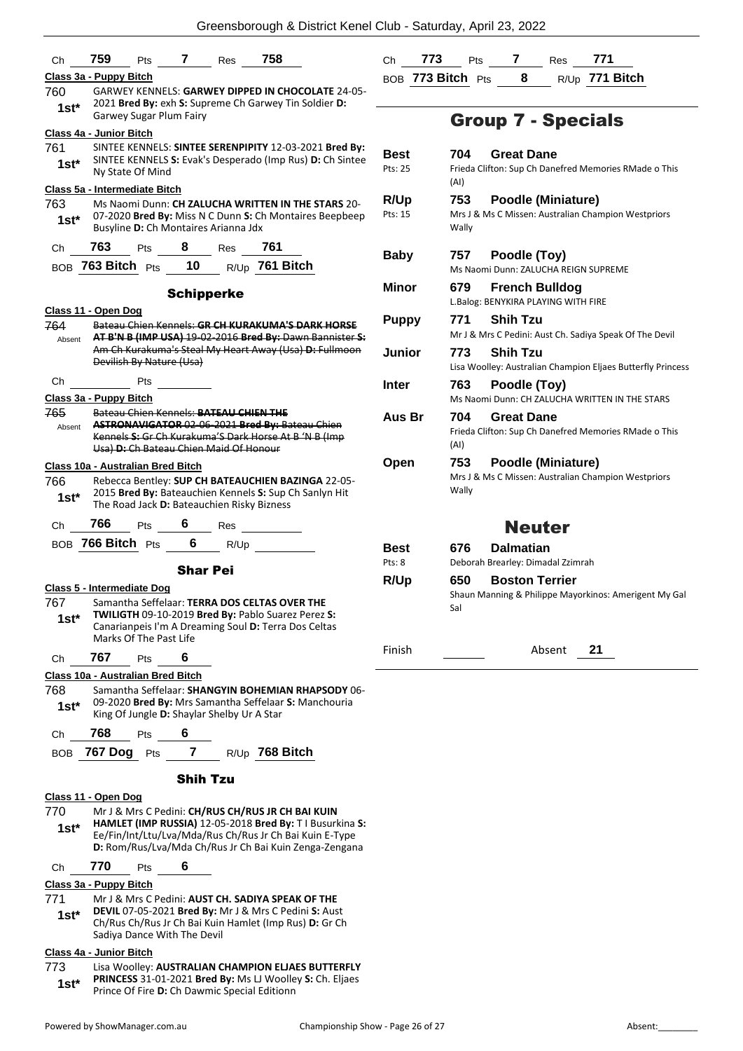| Ch | 759 | Pts | 7 | Res | 758 |
|---|---|---|---|---|---|

**Class 3a - Puppy Bitch**

760 1st* GARWEY KENNELS: **GARWEY DIPPED IN CHOCOLATE** 24-05-2021 **Bred By:** exh **S:** Supreme Ch Garwey Tin Soldier **D:** Garwey Sugar Plum Fairy

**Class 4a - Junior Bitch**

761 1st* SINTEE KENNELS: **SINTEE SERENPIPITY** 12-03-2021 **Bred By:** SINTEE KENNELS **S:** Evak's Desperado (Imp Rus) **D:** Ch Sintee Ny State Of Mind

**Class 5a - Intermediate Bitch**

763 1st* Ms Naomi Dunn: **CH ZALUCHA WRITTEN IN THE STARS** 20-07-2020 **Bred By:** Miss N C Dunn **S:** Ch Montaires Beepbeep Busyline **D:** Ch Montaires Arianna Jdx

| Ch | 763 | Pts | 8 | Res | 761 |
|---|---|---|---|---|---|
| BOB | 763 Bitch | Pts | 10 | R/Up | 761 Bitch |

## Schipperke

**Class 11 - Open Dog**

764 Absent ~~Bateau Chien Kennels: GR CH KURAKUMA'S DARK HORSE AT B'N B (IMP USA) 19-02-2016 Bred By: Dawn Bannister S: Am Ch Kurakuma's Steal My Heart Away (Usa) D: Fullmoon Devilish By Nature (Usa)~~

Ch ______ Pts ______

**Class 3a - Puppy Bitch**

765 Absent ~~Bateau Chien Kennels: BATEAU CHIEN THE ASTRONAVIGATOR 02-06-2021 Bred By: Bateau Chien Kennels S: Gr Ch Kurakuma'S Dark Horse At B 'N B (Imp Usa) D: Ch Bateau Chien Maid Of Honour~~

**Class 10a - Australian Bred Bitch**

766 1st* Rebecca Bentley: **SUP CH BATEAUCHIEN BAZINGA** 22-05-2015 **Bred By:** Bateauchien Kennels **S:** Sup Ch Sanlyn Hit The Road Jack **D:** Bateauchien Risky Bizness

| Ch | 766 | Pts | 6 | Res | |
|---|---|---|---|---|---|
| BOB | 766 Bitch | Pts | 6 | R/Up | |

## Shar Pei

**Class 5 - Intermediate Dog**

767 1st* Samantha Seffelaar: **TERRA DOS CELTAS OVER THE TWILIGTH** 09-10-2019 **Bred By:** Pablo Suarez Perez **S:** Canarianpeis I'm A Dreaming Soul **D:** Terra Dos Celtas Marks Of The Past Life

Ch **767** Pts **6**

**Class 10a - Australian Bred Bitch**

768 1st* Samantha Seffelaar: **SHANGYIN BOHEMIAN RHAPSODY** 06-09-2020 **Bred By:** Mrs Samantha Seffelaar **S:** Manchouria King Of Jungle **D:** Shaylar Shelby Ur A Star

| Ch | 768 | Pts | 6 | | |
|---|---|---|---|---|---|
| BOB | 767 Dog | Pts | 7 | R/Up | 768 Bitch |

## Shih Tzu

**Class 11 - Open Dog**

770 1st* Mr J & Mrs C Pedini: **CH/RUS CH/RUS JR CH BAI KUIN HAMLET (IMP RUSSIA)** 12-05-2018 **Bred By:** T I Busurkina **S:** Ee/Fin/Int/Ltu/Lva/Mda/Rus Ch/Rus Jr Ch Bai Kuin E-Type **D:** Rom/Rus/Lva/Mda Ch/Rus Jr Ch Bai Kuin Zenga-Zengana

Ch **770** Pts **6**

**Class 3a - Puppy Bitch**

771 1st* Mr J & Mrs C Pedini: **AUST CH. SADIYA SPEAK OF THE DEVIL** 07-05-2021 **Bred By:** Mr J & Mrs C Pedini **S:** Aust Ch/Rus Ch/Rus Jr Ch Bai Kuin Hamlet (Imp Rus) **D:** Gr Ch Sadiya Dance With The Devil

**Class 4a - Junior Bitch**

773 1st* Lisa Woolley: **AUSTRALIAN CHAMPION ELJAES BUTTERFLY PRINCESS** 31-01-2021 **Bred By:** Ms LJ Woolley **S:** Ch. Eljaes Prince Of Fire **D:** Ch Dawmic Special Editionn

| Ch | 773 | Pts | 7 | Res | 771 |
|---|---|---|---|---|---|
| BOB | 773 Bitch | Pts | 8 | R/Up | 771 Bitch |

# Group 7 - Specials

**Best** (Pts: 25) — **704 Great Dane** — Frieda Clifton: Sup Ch Danefred Memories RMade o This (AI)

**R/Up** (Pts: 15) — **753 Poodle (Miniature)** — Mrs J & Ms C Missen: Australian Champion Westpriors Wally

**Baby** — **757 Poodle (Toy)** — Ms Naomi Dunn: ZALUCHA REIGN SUPREME

**Minor** — **679 French Bulldog** — L.Balog: BENYKIRA PLAYING WITH FIRE

**Puppy** — **771 Shih Tzu** — Mr J & Mrs C Pedini: Aust Ch. Sadiya Speak Of The Devil

**Junior** — **773 Shih Tzu** — Lisa Woolley: Australian Champion Eljaes Butterfly Princess

**Inter** — **763 Poodle (Toy)** — Ms Naomi Dunn: CH ZALUCHA WRITTEN IN THE STARS

**Aus Br** — **704 Great Dane** — Frieda Clifton: Sup Ch Danefred Memories RMade o This (AI)

**Open** — **753 Poodle (Miniature)** — Mrs J & Ms C Missen: Australian Champion Westpriors Wally

# Neuter

**Best** (Pts: 8) — **676 Dalmatian** — Deborah Brearley: Dimadal Zzimrah

**R/Up** — **650 Boston Terrier** — Shaun Manning & Philippe Mayorkinos: Amerigent My Gal Sal

Finish ______ Absent **21**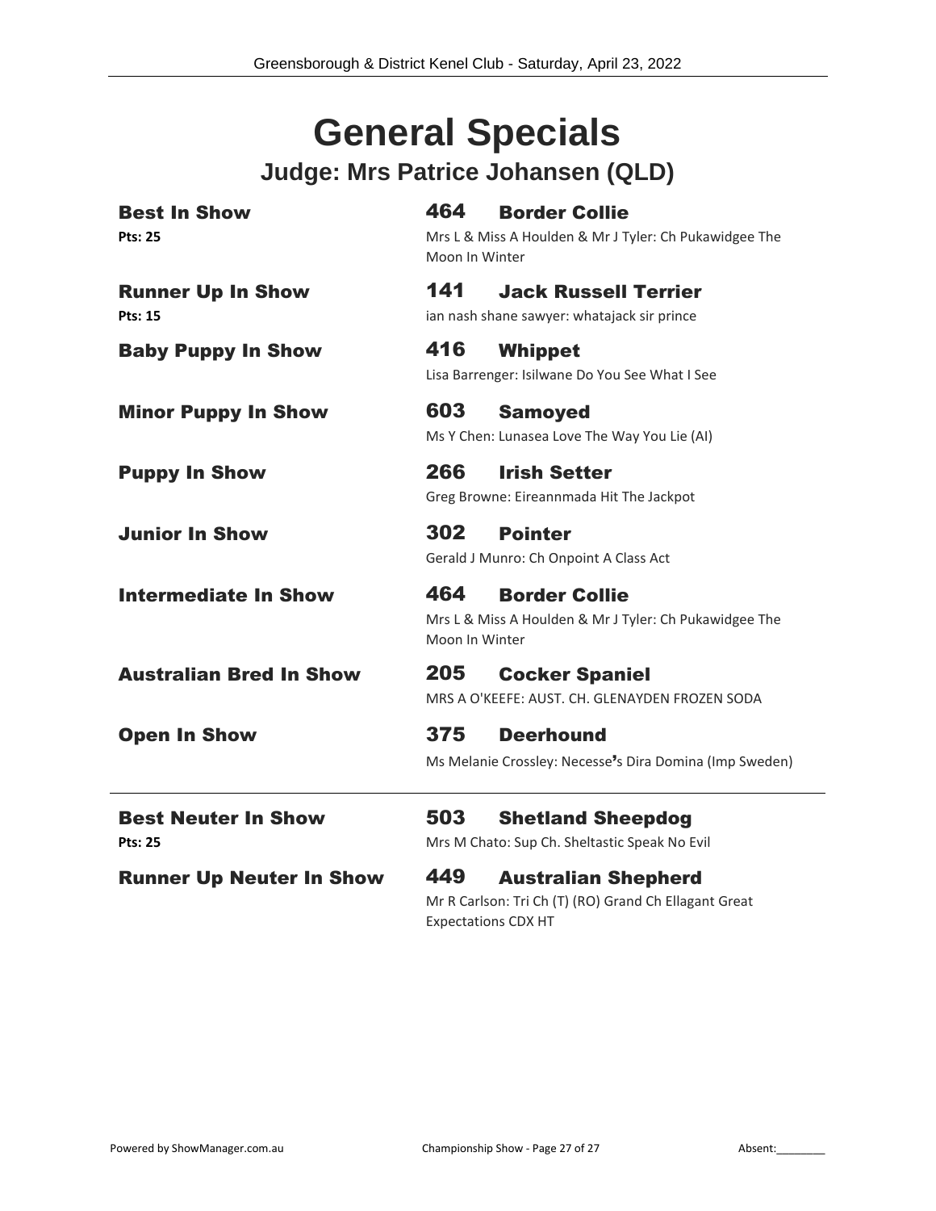# General Specials

## Judge: Mrs Patrice Johansen (QLD)

**Best In Show**
Pts: 25

**464 Border Collie**
Mrs L & Miss A Houlden & Mr J Tyler: Ch Pukawidgee The Moon In Winter

**Runner Up In Show**
Pts: 15

**141 Jack Russell Terrier**
ian nash shane sawyer: whatajack sir prince

**Baby Puppy In Show**

**416 Whippet**
Lisa Barrenger: Isilwane Do You See What I See

**Minor Puppy In Show**

**603 Samoyed**
Ms Y Chen: Lunasea Love The Way You Lie (AI)

**Puppy In Show**

**266 Irish Setter**
Greg Browne: Eireannmada Hit The Jackpot

**Junior In Show**

**302 Pointer**
Gerald J Munro: Ch Onpoint A Class Act

**Intermediate In Show**

**464 Border Collie**
Mrs L & Miss A Houlden & Mr J Tyler: Ch Pukawidgee The Moon In Winter

**Australian Bred In Show**

**205 Cocker Spaniel**
MRS A O'KEEFE: AUST. CH. GLENAYDEN FROZEN SODA

**Open In Show**

**375 Deerhound**
Ms Melanie Crossley: Necesse's Dira Domina (Imp Sweden)

---

**Best Neuter In Show**
Pts: 25

**503 Shetland Sheepdog**
Mrs M Chato: Sup Ch. Sheltastic Speak No Evil

**Runner Up Neuter In Show**

**449 Australian Shepherd**
Mr R Carlson: Tri Ch (T) (RO) Grand Ch Ellagant Great Expectations CDX HT